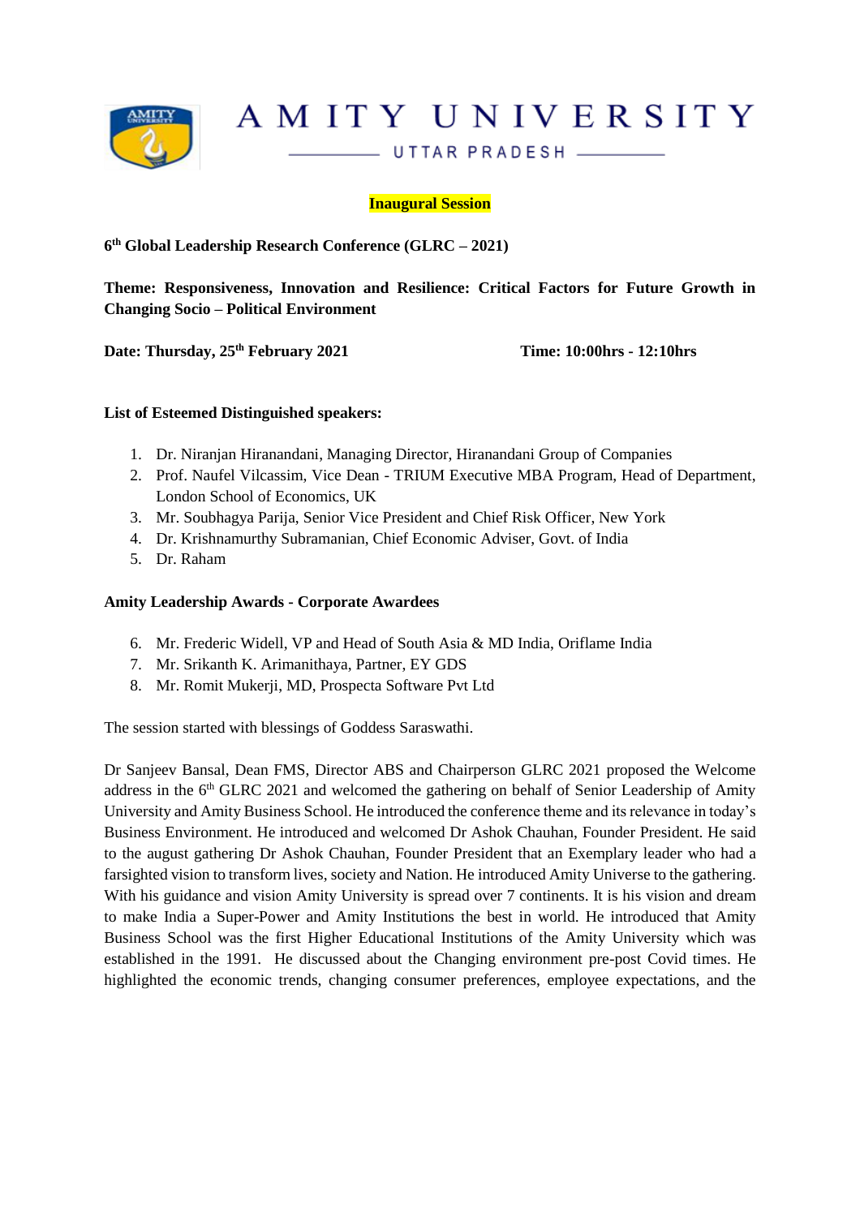# AMITY UNIVERSITY

## UTTAR PRADESH

**Inaugural Session**

**6th Global Leadership Research Conference (GLRC – 2021)**

**Theme: Responsiveness, Innovation and Resilience: Critical Factors for Future Growth in Changing Socio – Political Environment**

**Date: Thursday, 25th February 2021** **Time: 10:00hrs - 12:10hrs**

**List of Esteemed Distinguished speakers:**

1. Dr. Niranjan Hiranandani, Managing Director, Hiranandani Group of Companies
2. Prof. Naufel Vilcassim, Vice Dean - TRIUM Executive MBA Program, Head of Department, London School of Economics, UK
3. Mr. Soubhagya Parija, Senior Vice President and Chief Risk Officer, New York
4. Dr. Krishnamurthy Subramanian, Chief Economic Adviser, Govt. of India
5. Dr. Raham

**Amity Leadership Awards - Corporate Awardees**

6. Mr. Frederic Widell, VP and Head of South Asia & MD India, Oriflame India
7. Mr. Srikanth K. Arimanithaya, Partner, EY GDS
8. Mr. Romit Mukerji, MD, Prospecta Software Pvt Ltd

The session started with blessings of Goddess Saraswathi.

Dr Sanjeev Bansal, Dean FMS, Director ABS and Chairperson GLRC 2021 proposed the Welcome address in the 6th GLRC 2021 and welcomed the gathering on behalf of Senior Leadership of Amity University and Amity Business School. He introduced the conference theme and its relevance in today's Business Environment. He introduced and welcomed Dr Ashok Chauhan, Founder President. He said to the august gathering Dr Ashok Chauhan, Founder President that an Exemplary leader who had a farsighted vision to transform lives, society and Nation. He introduced Amity Universe to the gathering. With his guidance and vision Amity University is spread over 7 continents. It is his vision and dream to make India a Super-Power and Amity Institutions the best in world. He introduced that Amity Business School was the first Higher Educational Institutions of the Amity University which was established in the 1991. He discussed about the Changing environment pre-post Covid times. He highlighted the economic trends, changing consumer preferences, employee expectations, and the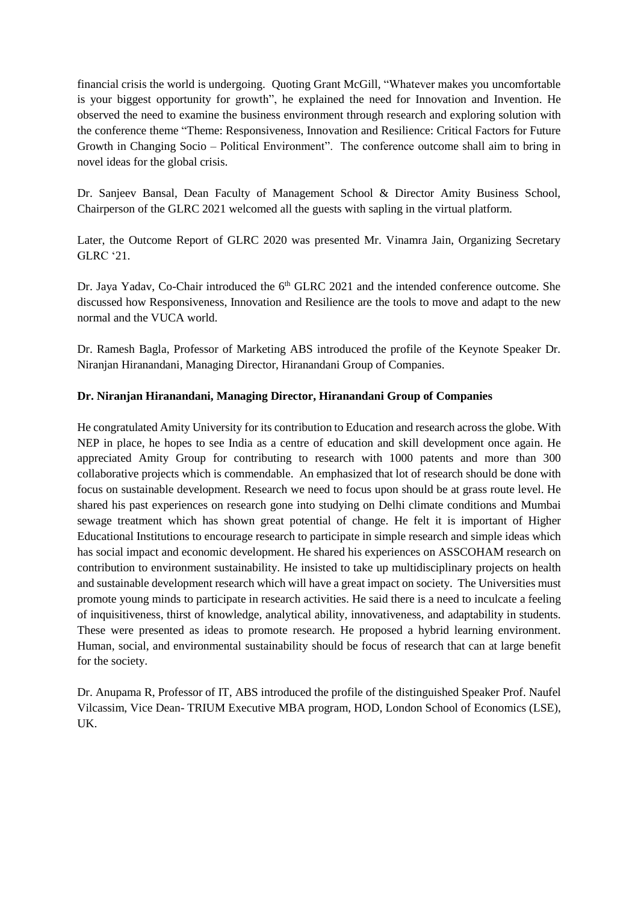financial crisis the world is undergoing. Quoting Grant McGill, "Whatever makes you uncomfortable is your biggest opportunity for growth", he explained the need for Innovation and Invention. He observed the need to examine the business environment through research and exploring solution with the conference theme "Theme: Responsiveness, Innovation and Resilience: Critical Factors for Future Growth in Changing Socio – Political Environment". The conference outcome shall aim to bring in novel ideas for the global crisis.

Dr. Sanjeev Bansal, Dean Faculty of Management School & Director Amity Business School, Chairperson of the GLRC 2021 welcomed all the guests with sapling in the virtual platform.

Later, the Outcome Report of GLRC 2020 was presented Mr. Vinamra Jain, Organizing Secretary GLRC '21.

Dr. Jaya Yadav, Co-Chair introduced the 6th GLRC 2021 and the intended conference outcome. She discussed how Responsiveness, Innovation and Resilience are the tools to move and adapt to the new normal and the VUCA world.

Dr. Ramesh Bagla, Professor of Marketing ABS introduced the profile of the Keynote Speaker Dr. Niranjan Hiranandani, Managing Director, Hiranandani Group of Companies.

**Dr. Niranjan Hiranandani, Managing Director, Hiranandani Group of Companies**

He congratulated Amity University for its contribution to Education and research across the globe. With NEP in place, he hopes to see India as a centre of education and skill development once again. He appreciated Amity Group for contributing to research with 1000 patents and more than 300 collaborative projects which is commendable. An emphasized that lot of research should be done with focus on sustainable development. Research we need to focus upon should be at grass route level. He shared his past experiences on research gone into studying on Delhi climate conditions and Mumbai sewage treatment which has shown great potential of change. He felt it is important of Higher Educational Institutions to encourage research to participate in simple research and simple ideas which has social impact and economic development. He shared his experiences on ASSCOHAM research on contribution to environment sustainability. He insisted to take up multidisciplinary projects on health and sustainable development research which will have a great impact on society. The Universities must promote young minds to participate in research activities. He said there is a need to inculcate a feeling of inquisitiveness, thirst of knowledge, analytical ability, innovativeness, and adaptability in students. These were presented as ideas to promote research. He proposed a hybrid learning environment. Human, social, and environmental sustainability should be focus of research that can at large benefit for the society.

Dr. Anupama R, Professor of IT, ABS introduced the profile of the distinguished Speaker Prof. Naufel Vilcassim, Vice Dean- TRIUM Executive MBA program, HOD, London School of Economics (LSE), UK.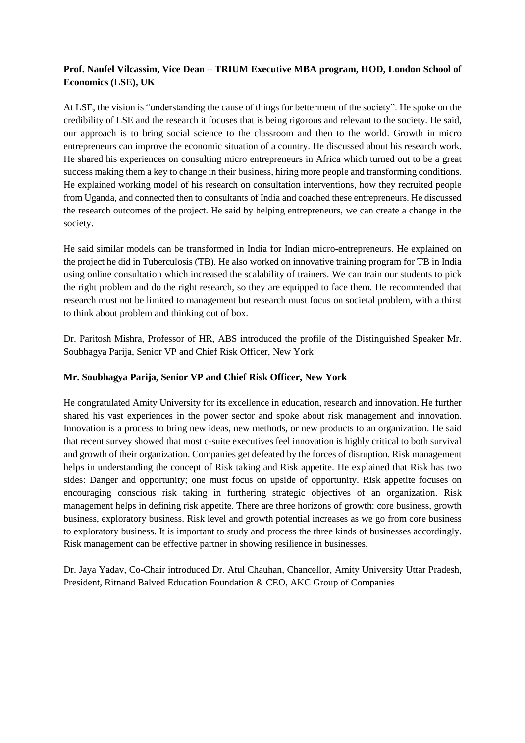**Prof. Naufel Vilcassim, Vice Dean – TRIUM Executive MBA program, HOD, London School of Economics (LSE), UK**

At LSE, the vision is "understanding the cause of things for betterment of the society". He spoke on the credibility of LSE and the research it focuses that is being rigorous and relevant to the society. He said, our approach is to bring social science to the classroom and then to the world. Growth in micro entrepreneurs can improve the economic situation of a country. He discussed about his research work. He shared his experiences on consulting micro entrepreneurs in Africa which turned out to be a great success making them a key to change in their business, hiring more people and transforming conditions. He explained working model of his research on consultation interventions, how they recruited people from Uganda, and connected then to consultants of India and coached these entrepreneurs. He discussed the research outcomes of the project. He said by helping entrepreneurs, we can create a change in the society.

He said similar models can be transformed in India for Indian micro-entrepreneurs. He explained on the project he did in Tuberculosis (TB). He also worked on innovative training program for TB in India using online consultation which increased the scalability of trainers. We can train our students to pick the right problem and do the right research, so they are equipped to face them. He recommended that research must not be limited to management but research must focus on societal problem, with a thirst to think about problem and thinking out of box.

Dr. Paritosh Mishra, Professor of HR, ABS introduced the profile of the Distinguished Speaker Mr. Soubhagya Parija, Senior VP and Chief Risk Officer, New York

**Mr. Soubhagya Parija, Senior VP and Chief Risk Officer, New York**

He congratulated Amity University for its excellence in education, research and innovation. He further shared his vast experiences in the power sector and spoke about risk management and innovation. Innovation is a process to bring new ideas, new methods, or new products to an organization. He said that recent survey showed that most c-suite executives feel innovation is highly critical to both survival and growth of their organization. Companies get defeated by the forces of disruption. Risk management helps in understanding the concept of Risk taking and Risk appetite. He explained that Risk has two sides: Danger and opportunity; one must focus on upside of opportunity. Risk appetite focuses on encouraging conscious risk taking in furthering strategic objectives of an organization. Risk management helps in defining risk appetite. There are three horizons of growth: core business, growth business, exploratory business. Risk level and growth potential increases as we go from core business to exploratory business. It is important to study and process the three kinds of businesses accordingly. Risk management can be effective partner in showing resilience in businesses.

Dr. Jaya Yadav, Co-Chair introduced Dr. Atul Chauhan, Chancellor, Amity University Uttar Pradesh, President, Ritnand Balved Education Foundation & CEO, AKC Group of Companies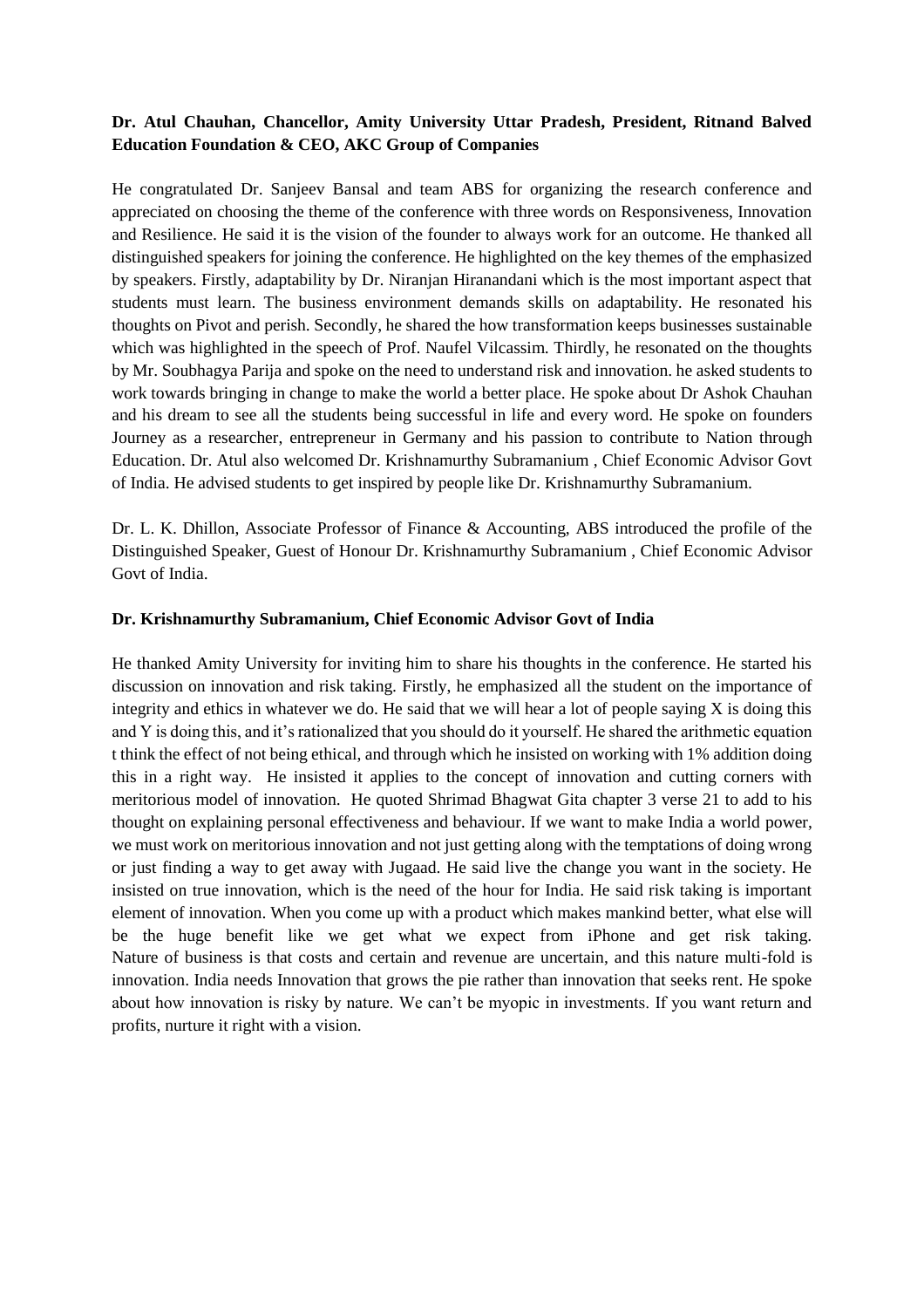**Dr. Atul Chauhan, Chancellor, Amity University Uttar Pradesh, President, Ritnand Balved Education Foundation & CEO, AKC Group of Companies**

He congratulated Dr. Sanjeev Bansal and team ABS for organizing the research conference and appreciated on choosing the theme of the conference with three words on Responsiveness, Innovation and Resilience. He said it is the vision of the founder to always work for an outcome. He thanked all distinguished speakers for joining the conference. He highlighted on the key themes of the emphasized by speakers. Firstly, adaptability by Dr. Niranjan Hiranandani which is the most important aspect that students must learn. The business environment demands skills on adaptability. He resonated his thoughts on Pivot and perish. Secondly, he shared the how transformation keeps businesses sustainable which was highlighted in the speech of Prof. Naufel Vilcassim. Thirdly, he resonated on the thoughts by Mr. Soubhagya Parija and spoke on the need to understand risk and innovation. he asked students to work towards bringing in change to make the world a better place. He spoke about Dr Ashok Chauhan and his dream to see all the students being successful in life and every word. He spoke on founders Journey as a researcher, entrepreneur in Germany and his passion to contribute to Nation through Education. Dr. Atul also welcomed Dr. Krishnamurthy Subramanium , Chief Economic Advisor Govt of India. He advised students to get inspired by people like Dr. Krishnamurthy Subramanium.

Dr. L. K. Dhillon, Associate Professor of Finance & Accounting, ABS introduced the profile of the Distinguished Speaker, Guest of Honour Dr. Krishnamurthy Subramanium , Chief Economic Advisor Govt of India.

**Dr. Krishnamurthy Subramanium, Chief Economic Advisor Govt of India**

He thanked Amity University for inviting him to share his thoughts in the conference. He started his discussion on innovation and risk taking. Firstly, he emphasized all the student on the importance of integrity and ethics in whatever we do. He said that we will hear a lot of people saying X is doing this and Y is doing this, and it's rationalized that you should do it yourself. He shared the arithmetic equation t think the effect of not being ethical, and through which he insisted on working with 1% addition doing this in a right way. He insisted it applies to the concept of innovation and cutting corners with meritorious model of innovation. He quoted Shrimad Bhagwat Gita chapter 3 verse 21 to add to his thought on explaining personal effectiveness and behaviour. If we want to make India a world power, we must work on meritorious innovation and not just getting along with the temptations of doing wrong or just finding a way to get away with Jugaad. He said live the change you want in the society. He insisted on true innovation, which is the need of the hour for India. He said risk taking is important element of innovation. When you come up with a product which makes mankind better, what else will be the huge benefit like we get what we expect from iPhone and get risk taking. Nature of business is that costs and certain and revenue are uncertain, and this nature multi-fold is innovation. India needs Innovation that grows the pie rather than innovation that seeks rent. He spoke about how innovation is risky by nature. We can't be myopic in investments. If you want return and profits, nurture it right with a vision.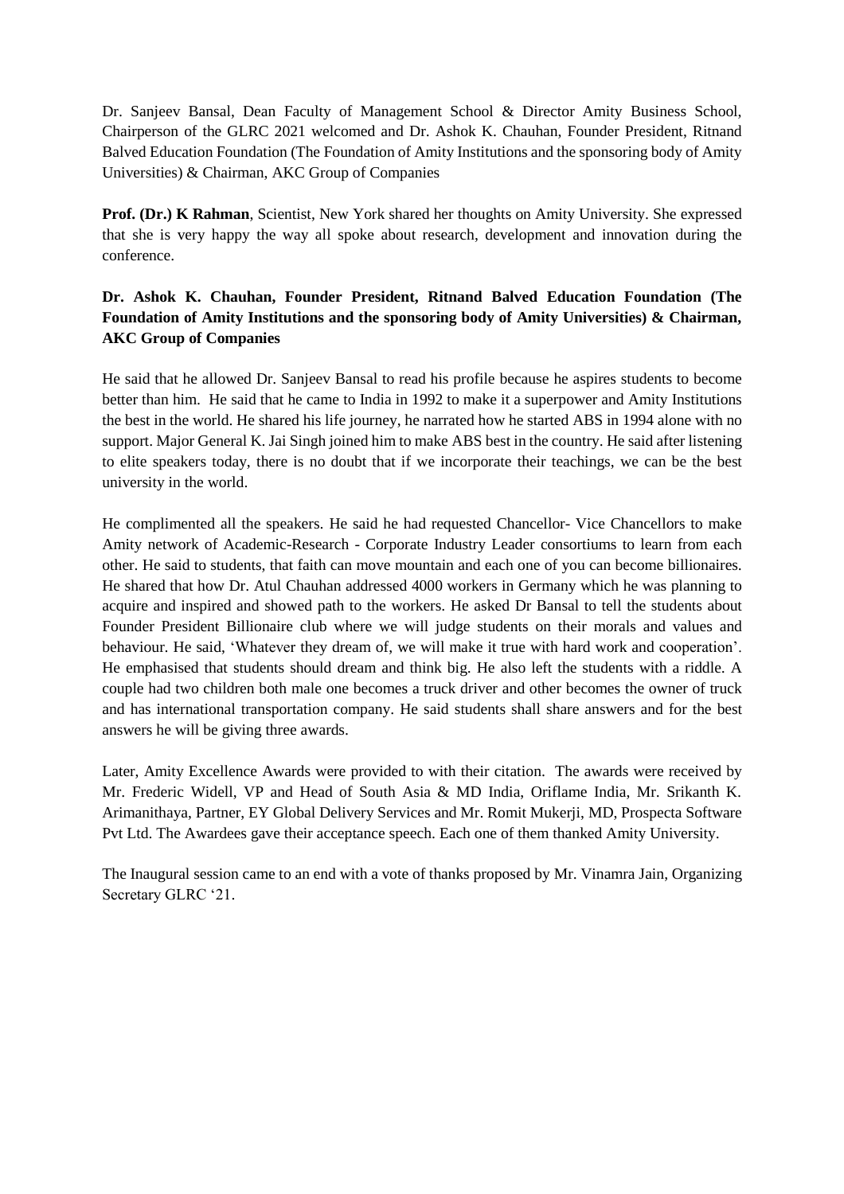Dr. Sanjeev Bansal, Dean Faculty of Management School & Director Amity Business School, Chairperson of the GLRC 2021 welcomed and Dr. Ashok K. Chauhan, Founder President, Ritnand Balved Education Foundation (The Foundation of Amity Institutions and the sponsoring body of Amity Universities) & Chairman, AKC Group of Companies

**Prof. (Dr.) K Rahman**, Scientist, New York shared her thoughts on Amity University. She expressed that she is very happy the way all spoke about research, development and innovation during the conference.

**Dr. Ashok K. Chauhan, Founder President, Ritnand Balved Education Foundation (The Foundation of Amity Institutions and the sponsoring body of Amity Universities) & Chairman, AKC Group of Companies**

He said that he allowed Dr. Sanjeev Bansal to read his profile because he aspires students to become better than him. He said that he came to India in 1992 to make it a superpower and Amity Institutions the best in the world. He shared his life journey, he narrated how he started ABS in 1994 alone with no support. Major General K. Jai Singh joined him to make ABS best in the country. He said after listening to elite speakers today, there is no doubt that if we incorporate their teachings, we can be the best university in the world.

He complimented all the speakers. He said he had requested Chancellor- Vice Chancellors to make Amity network of Academic-Research - Corporate Industry Leader consortiums to learn from each other. He said to students, that faith can move mountain and each one of you can become billionaires. He shared that how Dr. Atul Chauhan addressed 4000 workers in Germany which he was planning to acquire and inspired and showed path to the workers. He asked Dr Bansal to tell the students about Founder President Billionaire club where we will judge students on their morals and values and behaviour. He said, 'Whatever they dream of, we will make it true with hard work and cooperation'. He emphasised that students should dream and think big. He also left the students with a riddle. A couple had two children both male one becomes a truck driver and other becomes the owner of truck and has international transportation company. He said students shall share answers and for the best answers he will be giving three awards.

Later, Amity Excellence Awards were provided to with their citation. The awards were received by Mr. Frederic Widell, VP and Head of South Asia & MD India, Oriflame India, Mr. Srikanth K. Arimanithaya, Partner, EY Global Delivery Services and Mr. Romit Mukerji, MD, Prospecta Software Pvt Ltd. The Awardees gave their acceptance speech. Each one of them thanked Amity University.

The Inaugural session came to an end with a vote of thanks proposed by Mr. Vinamra Jain, Organizing Secretary GLRC '21.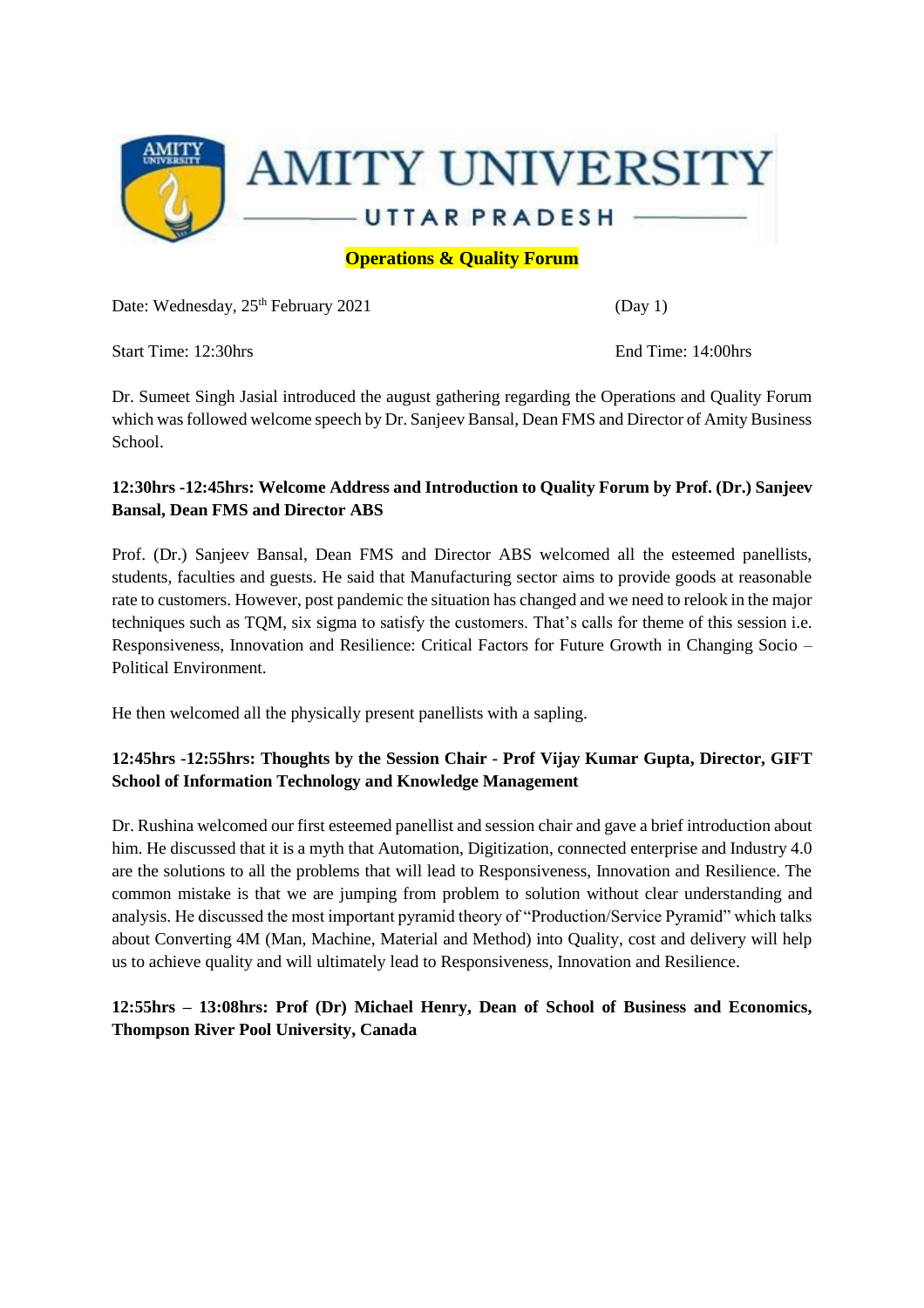# AMITY UNIVERSITY

## UTTAR PRADESH

**Operations & Quality Forum**

Date: Wednesday, 25th February 2021 (Day 1)

Start Time: 12:30hrs End Time: 14:00hrs

Dr. Sumeet Singh Jasial introduced the august gathering regarding the Operations and Quality Forum which was followed welcome speech by Dr. Sanjeev Bansal, Dean FMS and Director of Amity Business School.

**12:30hrs -12:45hrs: Welcome Address and Introduction to Quality Forum by Prof. (Dr.) Sanjeev Bansal, Dean FMS and Director ABS**

Prof. (Dr.) Sanjeev Bansal, Dean FMS and Director ABS welcomed all the esteemed panellists, students, faculties and guests. He said that Manufacturing sector aims to provide goods at reasonable rate to customers. However, post pandemic the situation has changed and we need to relook in the major techniques such as TQM, six sigma to satisfy the customers. That's calls for theme of this session i.e. Responsiveness, Innovation and Resilience: Critical Factors for Future Growth in Changing Socio – Political Environment.

He then welcomed all the physically present panellists with a sapling.

**12:45hrs -12:55hrs: Thoughts by the Session Chair - Prof Vijay Kumar Gupta, Director, GIFT School of Information Technology and Knowledge Management**

Dr. Rushina welcomed our first esteemed panellist and session chair and gave a brief introduction about him. He discussed that it is a myth that Automation, Digitization, connected enterprise and Industry 4.0 are the solutions to all the problems that will lead to Responsiveness, Innovation and Resilience. The common mistake is that we are jumping from problem to solution without clear understanding and analysis. He discussed the most important pyramid theory of "Production/Service Pyramid" which talks about Converting 4M (Man, Machine, Material and Method) into Quality, cost and delivery will help us to achieve quality and will ultimately lead to Responsiveness, Innovation and Resilience.

**12:55hrs – 13:08hrs: Prof (Dr) Michael Henry, Dean of School of Business and Economics, Thompson River Pool University, Canada**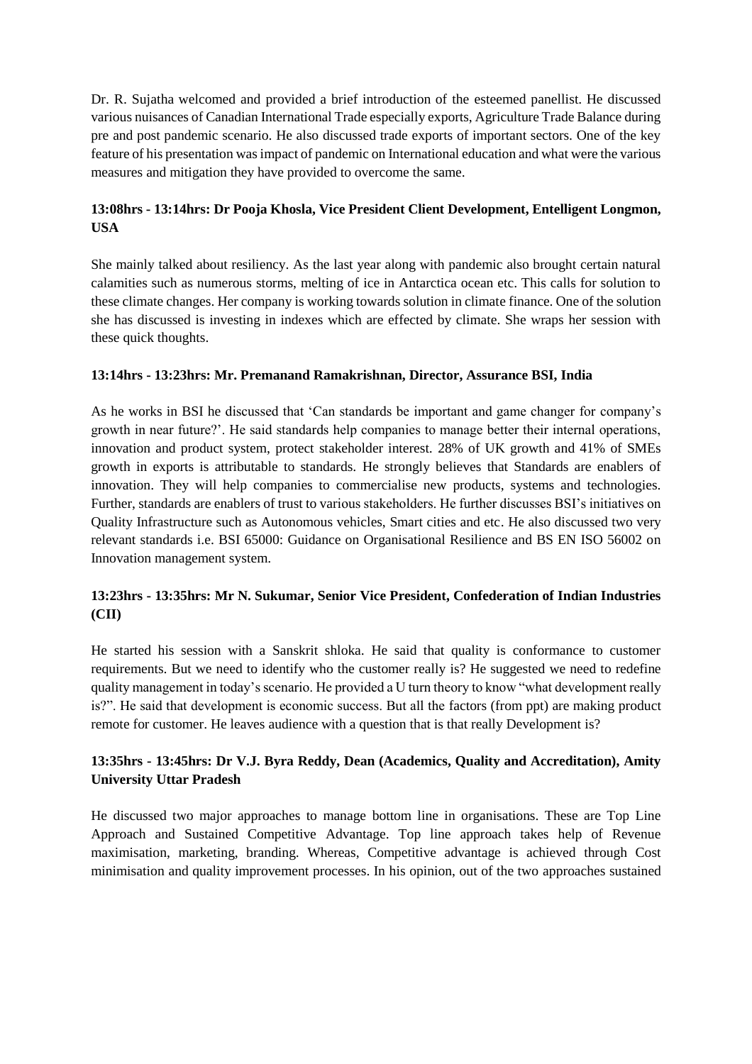Dr. R. Sujatha welcomed and provided a brief introduction of the esteemed panellist. He discussed various nuisances of Canadian International Trade especially exports, Agriculture Trade Balance during pre and post pandemic scenario. He also discussed trade exports of important sectors. One of the key feature of his presentation was impact of pandemic on International education and what were the various measures and mitigation they have provided to overcome the same.

**13:08hrs - 13:14hrs: Dr Pooja Khosla, Vice President Client Development, Entelligent Longmon, USA**

She mainly talked about resiliency. As the last year along with pandemic also brought certain natural calamities such as numerous storms, melting of ice in Antarctica ocean etc. This calls for solution to these climate changes. Her company is working towards solution in climate finance. One of the solution she has discussed is investing in indexes which are effected by climate. She wraps her session with these quick thoughts.

**13:14hrs - 13:23hrs: Mr. Premanand Ramakrishnan, Director, Assurance BSI, India**

As he works in BSI he discussed that 'Can standards be important and game changer for company's growth in near future?'. He said standards help companies to manage better their internal operations, innovation and product system, protect stakeholder interest. 28% of UK growth and 41% of SMEs growth in exports is attributable to standards. He strongly believes that Standards are enablers of innovation. They will help companies to commercialise new products, systems and technologies. Further, standards are enablers of trust to various stakeholders. He further discusses BSI's initiatives on Quality Infrastructure such as Autonomous vehicles, Smart cities and etc. He also discussed two very relevant standards i.e. BSI 65000: Guidance on Organisational Resilience and BS EN ISO 56002 on Innovation management system.

**13:23hrs - 13:35hrs: Mr N. Sukumar, Senior Vice President, Confederation of Indian Industries (CII)**

He started his session with a Sanskrit shloka. He said that quality is conformance to customer requirements. But we need to identify who the customer really is? He suggested we need to redefine quality management in today's scenario. He provided a U turn theory to know "what development really is?". He said that development is economic success. But all the factors (from ppt) are making product remote for customer. He leaves audience with a question that is that really Development is?

**13:35hrs - 13:45hrs: Dr V.J. Byra Reddy, Dean (Academics, Quality and Accreditation), Amity University Uttar Pradesh**

He discussed two major approaches to manage bottom line in organisations. These are Top Line Approach and Sustained Competitive Advantage. Top line approach takes help of Revenue maximisation, marketing, branding. Whereas, Competitive advantage is achieved through Cost minimisation and quality improvement processes. In his opinion, out of the two approaches sustained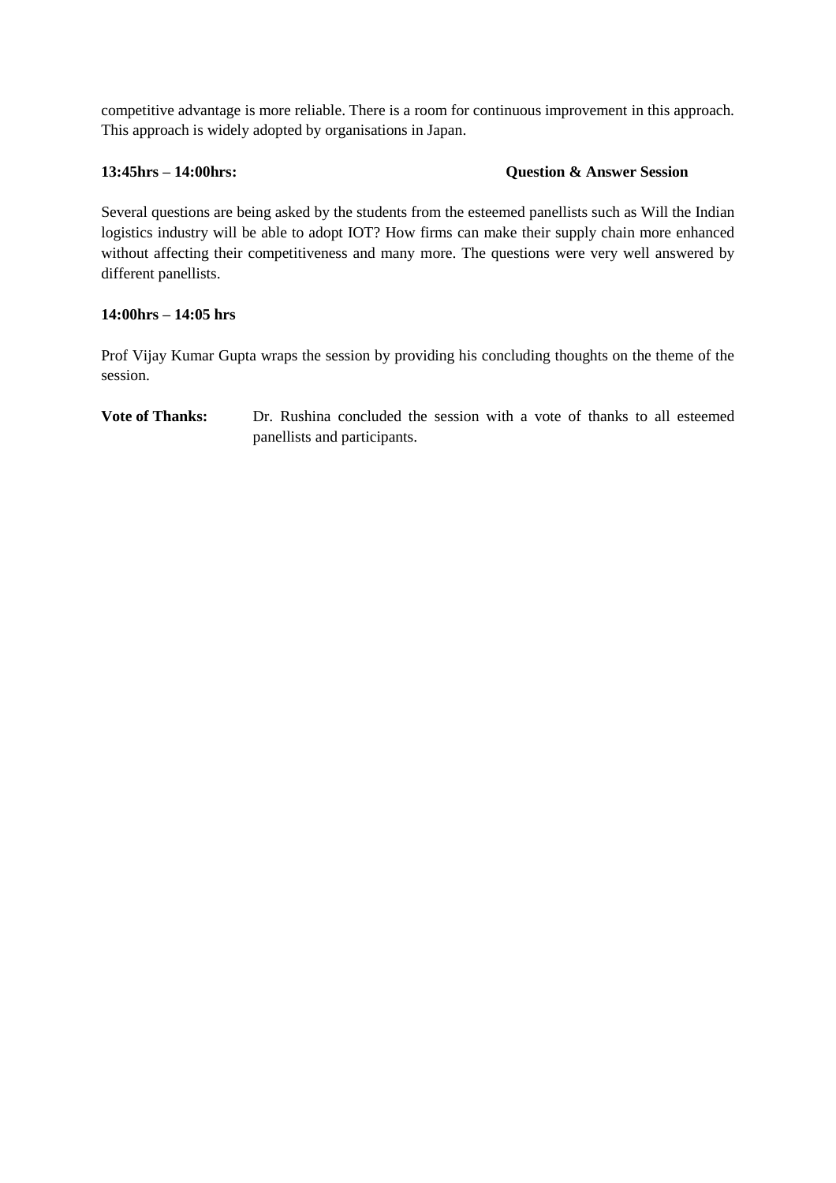competitive advantage is more reliable. There is a room for continuous improvement in this approach. This approach is widely adopted by organisations in Japan.

**13:45hrs – 14:00hrs:** **Question & Answer Session**

Several questions are being asked by the students from the esteemed panellists such as Will the Indian logistics industry will be able to adopt IOT? How firms can make their supply chain more enhanced without affecting their competitiveness and many more. The questions were very well answered by different panellists.

**14:00hrs – 14:05 hrs**

Prof Vijay Kumar Gupta wraps the session by providing his concluding thoughts on the theme of the session.

**Vote of Thanks:** Dr. Rushina concluded the session with a vote of thanks to all esteemed panellists and participants.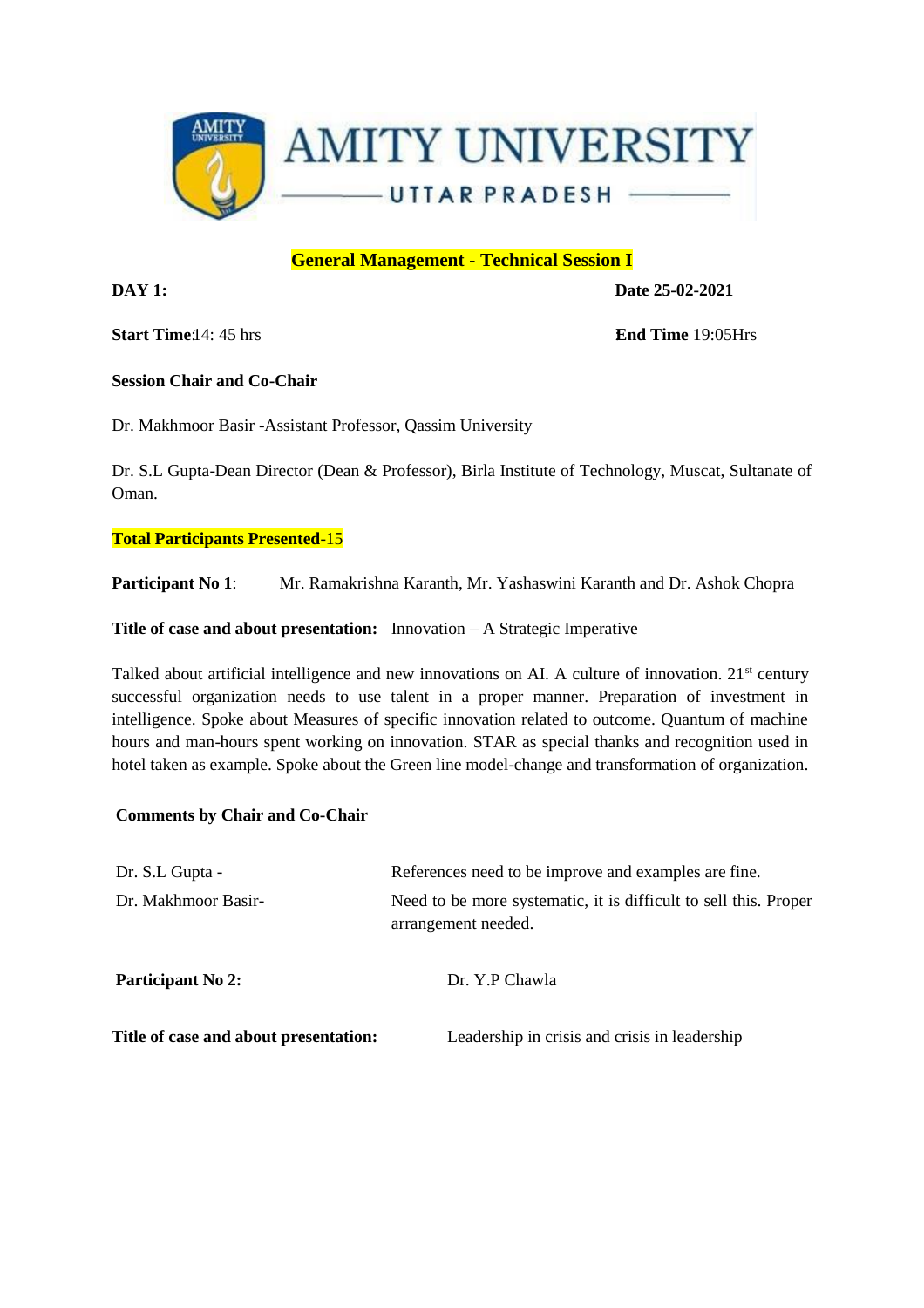AMITY UNIVERSITY

UTTAR PRADESH

## General Management - Technical Session I

**DAY 1:** **Date 25-02-2021**

**Start Time**:14: 45 hrs **End Time** 19:05Hrs

**Session Chair and Co-Chair**

Dr. Makhmoor Basir -Assistant Professor, Qassim University

Dr. S.L Gupta-Dean Director (Dean & Professor), Birla Institute of Technology, Muscat, Sultanate of Oman.

**Total Participants Presented**-15

**Participant No 1**: Mr. Ramakrishna Karanth, Mr. Yashaswini Karanth and Dr. Ashok Chopra

**Title of case and about presentation:** Innovation – A Strategic Imperative

Talked about artificial intelligence and new innovations on AI. A culture of innovation. 21st century successful organization needs to use talent in a proper manner. Preparation of investment in intelligence. Spoke about Measures of specific innovation related to outcome. Quantum of machine hours and man-hours spent working on innovation. STAR as special thanks and recognition used in hotel taken as example. Spoke about the Green line model-change and transformation of organization.

**Comments by Chair and Co-Chair**

| | |
|---|---|
| Dr. S.L Gupta - | References need to be improve and examples are fine. |
| Dr. Makhmoor Basir- | Need to be more systematic, it is difficult to sell this. Proper arrangement needed. |

**Participant No 2:** Dr. Y.P Chawla

**Title of case and about presentation:** Leadership in crisis and crisis in leadership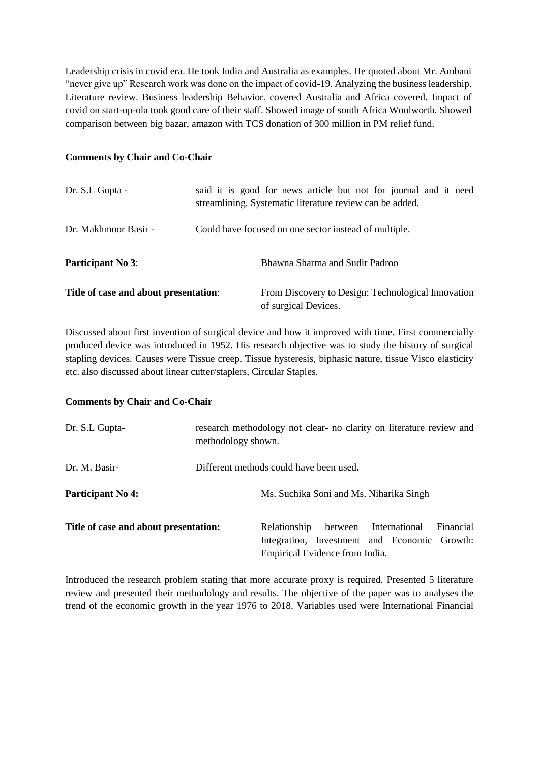Leadership crisis in covid era. He took India and Australia as examples. He quoted about Mr. Ambani "never give up" Research work was done on the impact of covid-19. Analyzing the business leadership. Literature review. Business leadership Behavior. covered Australia and Africa covered. Impact of covid on start-up-ola took good care of their staff. Showed image of south Africa Woolworth. Showed comparison between big bazar, amazon with TCS donation of 300 million in PM relief fund.

**Comments by Chair and Co-Chair**

Dr. S.L Gupta - said it is good for news article but not for journal and it need streamlining. Systematic literature review can be added.

Dr. Makhmoor Basir - Could have focused on one sector instead of multiple.

**Participant No 3**: Bhawna Sharma and Sudir Padroo

**Title of case and about presentation**: From Discovery to Design: Technological Innovation of surgical Devices.

Discussed about first invention of surgical device and how it improved with time. First commercially produced device was introduced in 1952. His research objective was to study the history of surgical stapling devices. Causes were Tissue creep, Tissue hysteresis, biphasic nature, tissue Visco elasticity etc. also discussed about linear cutter/staplers, Circular Staples.

**Comments by Chair and Co-Chair**

Dr. S.L Gupta- research methodology not clear- no clarity on literature review and methodology shown.

Dr. M. Basir- Different methods could have been used.

**Participant No 4:** Ms. Suchika Soni and Ms. Niharika Singh

**Title of case and about presentation:** Relationship between International Financial Integration, Investment and Economic Growth: Empirical Evidence from India.

Introduced the research problem stating that more accurate proxy is required. Presented 5 literature review and presented their methodology and results. The objective of the paper was to analyses the trend of the economic growth in the year 1976 to 2018. Variables used were International Financial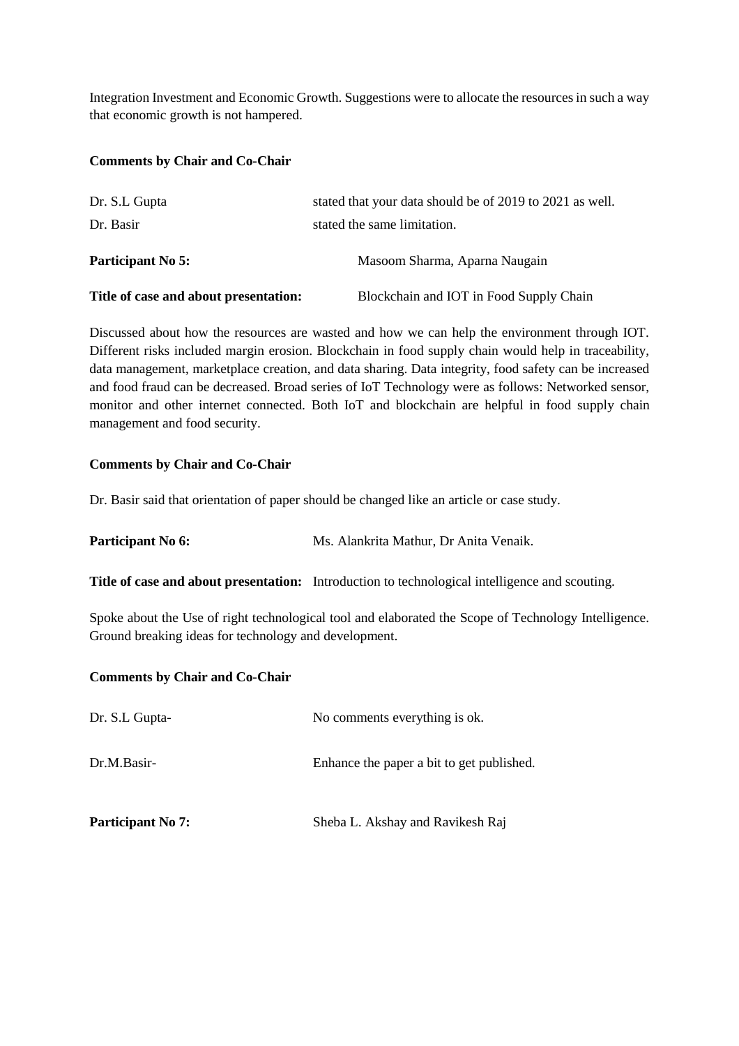Integration Investment and Economic Growth. Suggestions were to allocate the resources in such a way that economic growth is not hampered.

**Comments by Chair and Co-Chair**

Dr. S.L Gupta stated that your data should be of 2019 to 2021 as well.

Dr. Basir stated the same limitation.

**Participant No 5:** Masoom Sharma, Aparna Naugain

**Title of case and about presentation:** Blockchain and IOT in Food Supply Chain

Discussed about how the resources are wasted and how we can help the environment through IOT. Different risks included margin erosion. Blockchain in food supply chain would help in traceability, data management, marketplace creation, and data sharing. Data integrity, food safety can be increased and food fraud can be decreased. Broad series of IoT Technology were as follows: Networked sensor, monitor and other internet connected. Both IoT and blockchain are helpful in food supply chain management and food security.

**Comments by Chair and Co-Chair**

Dr. Basir said that orientation of paper should be changed like an article or case study.

**Participant No 6:** Ms. Alankrita Mathur, Dr Anita Venaik.

**Title of case and about presentation:** Introduction to technological intelligence and scouting.

Spoke about the Use of right technological tool and elaborated the Scope of Technology Intelligence. Ground breaking ideas for technology and development.

**Comments by Chair and Co-Chair**

Dr. S.L Gupta- No comments everything is ok.

Dr.M.Basir- Enhance the paper a bit to get published.

**Participant No 7:** Sheba L. Akshay and Ravikesh Raj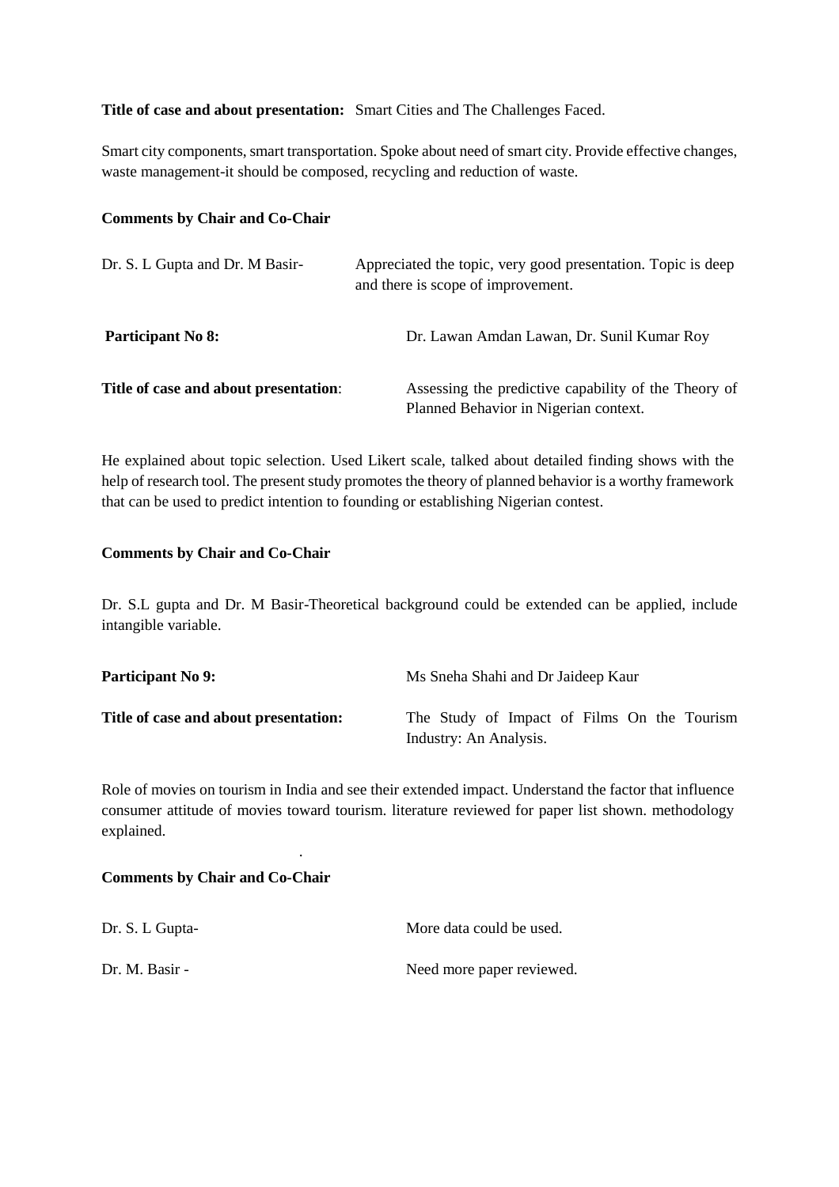**Title of case and about presentation:** Smart Cities and The Challenges Faced.

Smart city components, smart transportation. Spoke about need of smart city. Provide effective changes, waste management-it should be composed, recycling and reduction of waste.

**Comments by Chair and Co-Chair**

Dr. S. L Gupta and Dr. M Basir- Appreciated the topic, very good presentation. Topic is deep and there is scope of improvement.

**Participant No 8:** Dr. Lawan Amdan Lawan, Dr. Sunil Kumar Roy

**Title of case and about presentation**: Assessing the predictive capability of the Theory of Planned Behavior in Nigerian context.

He explained about topic selection. Used Likert scale, talked about detailed finding shows with the help of research tool. The present study promotes the theory of planned behavior is a worthy framework that can be used to predict intention to founding or establishing Nigerian contest.

**Comments by Chair and Co-Chair**

Dr. S.L gupta and Dr. M Basir-Theoretical background could be extended can be applied, include intangible variable.

**Participant No 9:** Ms Sneha Shahi and Dr Jaideep Kaur

**Title of case and about presentation:** The Study of Impact of Films On the Tourism Industry: An Analysis.

Role of movies on tourism in India and see their extended impact. Understand the factor that influence consumer attitude of movies toward tourism. literature reviewed for paper list shown. methodology explained.

.

**Comments by Chair and Co-Chair**

Dr. S. L Gupta- More data could be used.

Dr. M. Basir - Need more paper reviewed.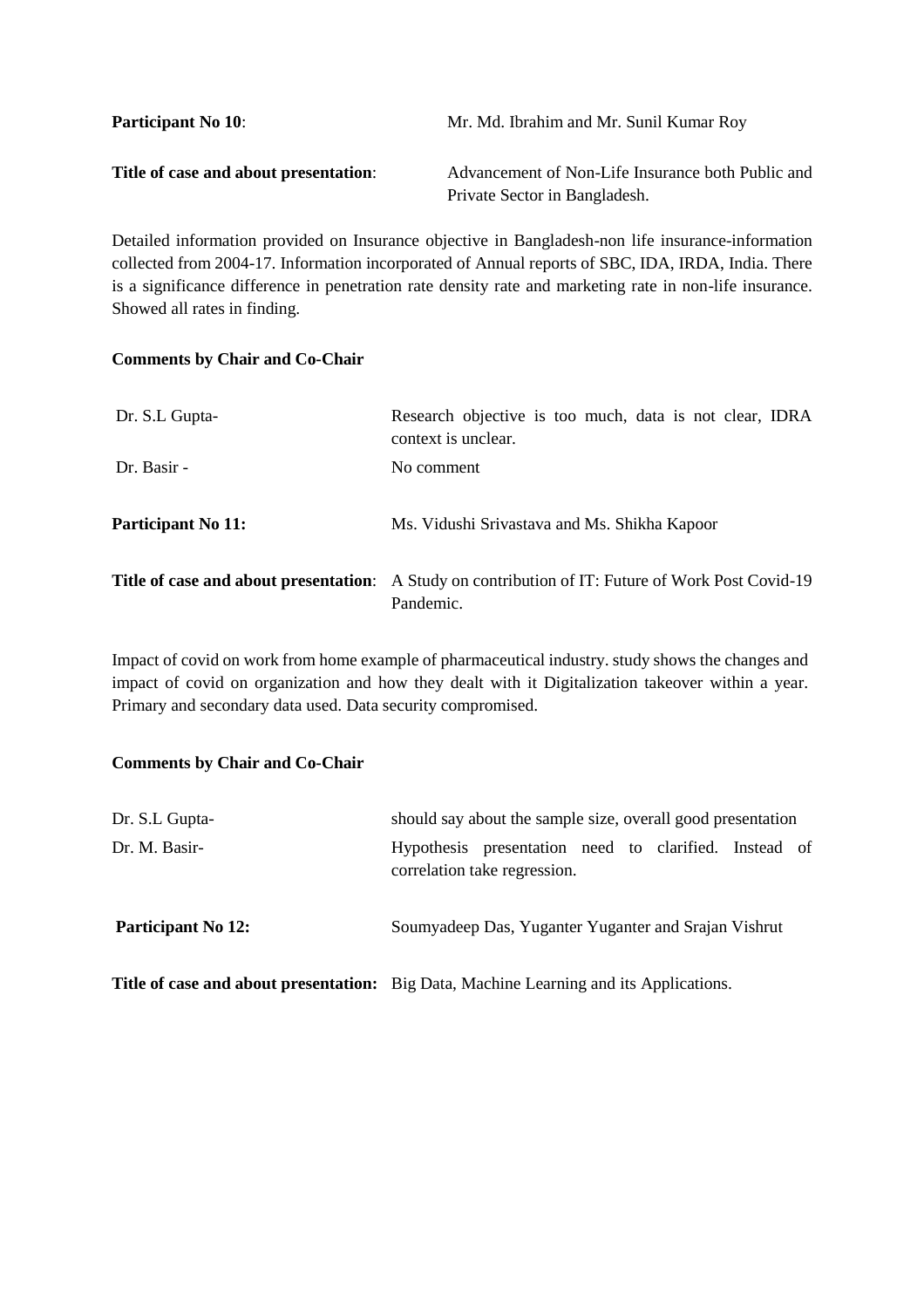**Participant No 10**: Mr. Md. Ibrahim and Mr. Sunil Kumar Roy

**Title of case and about presentation**: Advancement of Non-Life Insurance both Public and Private Sector in Bangladesh.

Detailed information provided on Insurance objective in Bangladesh-non life insurance-information collected from 2004-17. Information incorporated of Annual reports of SBC, IDA, IRDA, India. There is a significance difference in penetration rate density rate and marketing rate in non-life insurance. Showed all rates in finding.

**Comments by Chair and Co-Chair**

Dr. S.L Gupta- Research objective is too much, data is not clear, IDRA context is unclear.

Dr. Basir - No comment

**Participant No 11:** Ms. Vidushi Srivastava and Ms. Shikha Kapoor

**Title of case and about presentation**: A Study on contribution of IT: Future of Work Post Covid-19 Pandemic.

Impact of covid on work from home example of pharmaceutical industry. study shows the changes and impact of covid on organization and how they dealt with it Digitalization takeover within a year. Primary and secondary data used. Data security compromised.

**Comments by Chair and Co-Chair**

Dr. S.L Gupta- should say about the sample size, overall good presentation

Dr. M. Basir- Hypothesis presentation need to clarified. Instead of correlation take regression.

**Participant No 12:** Soumyadeep Das, Yuganter Yuganter and Srajan Vishrut

**Title of case and about presentation:** Big Data, Machine Learning and its Applications.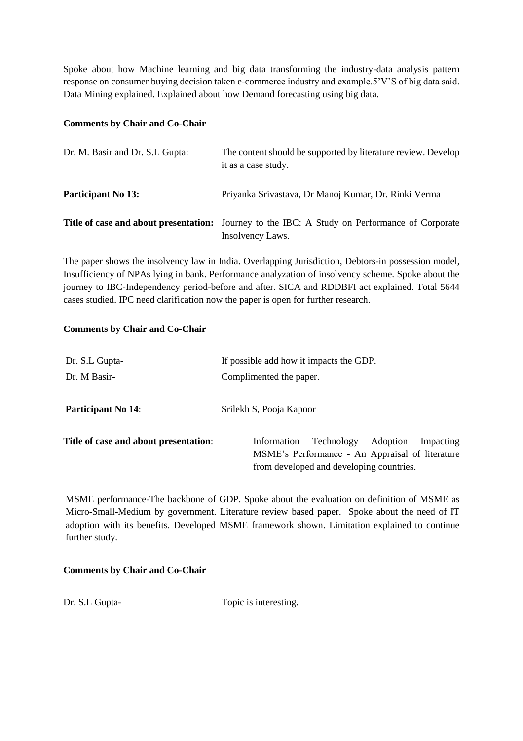Spoke about how Machine learning and big data transforming the industry-data analysis pattern response on consumer buying decision taken e-commerce industry and example.5'V'S of big data said. Data Mining explained. Explained about how Demand forecasting using big data.

**Comments by Chair and Co-Chair**

| | |
|---|---|
| Dr. M. Basir and Dr. S.L Gupta: | The content should be supported by literature review. Develop it as a case study. |
| **Participant No 13:** | Priyanka Srivastava, Dr Manoj Kumar, Dr. Rinki Verma |
| **Title of case and about presentation:** | Journey to the IBC: A Study on Performance of Corporate Insolvency Laws. |

The paper shows the insolvency law in India. Overlapping Jurisdiction, Debtors-in possession model, Insufficiency of NPAs lying in bank. Performance analyzation of insolvency scheme. Spoke about the journey to IBC-Independency period-before and after. SICA and RDDBFI act explained. Total 5644 cases studied. IPC need clarification now the paper is open for further research.

**Comments by Chair and Co-Chair**

| | |
|---|---|
| Dr. S.L Gupta- | If possible add how it impacts the GDP. |
| Dr. M Basir- | Complimented the paper. |
| **Participant No 14**: | Srilekh S, Pooja Kapoor |
| **Title of case and about presentation**: | Information Technology Adoption Impacting MSME's Performance - An Appraisal of literature from developed and developing countries. |

MSME performance-The backbone of GDP. Spoke about the evaluation on definition of MSME as Micro-Small-Medium by government. Literature review based paper. Spoke about the need of IT adoption with its benefits. Developed MSME framework shown. Limitation explained to continue further study.

**Comments by Chair and Co-Chair**

| | |
|---|---|
| Dr. S.L Gupta- | Topic is interesting. |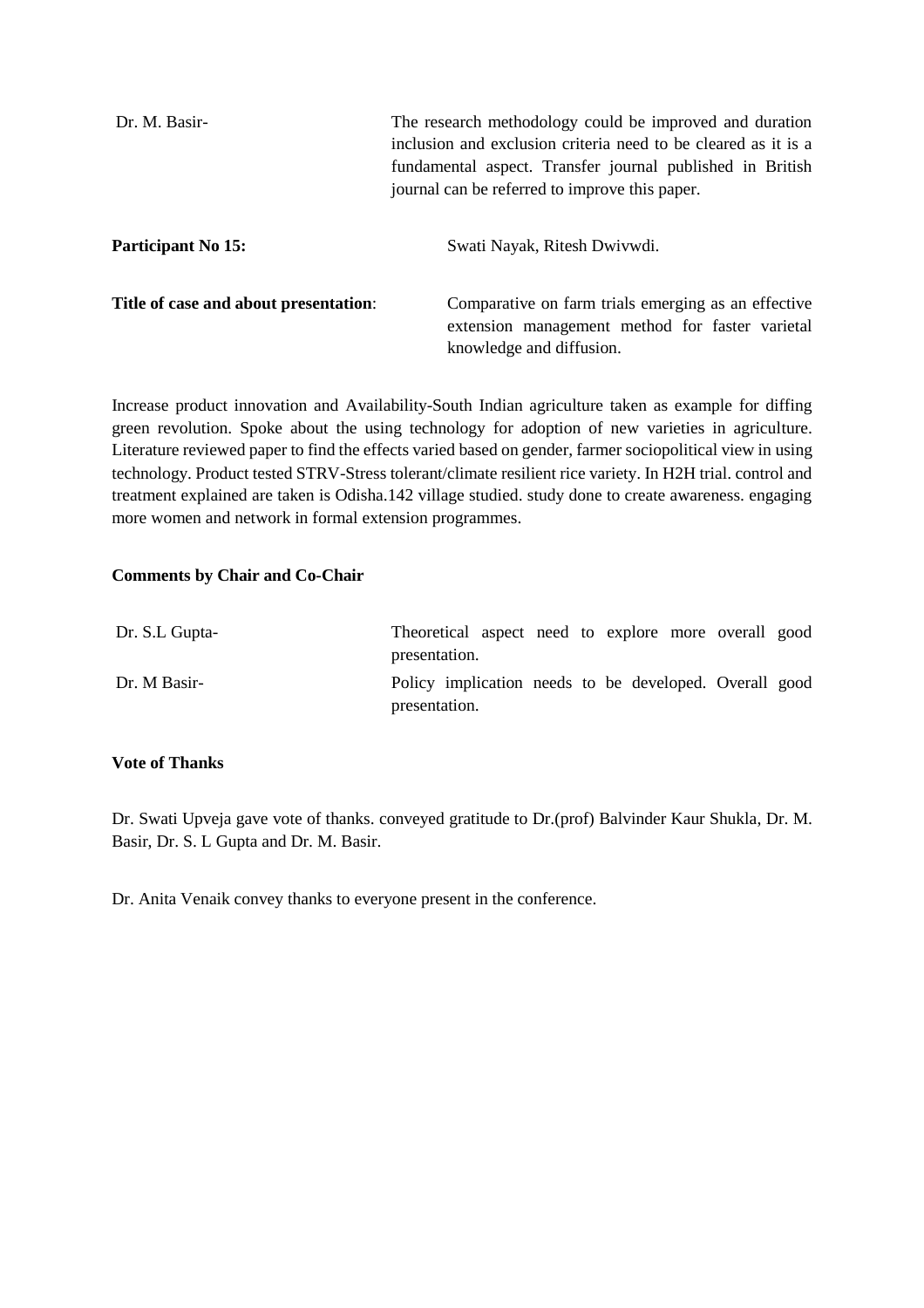| | |
|---|---|
| Dr. M. Basir- | The research methodology could be improved and duration inclusion and exclusion criteria need to be cleared as it is a fundamental aspect. Transfer journal published in British journal can be referred to improve this paper. |

**Participant No 15:** Swati Nayak, Ritesh Dwivwdi.

**Title of case and about presentation**: Comparative on farm trials emerging as an effective extension management method for faster varietal knowledge and diffusion.

Increase product innovation and Availability-South Indian agriculture taken as example for diffing green revolution. Spoke about the using technology for adoption of new varieties in agriculture. Literature reviewed paper to find the effects varied based on gender, farmer sociopolitical view in using technology. Product tested STRV-Stress tolerant/climate resilient rice variety. In H2H trial. control and treatment explained are taken is Odisha.142 village studied. study done to create awareness. engaging more women and network in formal extension programmes.

**Comments by Chair and Co-Chair**

| | |
|---|---|
| Dr. S.L Gupta- | Theoretical aspect need to explore more overall good presentation. |
| Dr. M Basir- | Policy implication needs to be developed. Overall good presentation. |

**Vote of Thanks**

Dr. Swati Upveja gave vote of thanks. conveyed gratitude to Dr.(prof) Balvinder Kaur Shukla, Dr. M. Basir, Dr. S. L Gupta and Dr. M. Basir.

Dr. Anita Venaik convey thanks to everyone present in the conference.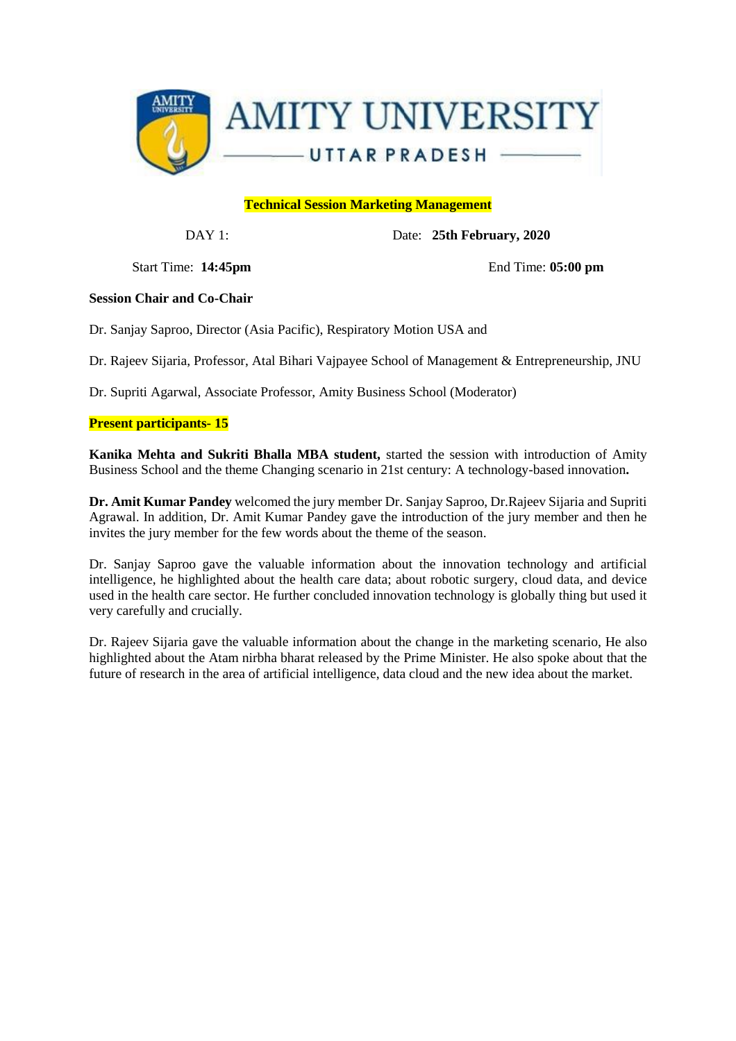**Technical Session Marketing Management**

DAY 1: Date: **25th February, 2020**

Start Time: **14:45pm** End Time: **05:00 pm**

**Session Chair and Co-Chair**

Dr. Sanjay Saproo, Director (Asia Pacific), Respiratory Motion USA and

Dr. Rajeev Sijaria, Professor, Atal Bihari Vajpayee School of Management & Entrepreneurship, JNU

Dr. Supriti Agarwal, Associate Professor, Amity Business School (Moderator)

**Present participants- 15**

**Kanika Mehta and Sukriti Bhalla MBA student,** started the session with introduction of Amity Business School and the theme Changing scenario in 21st century: A technology-based innovation**.**

**Dr. Amit Kumar Pandey** welcomed the jury member Dr. Sanjay Saproo, Dr.Rajeev Sijaria and Supriti Agrawal. In addition, Dr. Amit Kumar Pandey gave the introduction of the jury member and then he invites the jury member for the few words about the theme of the season.

Dr. Sanjay Saproo gave the valuable information about the innovation technology and artificial intelligence, he highlighted about the health care data; about robotic surgery, cloud data, and device used in the health care sector. He further concluded innovation technology is globally thing but used it very carefully and crucially.

Dr. Rajeev Sijaria gave the valuable information about the change in the marketing scenario, He also highlighted about the Atam nirbha bharat released by the Prime Minister. He also spoke about that the future of research in the area of artificial intelligence, data cloud and the new idea about the market.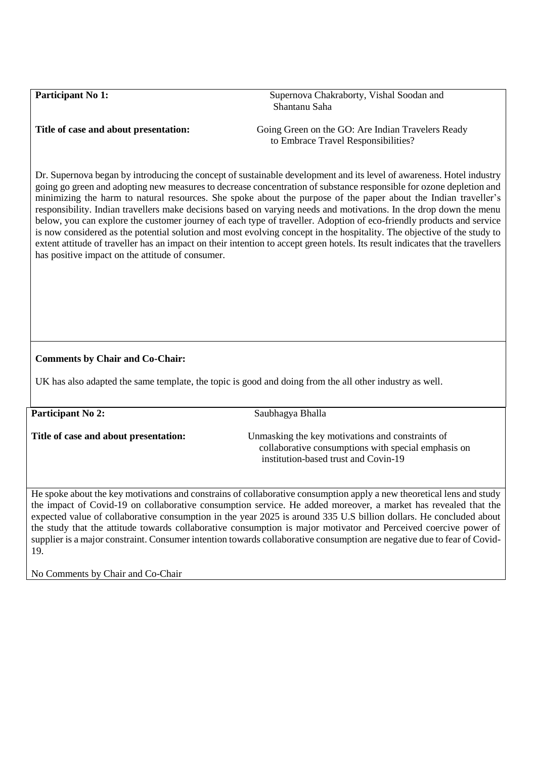**Participant No 1:** Supernova Chakraborty, Vishal Soodan and Shantanu Saha

**Title of case and about presentation:** Going Green on the GO: Are Indian Travelers Ready to Embrace Travel Responsibilities?

Dr. Supernova began by introducing the concept of sustainable development and its level of awareness. Hotel industry going go green and adopting new measures to decrease concentration of substance responsible for ozone depletion and minimizing the harm to natural resources. She spoke about the purpose of the paper about the Indian traveller's responsibility. Indian travellers make decisions based on varying needs and motivations. In the drop down the menu below, you can explore the customer journey of each type of traveller. Adoption of eco-friendly products and service is now considered as the potential solution and most evolving concept in the hospitality. The objective of the study to extent attitude of traveller has an impact on their intention to accept green hotels. Its result indicates that the travellers has positive impact on the attitude of consumer.

**Comments by Chair and Co-Chair:**

UK has also adapted the same template, the topic is good and doing from the all other industry as well.

**Participant No 2:** Saubhagya Bhalla

**Title of case and about presentation:** Unmasking the key motivations and constraints of collaborative consumptions with special emphasis on institution-based trust and Covin-19

He spoke about the key motivations and constrains of collaborative consumption apply a new theoretical lens and study the impact of Covid-19 on collaborative consumption service. He added moreover, a market has revealed that the expected value of collaborative consumption in the year 2025 is around 335 U.S billion dollars. He concluded about the study that the attitude towards collaborative consumption is major motivator and Perceived coercive power of supplier is a major constraint. Consumer intention towards collaborative consumption are negative due to fear of Covid-19.

No Comments by Chair and Co-Chair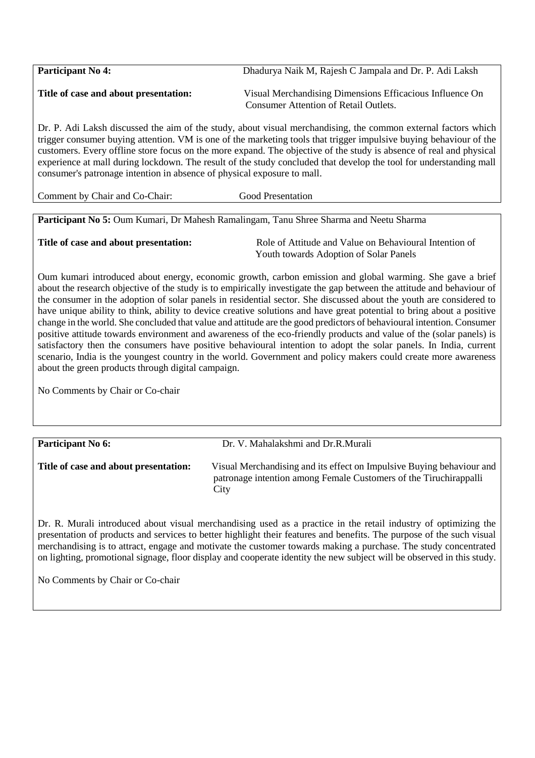**Participant No 4:** Dhadurya Naik M, Rajesh C Jampala and Dr. P. Adi Laksh

**Title of case and about presentation:** Visual Merchandising Dimensions Efficacious Influence On Consumer Attention of Retail Outlets.

Dr. P. Adi Laksh discussed the aim of the study, about visual merchandising, the common external factors which trigger consumer buying attention. VM is one of the marketing tools that trigger impulsive buying behaviour of the customers. Every offline store focus on the more expand. The objective of the study is absence of real and physical experience at mall during lockdown. The result of the study concluded that develop the tool for understanding mall consumer's patronage intention in absence of physical exposure to mall.

Comment by Chair and Co-Chair: Good Presentation

**Participant No 5:** Oum Kumari, Dr Mahesh Ramalingam, Tanu Shree Sharma and Neetu Sharma

**Title of case and about presentation:** Role of Attitude and Value on Behavioural Intention of Youth towards Adoption of Solar Panels

Oum kumari introduced about energy, economic growth, carbon emission and global warming. She gave a brief about the research objective of the study is to empirically investigate the gap between the attitude and behaviour of the consumer in the adoption of solar panels in residential sector. She discussed about the youth are considered to have unique ability to think, ability to device creative solutions and have great potential to bring about a positive change in the world. She concluded that value and attitude are the good predictors of behavioural intention. Consumer positive attitude towards environment and awareness of the eco-friendly products and value of the (solar panels) is satisfactory then the consumers have positive behavioural intention to adopt the solar panels. In India, current scenario, India is the youngest country in the world. Government and policy makers could create more awareness about the green products through digital campaign.

No Comments by Chair or Co-chair

**Participant No 6:** Dr. V. Mahalakshmi and Dr.R.Murali

**Title of case and about presentation:** Visual Merchandising and its effect on Impulsive Buying behaviour and patronage intention among Female Customers of the Tiruchirappalli City

Dr. R. Murali introduced about visual merchandising used as a practice in the retail industry of optimizing the presentation of products and services to better highlight their features and benefits. The purpose of the such visual merchandising is to attract, engage and motivate the customer towards making a purchase. The study concentrated on lighting, promotional signage, floor display and cooperate identity the new subject will be observed in this study.

No Comments by Chair or Co-chair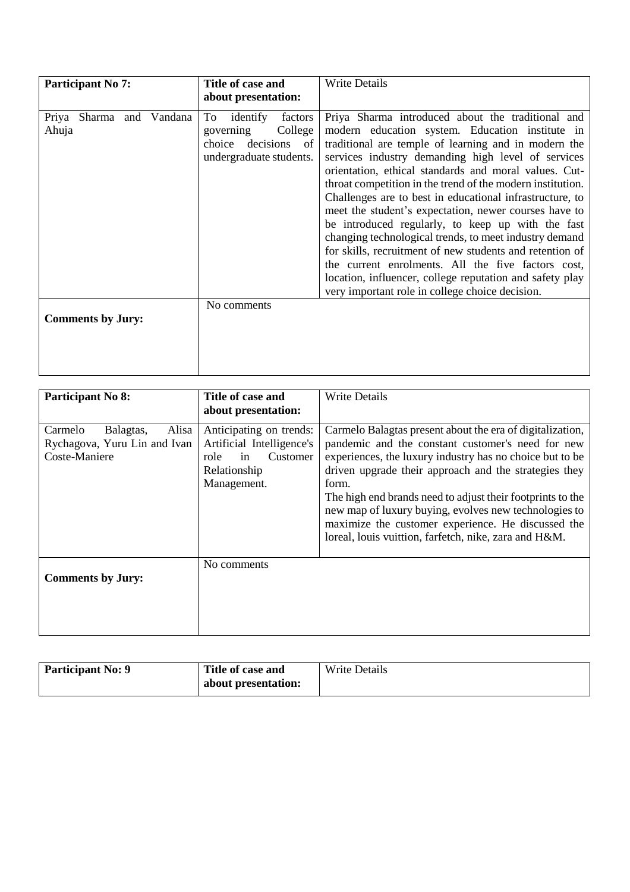| **Participant No 7:** | **Title of case and about presentation:** | Write Details |
| --- | --- | --- |
| Priya Sharma and Vandana Ahuja | To identify factors governing College choice decisions of undergraduate students. | Priya Sharma introduced about the traditional and modern education system. Education institute in traditional are temple of learning and in modern the services industry demanding high level of services orientation, ethical standards and moral values. Cut-throat competition in the trend of the modern institution. Challenges are to best in educational infrastructure, to meet the student's expectation, newer courses have to be introduced regularly, to keep up with the fast changing technological trends, to meet industry demand for skills, recruitment of new students and retention of the current enrolments. All the five factors cost, location, influencer, college reputation and safety play very important role in college choice decision. |
| **Comments by Jury:** | No comments | |

| **Participant No 8:** | **Title of case and about presentation:** | Write Details |
| --- | --- | --- |
| Carmelo Balagtas, Alisa Rychagova, Yuru Lin and Ivan Coste-Maniere | Anticipating on trends: Artificial Intelligence's role in Customer Relationship Management. | Carmelo Balagtas present about the era of digitalization, pandemic and the constant customer's need for new experiences, the luxury industry has no choice but to be driven upgrade their approach and the strategies they form.<br>The high end brands need to adjust their footprints to the new map of luxury buying, evolves new technologies to maximize the customer experience. He discussed the loreal, louis vuittion, farfetch, nike, zara and H&M. |
| **Comments by Jury:** | No comments | |

| **Participant No: 9** | **Title of case and about presentation:** | Write Details |
| --- | --- | --- |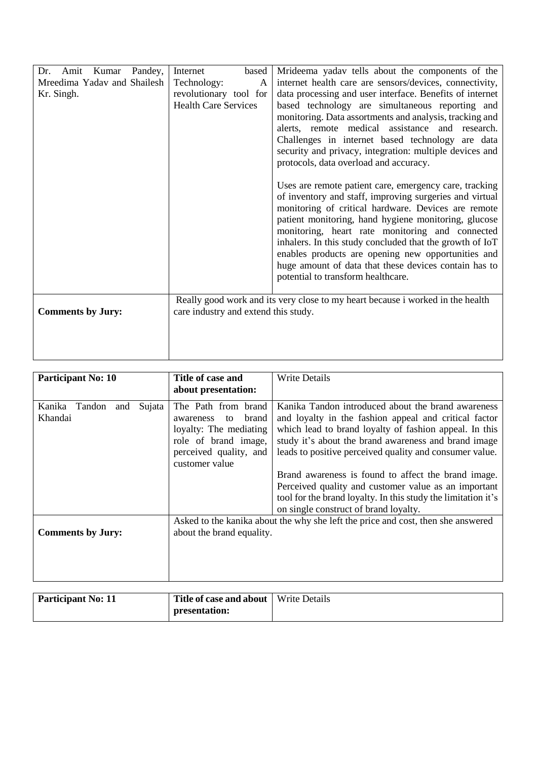| | | |
|---|---|---|
| Dr. Amit Kumar Pandey, Mreedima Yadav and Shailesh Kr. Singh. | Internet based Technology: A revolutionary tool for Health Care Services | Mrideema yadav tells about the components of the internet health care are sensors/devices, connectivity, data processing and user interface. Benefits of internet based technology are simultaneous reporting and monitoring. Data assortments and analysis, tracking and alerts, remote medical assistance and research. Challenges in internet based technology are data security and privacy, integration: multiple devices and protocols, data overload and accuracy.<br><br>Uses are remote patient care, emergency care, tracking of inventory and staff, improving surgeries and virtual monitoring of critical hardware. Devices are remote patient monitoring, hand hygiene monitoring, glucose monitoring, heart rate monitoring and connected inhalers. In this study concluded that the growth of IoT enables products are opening new opportunities and huge amount of data that these devices contain has to potential to transform healthcare. |
| **Comments by Jury:** | Really good work and its very close to my heart because i worked in the health care industry and extend this study. | |

| **Participant No: 10** | **Title of case and about presentation:** | Write Details |
|---|---|---|
| Kanika Tandon and Sujata Khandai | The Path from brand awareness to brand loyalty: The mediating role of brand image, perceived quality, and customer value | Kanika Tandon introduced about the brand awareness and loyalty in the fashion appeal and critical factor which lead to brand loyalty of fashion appeal. In this study it's about the brand awareness and brand image leads to positive perceived quality and consumer value.<br><br>Brand awareness is found to affect the brand image. Perceived quality and customer value as an important tool for the brand loyalty. In this study the limitation it's on single construct of brand loyalty. |
| **Comments by Jury:** | Asked to the kanika about the why she left the price and cost, then she answered about the brand equality. | |

| **Participant No: 11** | **Title of case and about presentation:** | Write Details |
|---|---|---|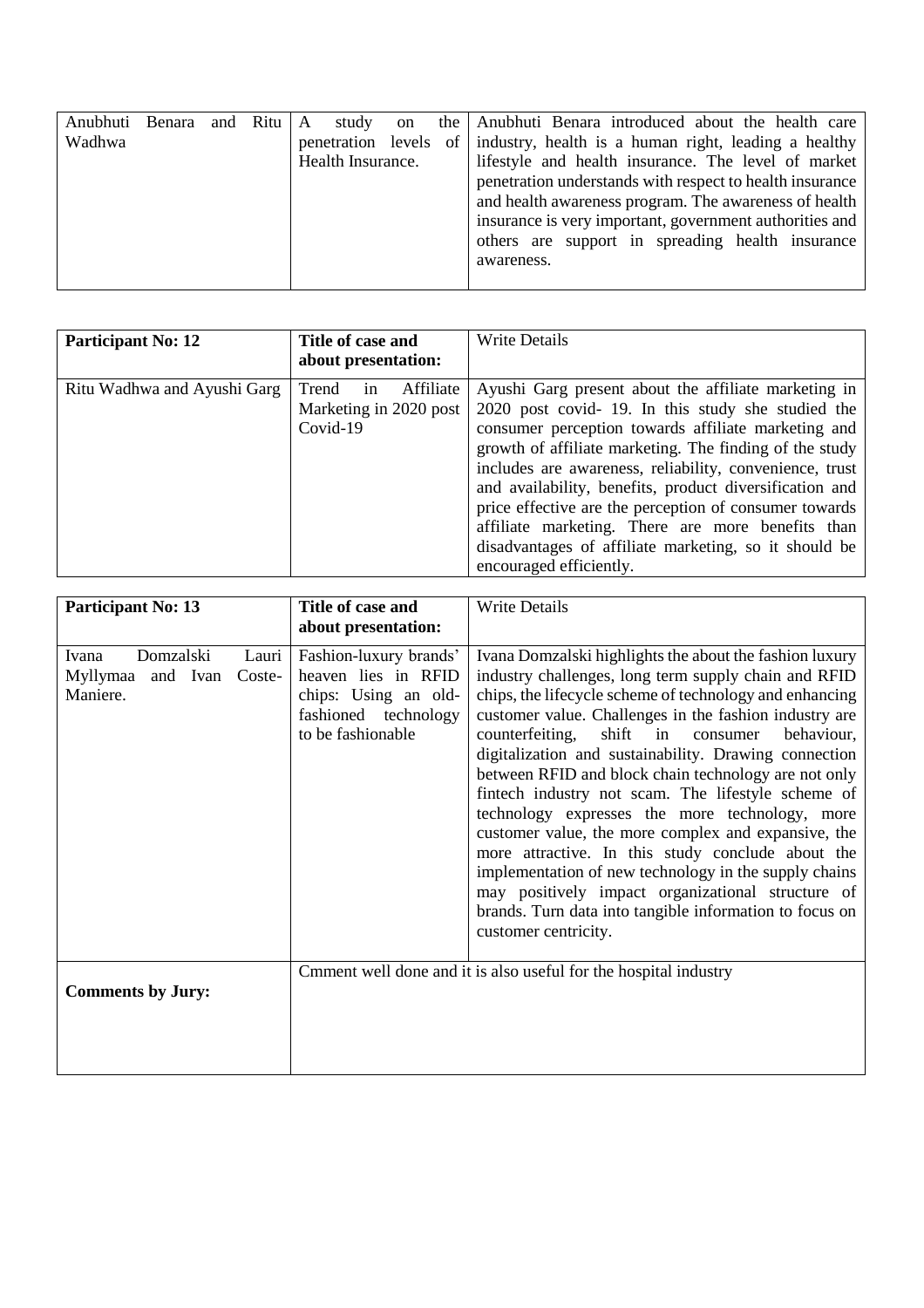| Anubhuti Benara and Ritu Wadhwa | A study on the penetration levels of Health Insurance. | Anubhuti Benara introduced about the health care industry, health is a human right, leading a healthy lifestyle and health insurance. The level of market penetration understands with respect to health insurance and health awareness program. The awareness of health insurance is very important, government authorities and others are support in spreading health insurance awareness. |
|---|---|---|

| **Participant No: 12** | **Title of case and about presentation:** | Write Details |
|---|---|---|
| Ritu Wadhwa and Ayushi Garg | Trend in Affiliate Marketing in 2020 post Covid-19 | Ayushi Garg present about the affiliate marketing in 2020 post covid- 19. In this study she studied the consumer perception towards affiliate marketing and growth of affiliate marketing. The finding of the study includes are awareness, reliability, convenience, trust and availability, benefits, product diversification and price effective are the perception of consumer towards affiliate marketing. There are more benefits than disadvantages of affiliate marketing, so it should be encouraged efficiently. |

| **Participant No: 13** | **Title of case and about presentation:** | Write Details |
|---|---|---|
| Ivana Domzalski Lauri Myllymaa and Ivan Coste-Maniere. | Fashion-luxury brands' heaven lies in RFID chips: Using an old-fashioned technology to be fashionable | Ivana Domzalski highlights the about the fashion luxury industry challenges, long term supply chain and RFID chips, the lifecycle scheme of technology and enhancing customer value. Challenges in the fashion industry are counterfeiting, shift in consumer behaviour, digitalization and sustainability. Drawing connection between RFID and block chain technology are not only fintech industry not scam. The lifestyle scheme of technology expresses the more technology, more customer value, the more complex and expansive, the more attractive. In this study conclude about the implementation of new technology in the supply chains may positively impact organizational structure of brands. Turn data into tangible information to focus on customer centricity. |
| **Comments by Jury:** | Cmment well done and it is also useful for the hospital industry | |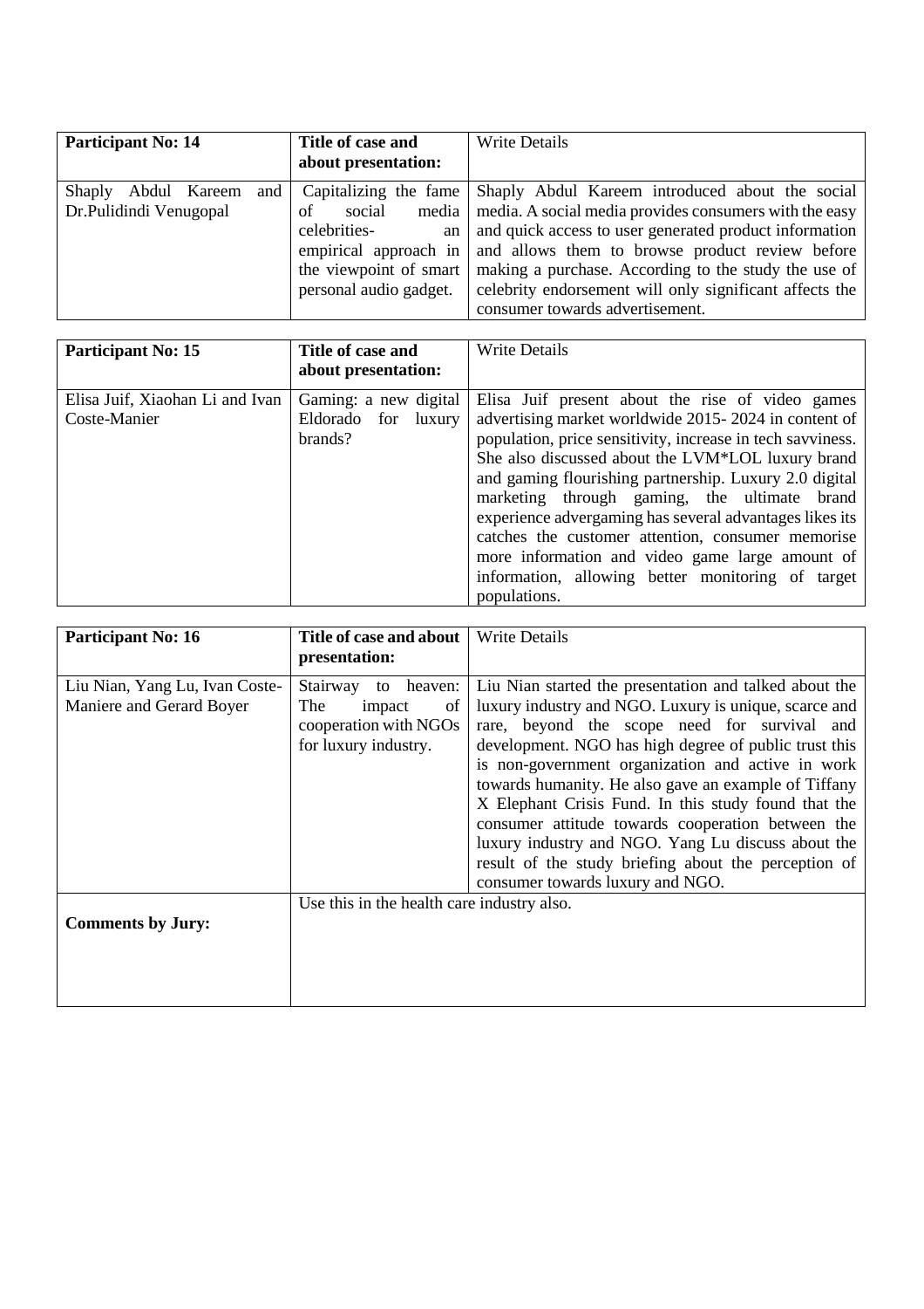| **Participant No: 14** | **Title of case and about presentation:** | Write Details |
|---|---|---|
| Shaply Abdul Kareem and Dr.Pulidindi Venugopal | Capitalizing the fame of social media celebrities- an empirical approach in the viewpoint of smart personal audio gadget. | Shaply Abdul Kareem introduced about the social media. A social media provides consumers with the easy and quick access to user generated product information and allows them to browse product review before making a purchase. According to the study the use of celebrity endorsement will only significant affects the consumer towards advertisement. |

| **Participant No: 15** | **Title of case and about presentation:** | Write Details |
|---|---|---|
| Elisa Juif, Xiaohan Li and Ivan Coste-Manier | Gaming: a new digital Eldorado for luxury brands? | Elisa Juif present about the rise of video games advertising market worldwide 2015- 2024 in content of population, price sensitivity, increase in tech savviness. She also discussed about the LVM*LOL luxury brand and gaming flourishing partnership. Luxury 2.0 digital marketing through gaming, the ultimate brand experience advergaming has several advantages likes its catches the customer attention, consumer memorise more information and video game large amount of information, allowing better monitoring of target populations. |

| **Participant No: 16** | **Title of case and about presentation:** | Write Details |
|---|---|---|
| Liu Nian, Yang Lu, Ivan Coste-Maniere and Gerard Boyer | Stairway to heaven: The impact of cooperation with NGOs for luxury industry. | Liu Nian started the presentation and talked about the luxury industry and NGO. Luxury is unique, scarce and rare, beyond the scope need for survival and development. NGO has high degree of public trust this is non-government organization and active in work towards humanity. He also gave an example of Tiffany X Elephant Crisis Fund. In this study found that the consumer attitude towards cooperation between the luxury industry and NGO. Yang Lu discuss about the result of the study briefing about the perception of consumer towards luxury and NGO. |
| **Comments by Jury:** | Use this in the health care industry also. | |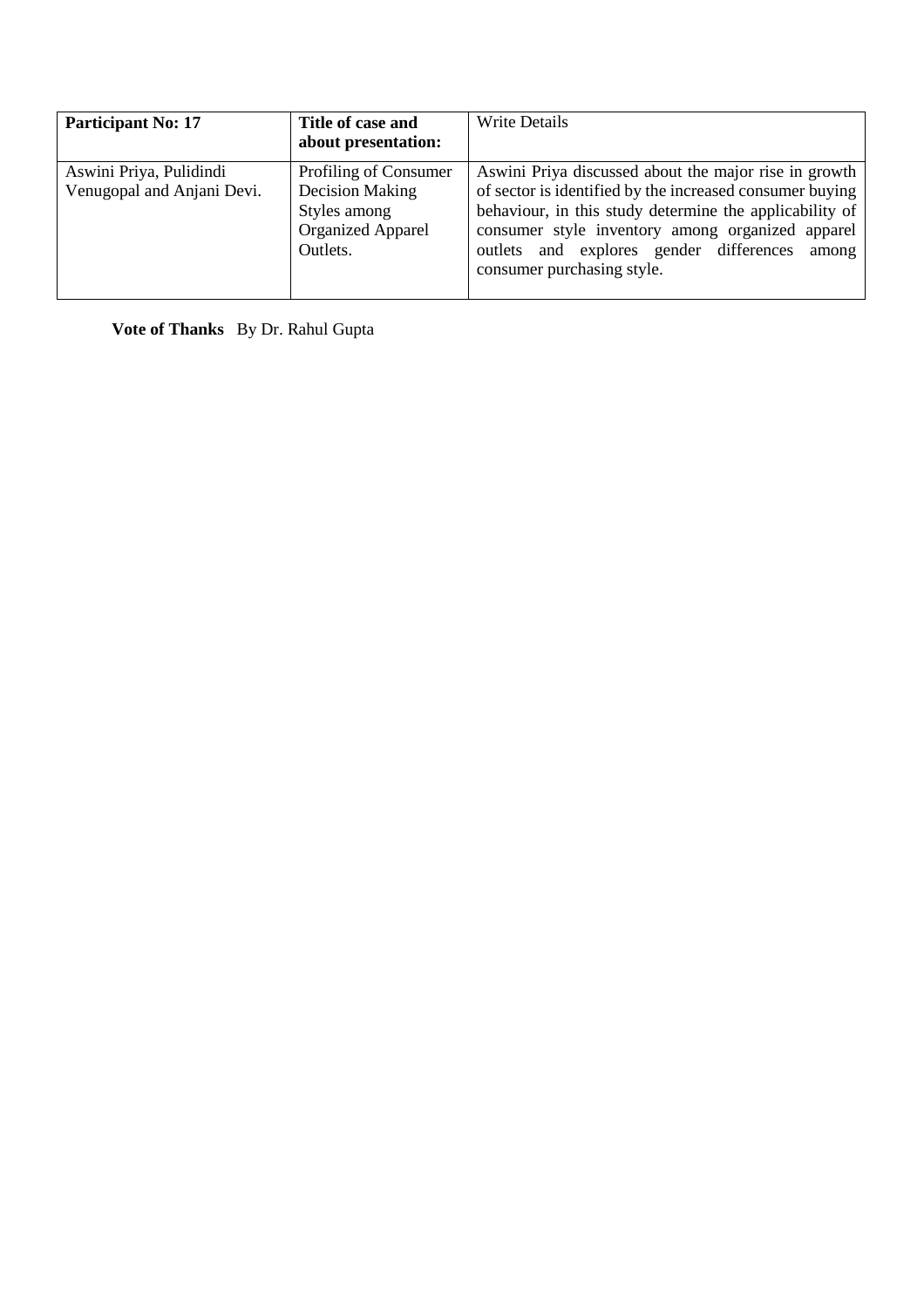| **Participant No: 17** | **Title of case and about presentation:** | Write Details |
| --- | --- | --- |
| Aswini Priya, Pulidindi Venugopal and Anjani Devi. | Profiling of Consumer Decision Making Styles among Organized Apparel Outlets. | Aswini Priya discussed about the major rise in growth of sector is identified by the increased consumer buying behaviour, in this study determine the applicability of consumer style inventory among organized apparel outlets and explores gender differences among consumer purchasing style. |

**Vote of Thanks** By Dr. Rahul Gupta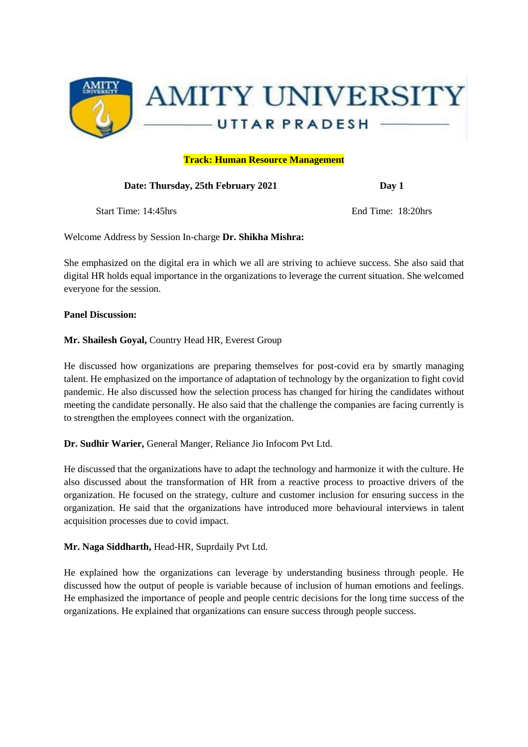# AMITY UNIVERSITY

## UTTAR PRADESH

**Track: Human Resource Management**

**Date: Thursday, 25th February 2021** **Day 1**

Start Time: 14:45hrs End Time: 18:20hrs

Welcome Address by Session In-charge **Dr. Shikha Mishra:**

She emphasized on the digital era in which we all are striving to achieve success. She also said that digital HR holds equal importance in the organizations to leverage the current situation. She welcomed everyone for the session.

**Panel Discussion:**

**Mr. Shailesh Goyal,** Country Head HR, Everest Group

He discussed how organizations are preparing themselves for post-covid era by smartly managing talent. He emphasized on the importance of adaptation of technology by the organization to fight covid pandemic. He also discussed how the selection process has changed for hiring the candidates without meeting the candidate personally. He also said that the challenge the companies are facing currently is to strengthen the employees connect with the organization.

**Dr. Sudhir Warier,** General Manger, Reliance Jio Infocom Pvt Ltd.

He discussed that the organizations have to adapt the technology and harmonize it with the culture. He also discussed about the transformation of HR from a reactive process to proactive drivers of the organization. He focused on the strategy, culture and customer inclusion for ensuring success in the organization. He said that the organizations have introduced more behavioural interviews in talent acquisition processes due to covid impact.

**Mr. Naga Siddharth,** Head-HR, Suprdaily Pvt Ltd.

He explained how the organizations can leverage by understanding business through people. He discussed how the output of people is variable because of inclusion of human emotions and feelings. He emphasized the importance of people and people centric decisions for the long time success of the organizations. He explained that organizations can ensure success through people success.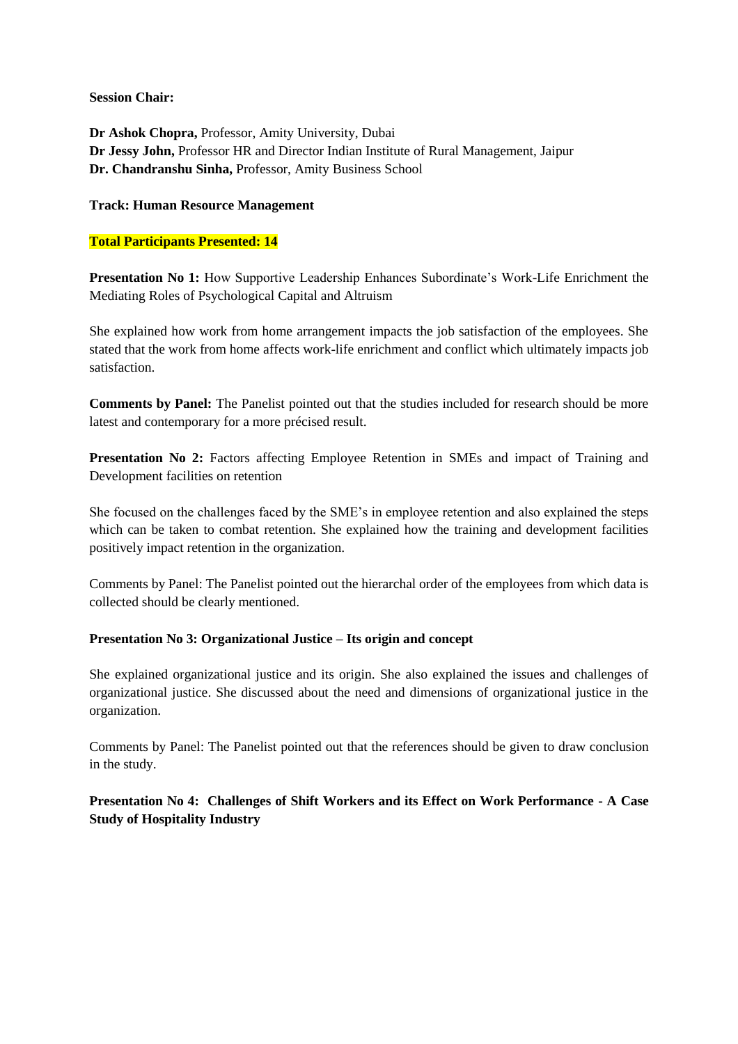**Session Chair:**

**Dr Ashok Chopra,** Professor, Amity University, Dubai
**Dr Jessy John,** Professor HR and Director Indian Institute of Rural Management, Jaipur
**Dr. Chandranshu Sinha,** Professor, Amity Business School

**Track: Human Resource Management**

**Total Participants Presented: 14**

**Presentation No 1:** How Supportive Leadership Enhances Subordinate's Work-Life Enrichment the Mediating Roles of Psychological Capital and Altruism

She explained how work from home arrangement impacts the job satisfaction of the employees. She stated that the work from home affects work-life enrichment and conflict which ultimately impacts job satisfaction.

**Comments by Panel:** The Panelist pointed out that the studies included for research should be more latest and contemporary for a more précised result.

**Presentation No 2:** Factors affecting Employee Retention in SMEs and impact of Training and Development facilities on retention

She focused on the challenges faced by the SME's in employee retention and also explained the steps which can be taken to combat retention. She explained how the training and development facilities positively impact retention in the organization.

Comments by Panel: The Panelist pointed out the hierarchal order of the employees from which data is collected should be clearly mentioned.

**Presentation No 3: Organizational Justice – Its origin and concept**

She explained organizational justice and its origin. She also explained the issues and challenges of organizational justice. She discussed about the need and dimensions of organizational justice in the organization.

Comments by Panel: The Panelist pointed out that the references should be given to draw conclusion in the study.

**Presentation No 4: Challenges of Shift Workers and its Effect on Work Performance - A Case Study of Hospitality Industry**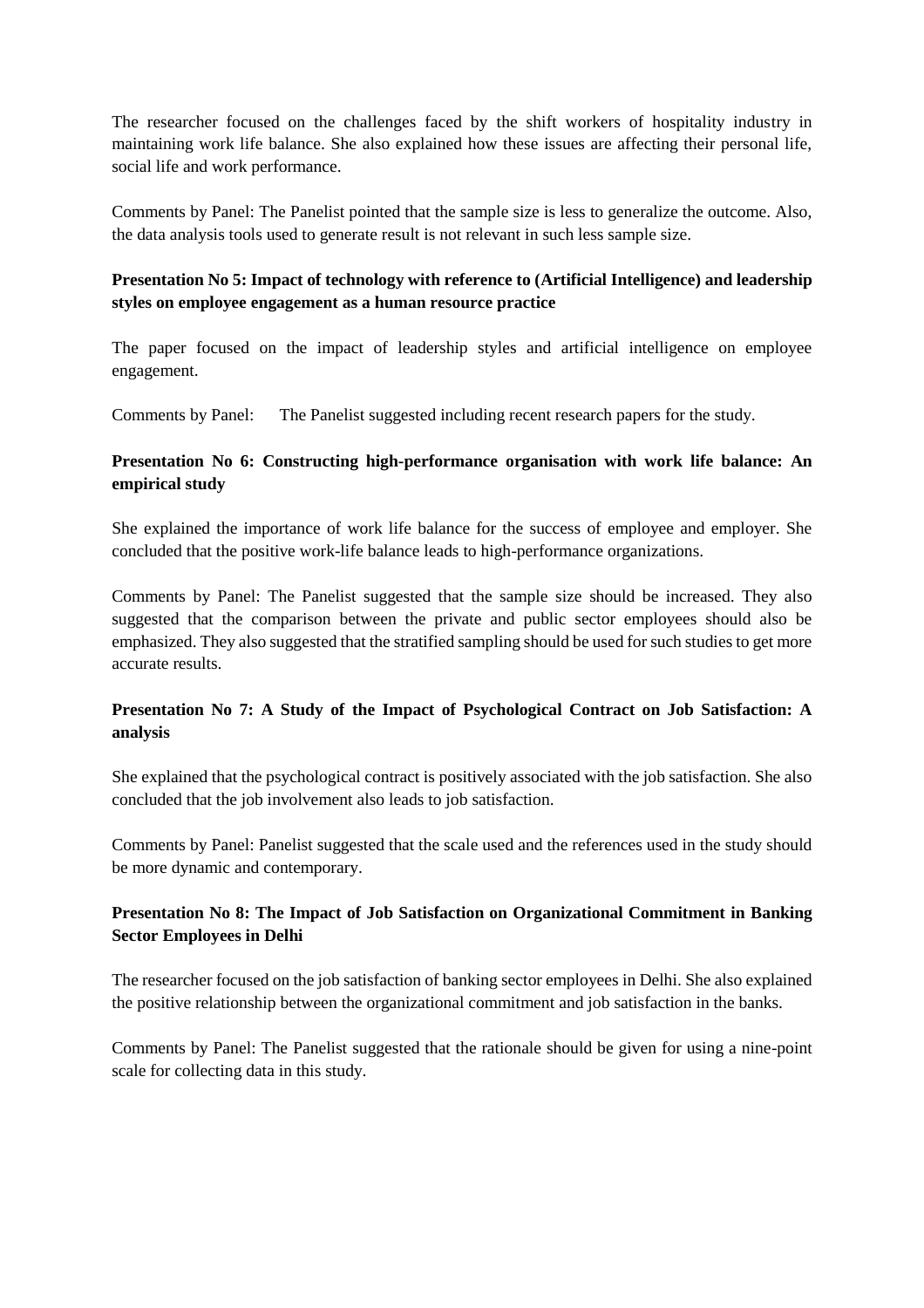The researcher focused on the challenges faced by the shift workers of hospitality industry in maintaining work life balance. She also explained how these issues are affecting their personal life, social life and work performance.

Comments by Panel: The Panelist pointed that the sample size is less to generalize the outcome. Also, the data analysis tools used to generate result is not relevant in such less sample size.

**Presentation No 5: Impact of technology with reference to (Artificial Intelligence) and leadership styles on employee engagement as a human resource practice**

The paper focused on the impact of leadership styles and artificial intelligence on employee engagement.

Comments by Panel: The Panelist suggested including recent research papers for the study.

**Presentation No 6: Constructing high-performance organisation with work life balance: An empirical study**

She explained the importance of work life balance for the success of employee and employer. She concluded that the positive work-life balance leads to high-performance organizations.

Comments by Panel: The Panelist suggested that the sample size should be increased. They also suggested that the comparison between the private and public sector employees should also be emphasized. They also suggested that the stratified sampling should be used for such studies to get more accurate results.

**Presentation No 7: A Study of the Impact of Psychological Contract on Job Satisfaction: A analysis**

She explained that the psychological contract is positively associated with the job satisfaction. She also concluded that the job involvement also leads to job satisfaction.

Comments by Panel: Panelist suggested that the scale used and the references used in the study should be more dynamic and contemporary.

**Presentation No 8: The Impact of Job Satisfaction on Organizational Commitment in Banking Sector Employees in Delhi**

The researcher focused on the job satisfaction of banking sector employees in Delhi. She also explained the positive relationship between the organizational commitment and job satisfaction in the banks.

Comments by Panel: The Panelist suggested that the rationale should be given for using a nine-point scale for collecting data in this study.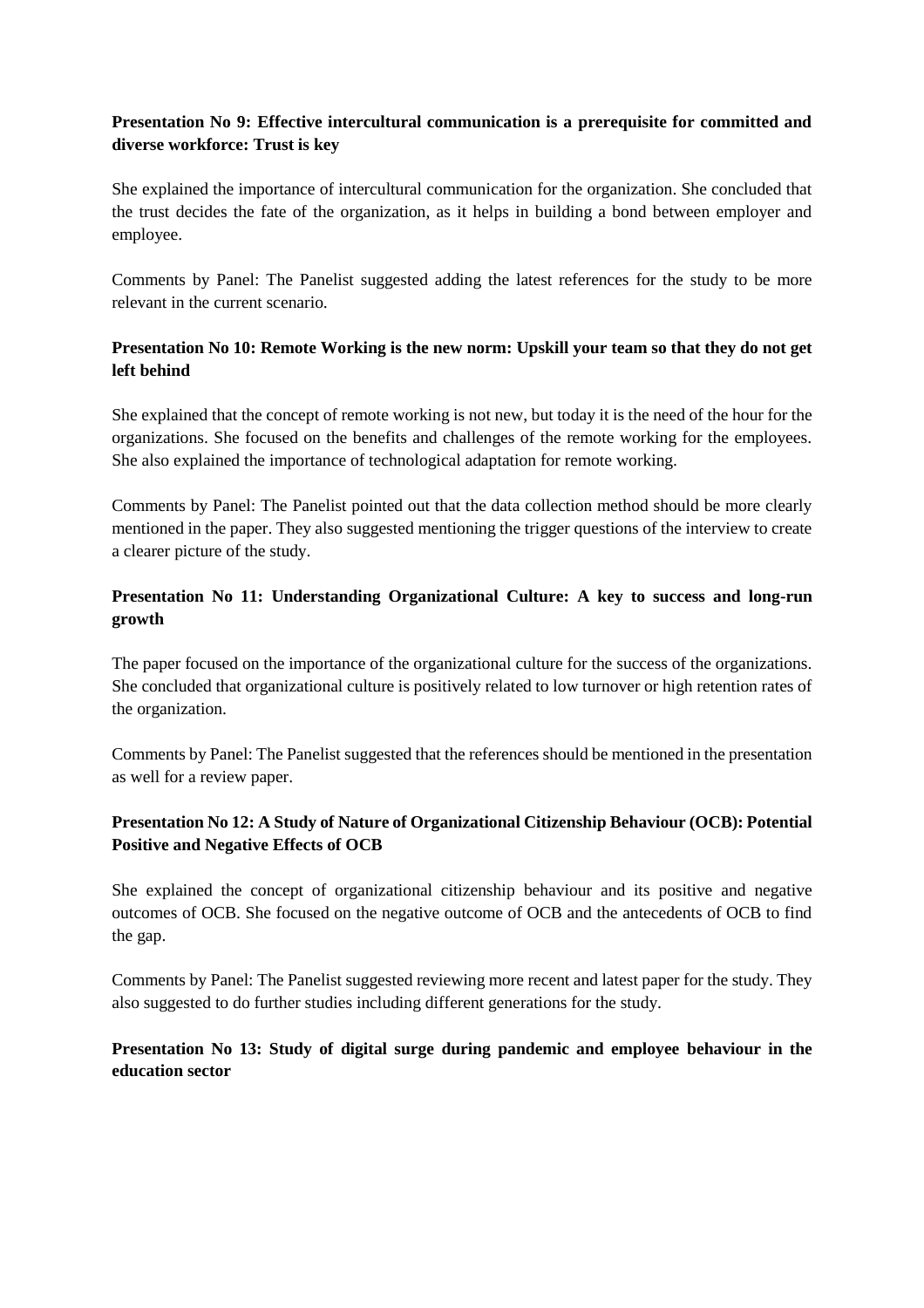**Presentation No 9: Effective intercultural communication is a prerequisite for committed and diverse workforce: Trust is key**

She explained the importance of intercultural communication for the organization. She concluded that the trust decides the fate of the organization, as it helps in building a bond between employer and employee.

Comments by Panel: The Panelist suggested adding the latest references for the study to be more relevant in the current scenario.

**Presentation No 10: Remote Working is the new norm: Upskill your team so that they do not get left behind**

She explained that the concept of remote working is not new, but today it is the need of the hour for the organizations. She focused on the benefits and challenges of the remote working for the employees. She also explained the importance of technological adaptation for remote working.

Comments by Panel: The Panelist pointed out that the data collection method should be more clearly mentioned in the paper. They also suggested mentioning the trigger questions of the interview to create a clearer picture of the study.

**Presentation No 11: Understanding Organizational Culture: A key to success and long-run growth**

The paper focused on the importance of the organizational culture for the success of the organizations. She concluded that organizational culture is positively related to low turnover or high retention rates of the organization.

Comments by Panel: The Panelist suggested that the references should be mentioned in the presentation as well for a review paper.

**Presentation No 12: A Study of Nature of Organizational Citizenship Behaviour (OCB): Potential Positive and Negative Effects of OCB**

She explained the concept of organizational citizenship behaviour and its positive and negative outcomes of OCB. She focused on the negative outcome of OCB and the antecedents of OCB to find the gap.

Comments by Panel: The Panelist suggested reviewing more recent and latest paper for the study. They also suggested to do further studies including different generations for the study.

**Presentation No 13: Study of digital surge during pandemic and employee behaviour in the education sector**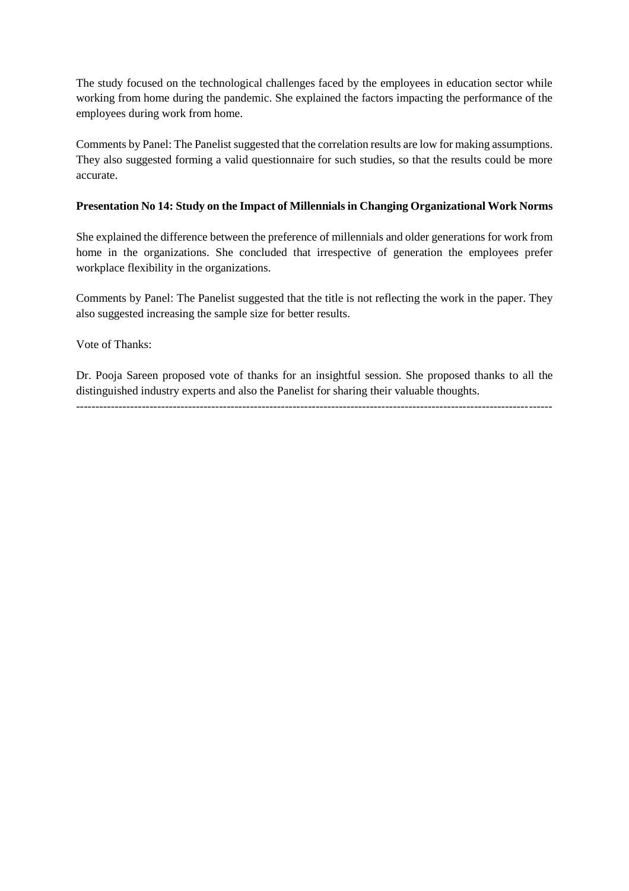The study focused on the technological challenges faced by the employees in education sector while working from home during the pandemic. She explained the factors impacting the performance of the employees during work from home.

Comments by Panel: The Panelist suggested that the correlation results are low for making assumptions. They also suggested forming a valid questionnaire for such studies, so that the results could be more accurate.

**Presentation No 14: Study on the Impact of Millennials in Changing Organizational Work Norms**

She explained the difference between the preference of millennials and older generations for work from home in the organizations. She concluded that irrespective of generation the employees prefer workplace flexibility in the organizations.

Comments by Panel: The Panelist suggested that the title is not reflecting the work in the paper. They also suggested increasing the sample size for better results.

Vote of Thanks:

Dr. Pooja Sareen proposed vote of thanks for an insightful session. She proposed thanks to all the distinguished industry experts and also the Panelist for sharing their valuable thoughts.

---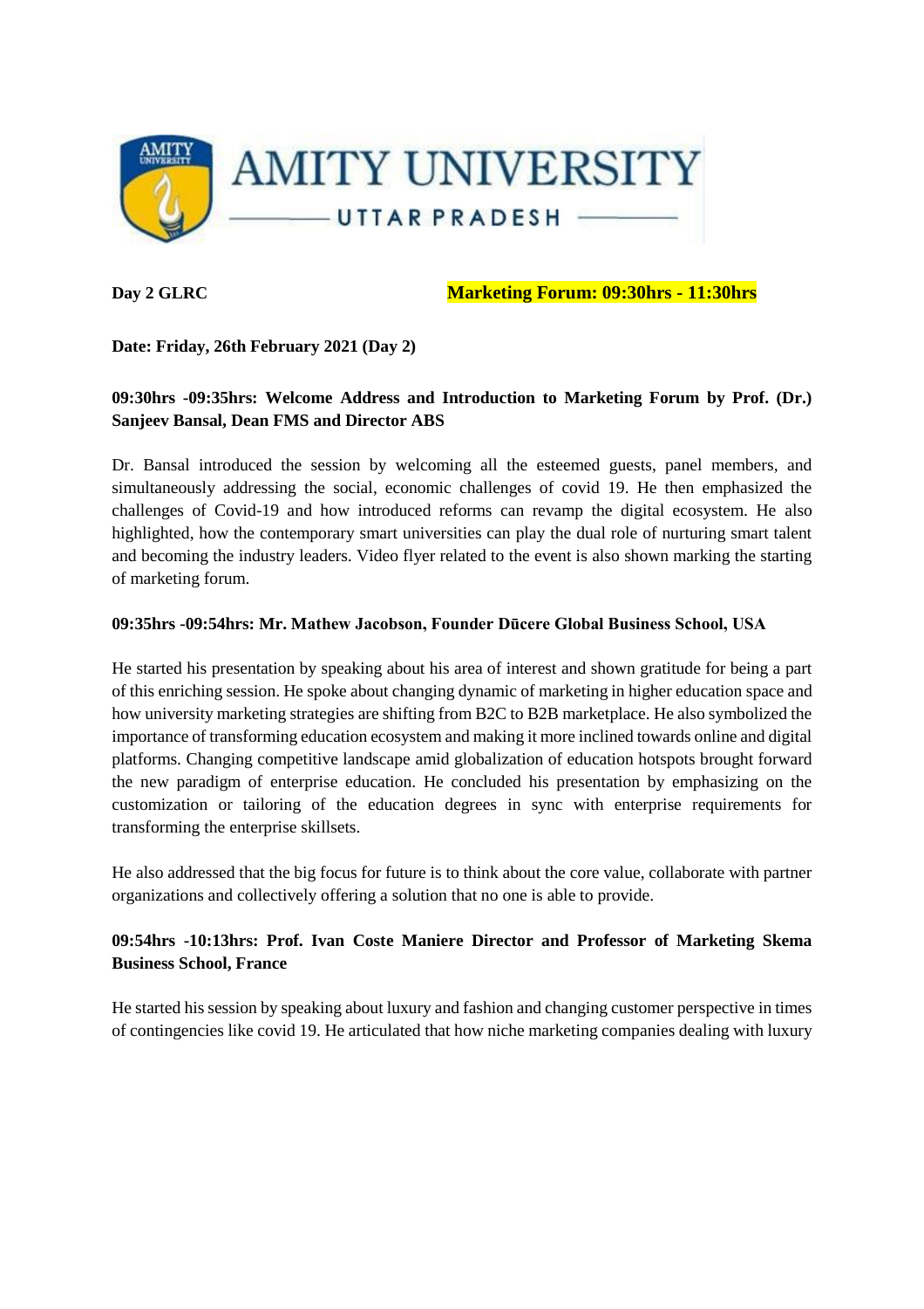**Day 2 GLRC** **Marketing Forum: 09:30hrs - 11:30hrs**

**Date: Friday, 26th February 2021 (Day 2)**

**09:30hrs -09:35hrs: Welcome Address and Introduction to Marketing Forum by Prof. (Dr.) Sanjeev Bansal, Dean FMS and Director ABS**

Dr. Bansal introduced the session by welcoming all the esteemed guests, panel members, and simultaneously addressing the social, economic challenges of covid 19. He then emphasized the challenges of Covid-19 and how introduced reforms can revamp the digital ecosystem. He also highlighted, how the contemporary smart universities can play the dual role of nurturing smart talent and becoming the industry leaders. Video flyer related to the event is also shown marking the starting of marketing forum.

**09:35hrs -09:54hrs: Mr. Mathew Jacobson, Founder Dūcere Global Business School, USA**

He started his presentation by speaking about his area of interest and shown gratitude for being a part of this enriching session. He spoke about changing dynamic of marketing in higher education space and how university marketing strategies are shifting from B2C to B2B marketplace. He also symbolized the importance of transforming education ecosystem and making it more inclined towards online and digital platforms. Changing competitive landscape amid globalization of education hotspots brought forward the new paradigm of enterprise education. He concluded his presentation by emphasizing on the customization or tailoring of the education degrees in sync with enterprise requirements for transforming the enterprise skillsets.

He also addressed that the big focus for future is to think about the core value, collaborate with partner organizations and collectively offering a solution that no one is able to provide.

**09:54hrs -10:13hrs: Prof. Ivan Coste Maniere Director and Professor of Marketing Skema Business School, France**

He started his session by speaking about luxury and fashion and changing customer perspective in times of contingencies like covid 19. He articulated that how niche marketing companies dealing with luxury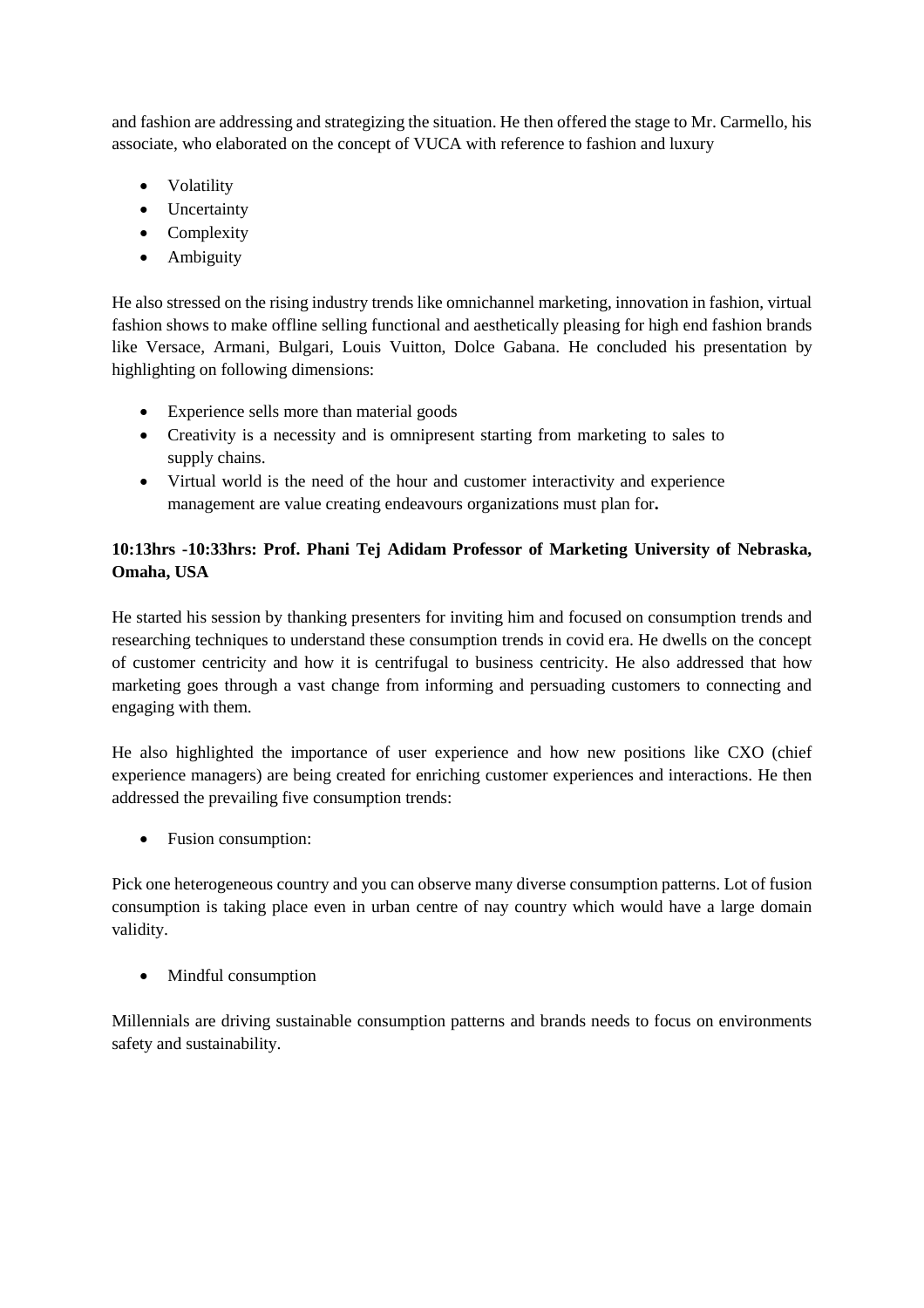and fashion are addressing and strategizing the situation. He then offered the stage to Mr. Carmello, his associate, who elaborated on the concept of VUCA with reference to fashion and luxury

- Volatility
- Uncertainty
- Complexity
- Ambiguity

He also stressed on the rising industry trends like omnichannel marketing, innovation in fashion, virtual fashion shows to make offline selling functional and aesthetically pleasing for high end fashion brands like Versace, Armani, Bulgari, Louis Vuitton, Dolce Gabana. He concluded his presentation by highlighting on following dimensions:

- Experience sells more than material goods
- Creativity is a necessity and is omnipresent starting from marketing to sales to supply chains.
- Virtual world is the need of the hour and customer interactivity and experience management are value creating endeavours organizations must plan for**.**

**10:13hrs -10:33hrs: Prof. Phani Tej Adidam Professor of Marketing University of Nebraska, Omaha, USA**

He started his session by thanking presenters for inviting him and focused on consumption trends and researching techniques to understand these consumption trends in covid era. He dwells on the concept of customer centricity and how it is centrifugal to business centricity. He also addressed that how marketing goes through a vast change from informing and persuading customers to connecting and engaging with them.

He also highlighted the importance of user experience and how new positions like CXO (chief experience managers) are being created for enriching customer experiences and interactions. He then addressed the prevailing five consumption trends:

- Fusion consumption:

Pick one heterogeneous country and you can observe many diverse consumption patterns. Lot of fusion consumption is taking place even in urban centre of nay country which would have a large domain validity.

- Mindful consumption

Millennials are driving sustainable consumption patterns and brands needs to focus on environments safety and sustainability.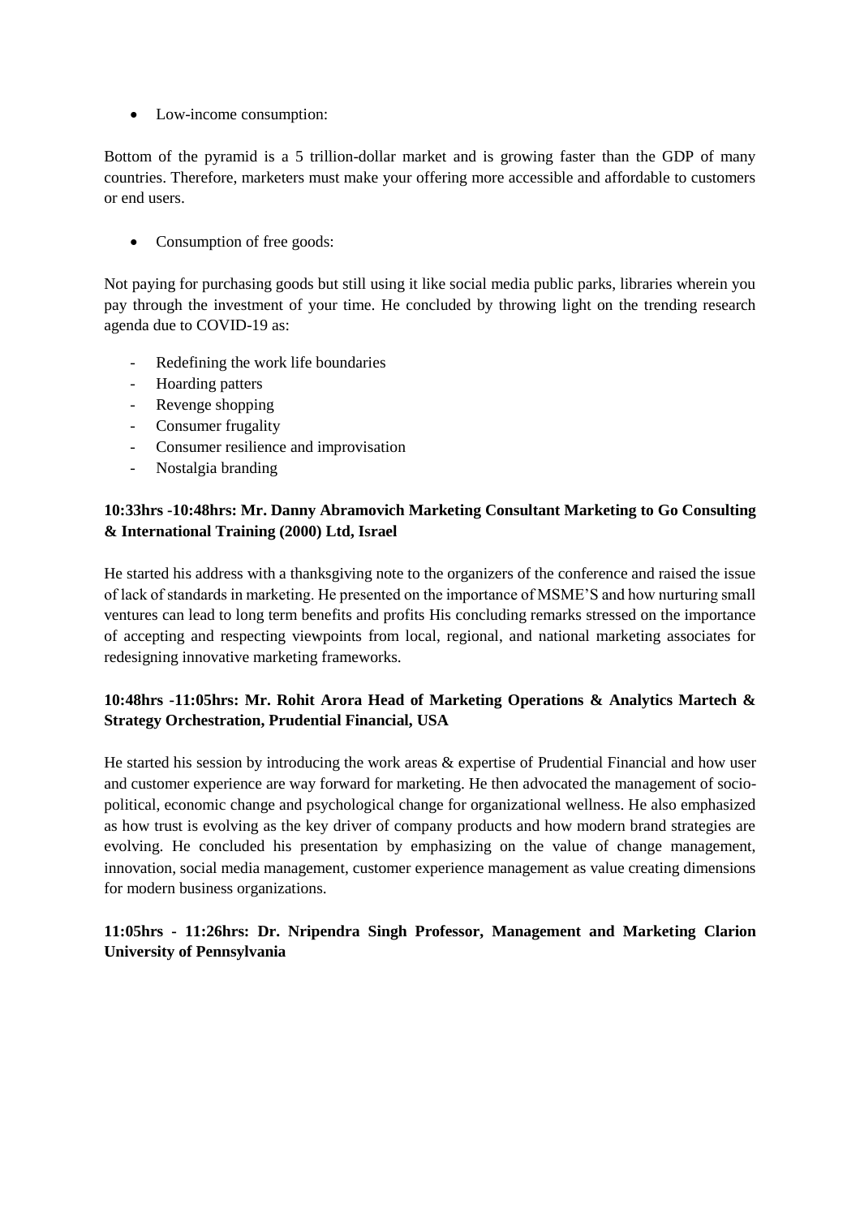- Low-income consumption:

Bottom of the pyramid is a 5 trillion-dollar market and is growing faster than the GDP of many countries. Therefore, marketers must make your offering more accessible and affordable to customers or end users.

- Consumption of free goods:

Not paying for purchasing goods but still using it like social media public parks, libraries wherein you pay through the investment of your time. He concluded by throwing light on the trending research agenda due to COVID-19 as:

- Redefining the work life boundaries
- Hoarding patters
- Revenge shopping
- Consumer frugality
- Consumer resilience and improvisation
- Nostalgia branding

**10:33hrs -10:48hrs: Mr. Danny Abramovich Marketing Consultant Marketing to Go Consulting & International Training (2000) Ltd, Israel**

He started his address with a thanksgiving note to the organizers of the conference and raised the issue of lack of standards in marketing. He presented on the importance of MSME'S and how nurturing small ventures can lead to long term benefits and profits His concluding remarks stressed on the importance of accepting and respecting viewpoints from local, regional, and national marketing associates for redesigning innovative marketing frameworks.

**10:48hrs -11:05hrs: Mr. Rohit Arora Head of Marketing Operations & Analytics Martech & Strategy Orchestration, Prudential Financial, USA**

He started his session by introducing the work areas & expertise of Prudential Financial and how user and customer experience are way forward for marketing. He then advocated the management of socio-political, economic change and psychological change for organizational wellness. He also emphasized as how trust is evolving as the key driver of company products and how modern brand strategies are evolving. He concluded his presentation by emphasizing on the value of change management, innovation, social media management, customer experience management as value creating dimensions for modern business organizations.

**11:05hrs - 11:26hrs: Dr. Nripendra Singh Professor, Management and Marketing Clarion University of Pennsylvania**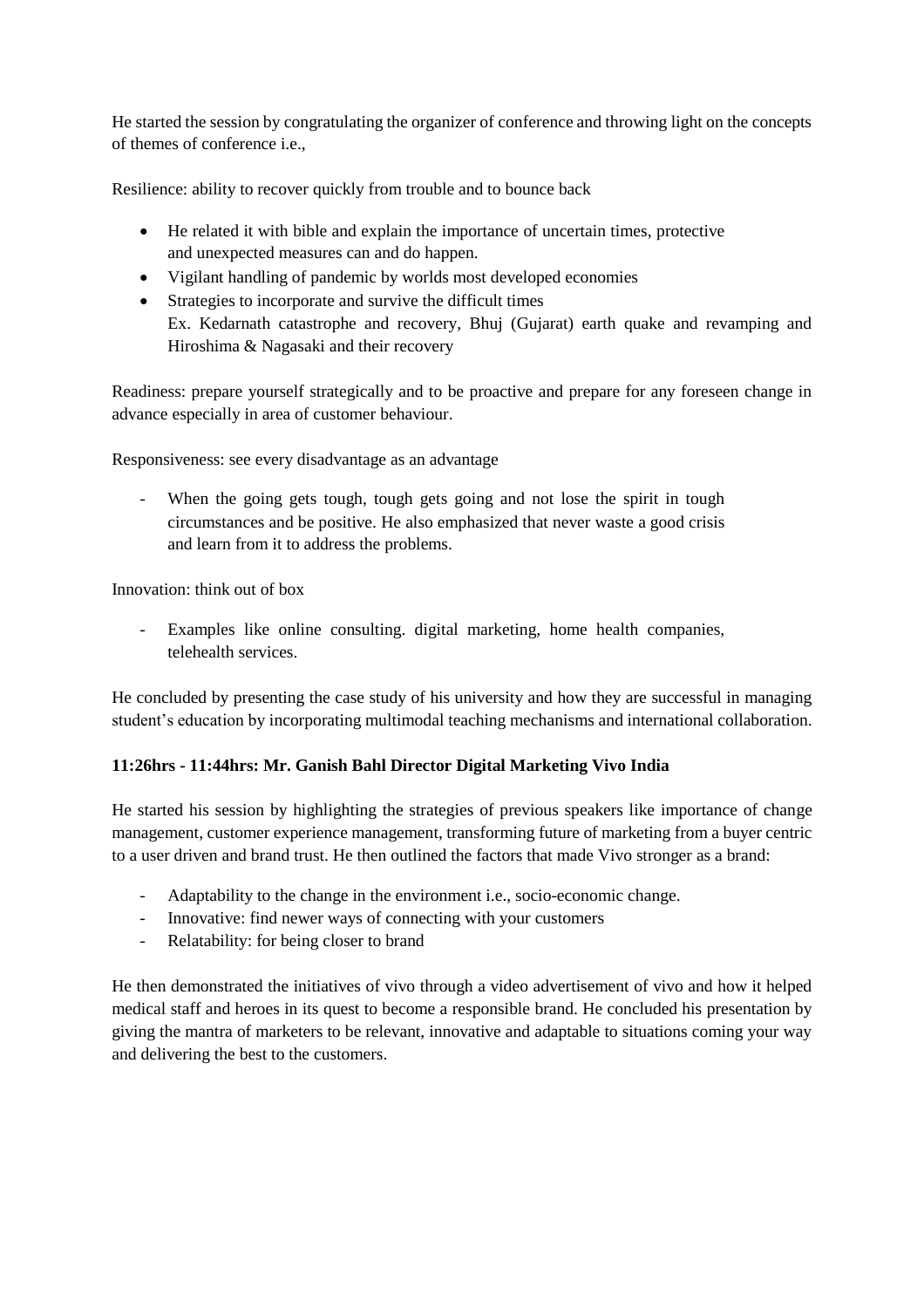He started the session by congratulating the organizer of conference and throwing light on the concepts of themes of conference i.e.,

Resilience: ability to recover quickly from trouble and to bounce back

- He related it with bible and explain the importance of uncertain times, protective and unexpected measures can and do happen.
- Vigilant handling of pandemic by worlds most developed economies
- Strategies to incorporate and survive the difficult times
  Ex. Kedarnath catastrophe and recovery, Bhuj (Gujarat) earth quake and revamping and Hiroshima & Nagasaki and their recovery

Readiness: prepare yourself strategically and to be proactive and prepare for any foreseen change in advance especially in area of customer behaviour.

Responsiveness: see every disadvantage as an advantage

- When the going gets tough, tough gets going and not lose the spirit in tough circumstances and be positive. He also emphasized that never waste a good crisis and learn from it to address the problems.

Innovation: think out of box

- Examples like online consulting. digital marketing, home health companies, telehealth services.

He concluded by presenting the case study of his university and how they are successful in managing student's education by incorporating multimodal teaching mechanisms and international collaboration.

**11:26hrs - 11:44hrs: Mr. Ganish Bahl Director Digital Marketing Vivo India**

He started his session by highlighting the strategies of previous speakers like importance of change management, customer experience management, transforming future of marketing from a buyer centric to a user driven and brand trust. He then outlined the factors that made Vivo stronger as a brand:

- Adaptability to the change in the environment i.e., socio-economic change.
- Innovative: find newer ways of connecting with your customers
- Relatability: for being closer to brand

He then demonstrated the initiatives of vivo through a video advertisement of vivo and how it helped medical staff and heroes in its quest to become a responsible brand. He concluded his presentation by giving the mantra of marketers to be relevant, innovative and adaptable to situations coming your way and delivering the best to the customers.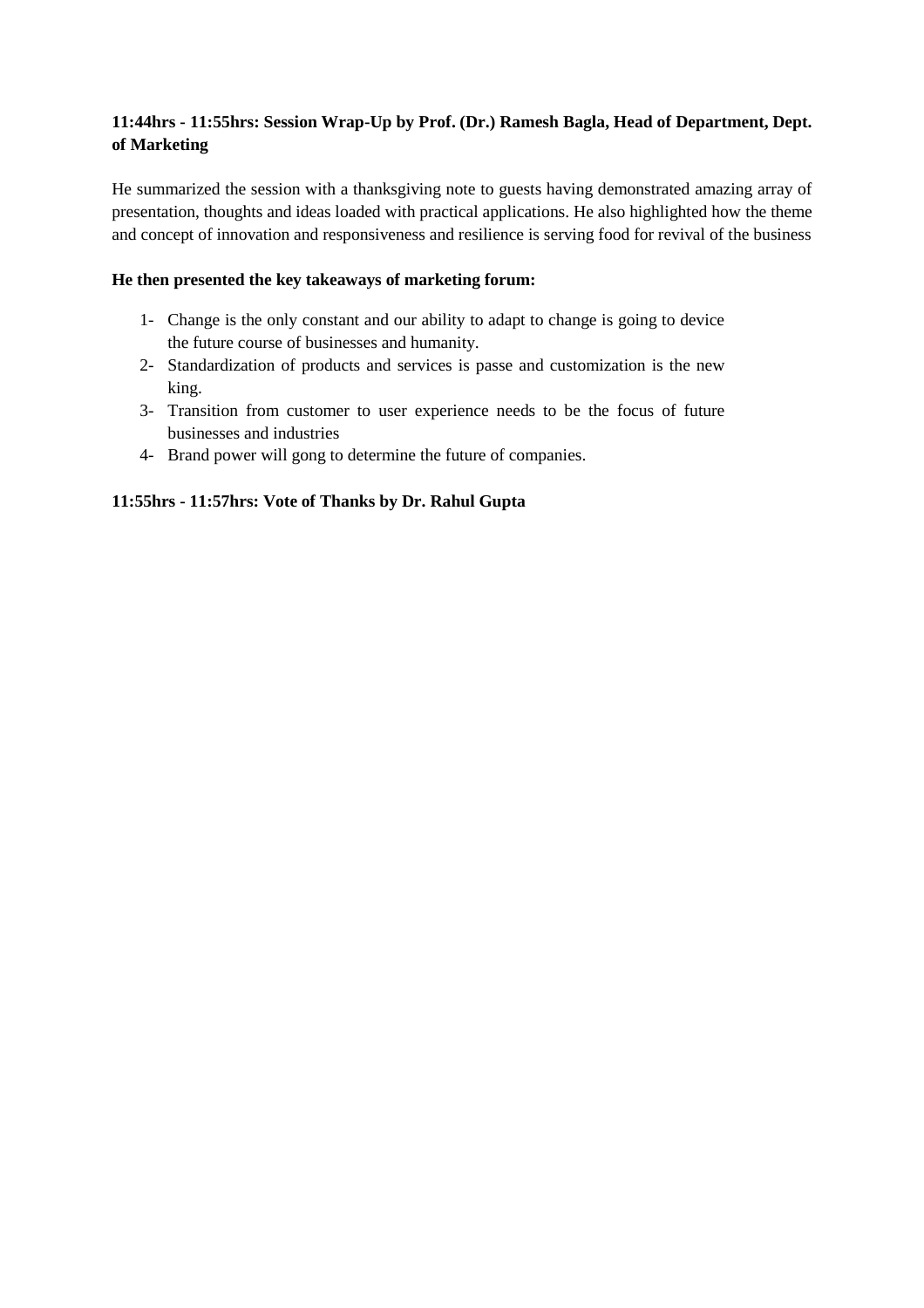**11:44hrs - 11:55hrs: Session Wrap-Up by Prof. (Dr.) Ramesh Bagla, Head of Department, Dept. of Marketing**

He summarized the session with a thanksgiving note to guests having demonstrated amazing array of presentation, thoughts and ideas loaded with practical applications. He also highlighted how the theme and concept of innovation and responsiveness and resilience is serving food for revival of the business

**He then presented the key takeaways of marketing forum:**

1- Change is the only constant and our ability to adapt to change is going to device the future course of businesses and humanity.
2- Standardization of products and services is passe and customization is the new king.
3- Transition from customer to user experience needs to be the focus of future businesses and industries
4- Brand power will gong to determine the future of companies.

**11:55hrs - 11:57hrs: Vote of Thanks by Dr. Rahul Gupta**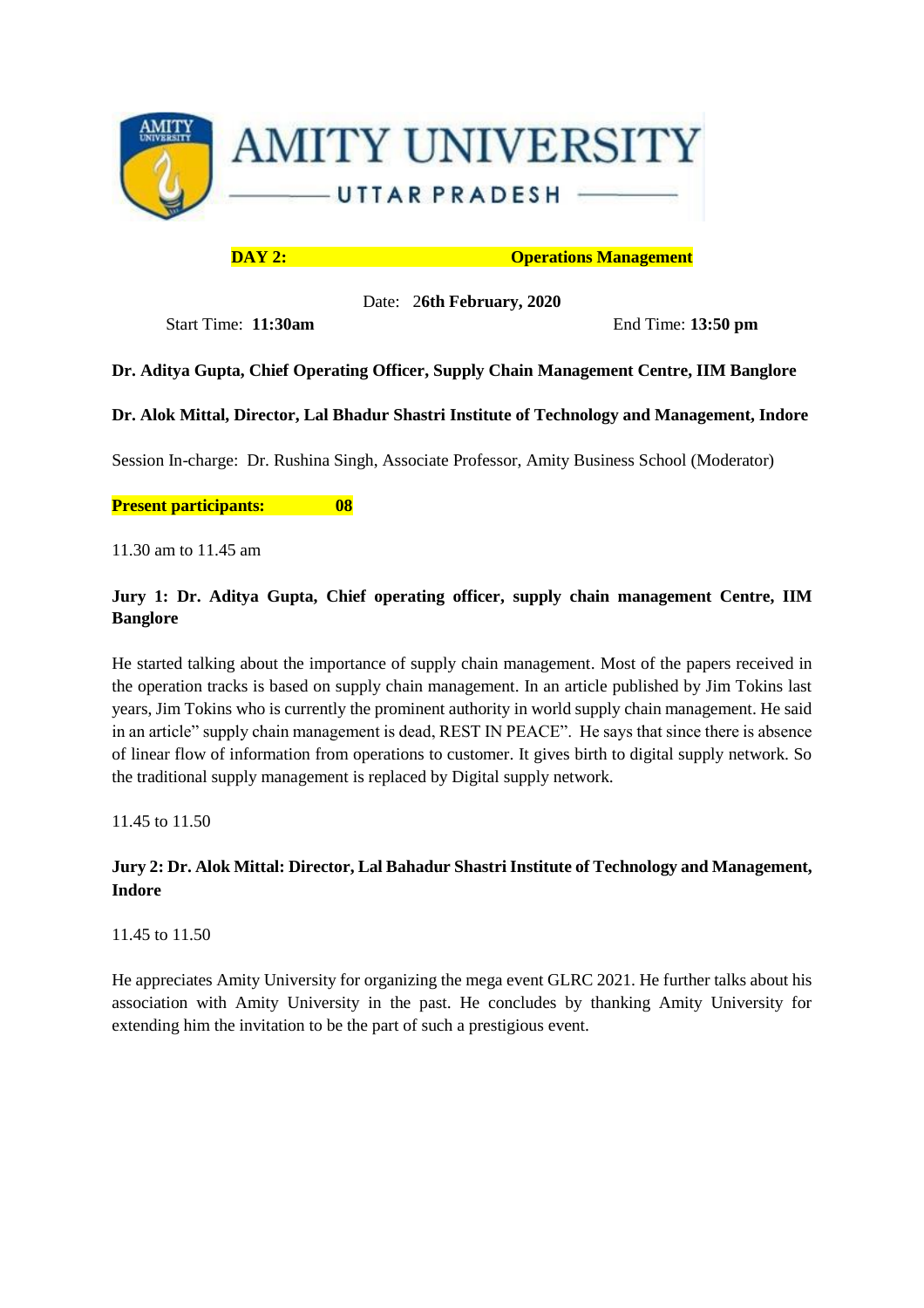# AMITY UNIVERSITY

## UTTAR PRADESH

**DAY 2:** **Operations Management**

Date: 2**6th February, 2020**

Start Time: **11:30am** End Time: **13:50 pm**

**Dr. Aditya Gupta, Chief Operating Officer, Supply Chain Management Centre, IIM Banglore**

**Dr. Alok Mittal, Director, Lal Bhadur Shastri Institute of Technology and Management, Indore**

Session In-charge: Dr. Rushina Singh, Associate Professor, Amity Business School (Moderator)

**Present participants: 08**

11.30 am to 11.45 am

**Jury 1: Dr. Aditya Gupta, Chief operating officer, supply chain management Centre, IIM Banglore**

He started talking about the importance of supply chain management. Most of the papers received in the operation tracks is based on supply chain management. In an article published by Jim Tokins last years, Jim Tokins who is currently the prominent authority in world supply chain management. He said in an article" supply chain management is dead, REST IN PEACE". He says that since there is absence of linear flow of information from operations to customer. It gives birth to digital supply network. So the traditional supply management is replaced by Digital supply network.

11.45 to 11.50

**Jury 2: Dr. Alok Mittal: Director, Lal Bahadur Shastri Institute of Technology and Management, Indore**

11.45 to 11.50

He appreciates Amity University for organizing the mega event GLRC 2021. He further talks about his association with Amity University in the past. He concludes by thanking Amity University for extending him the invitation to be the part of such a prestigious event.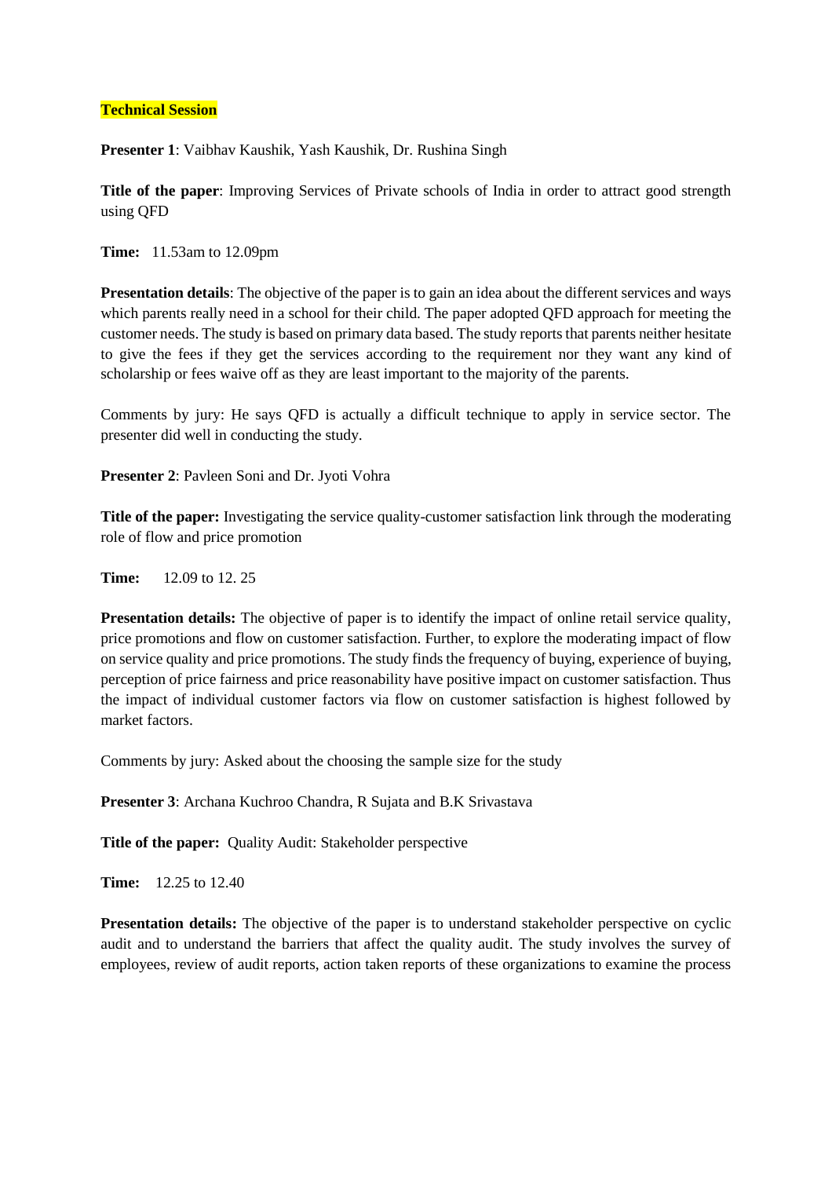**Technical Session**

**Presenter 1**: Vaibhav Kaushik, Yash Kaushik, Dr. Rushina Singh

**Title of the paper**: Improving Services of Private schools of India in order to attract good strength using QFD

**Time:** 11.53am to 12.09pm

**Presentation details**: The objective of the paper is to gain an idea about the different services and ways which parents really need in a school for their child. The paper adopted QFD approach for meeting the customer needs. The study is based on primary data based. The study reports that parents neither hesitate to give the fees if they get the services according to the requirement nor they want any kind of scholarship or fees waive off as they are least important to the majority of the parents.

Comments by jury: He says QFD is actually a difficult technique to apply in service sector. The presenter did well in conducting the study.

**Presenter 2**: Pavleen Soni and Dr. Jyoti Vohra

**Title of the paper:** Investigating the service quality-customer satisfaction link through the moderating role of flow and price promotion

**Time:** 12.09 to 12. 25

**Presentation details:** The objective of paper is to identify the impact of online retail service quality, price promotions and flow on customer satisfaction. Further, to explore the moderating impact of flow on service quality and price promotions. The study finds the frequency of buying, experience of buying, perception of price fairness and price reasonability have positive impact on customer satisfaction. Thus the impact of individual customer factors via flow on customer satisfaction is highest followed by market factors.

Comments by jury: Asked about the choosing the sample size for the study

**Presenter 3**: Archana Kuchroo Chandra, R Sujata and B.K Srivastava

**Title of the paper:** Quality Audit: Stakeholder perspective

**Time:** 12.25 to 12.40

**Presentation details:** The objective of the paper is to understand stakeholder perspective on cyclic audit and to understand the barriers that affect the quality audit. The study involves the survey of employees, review of audit reports, action taken reports of these organizations to examine the process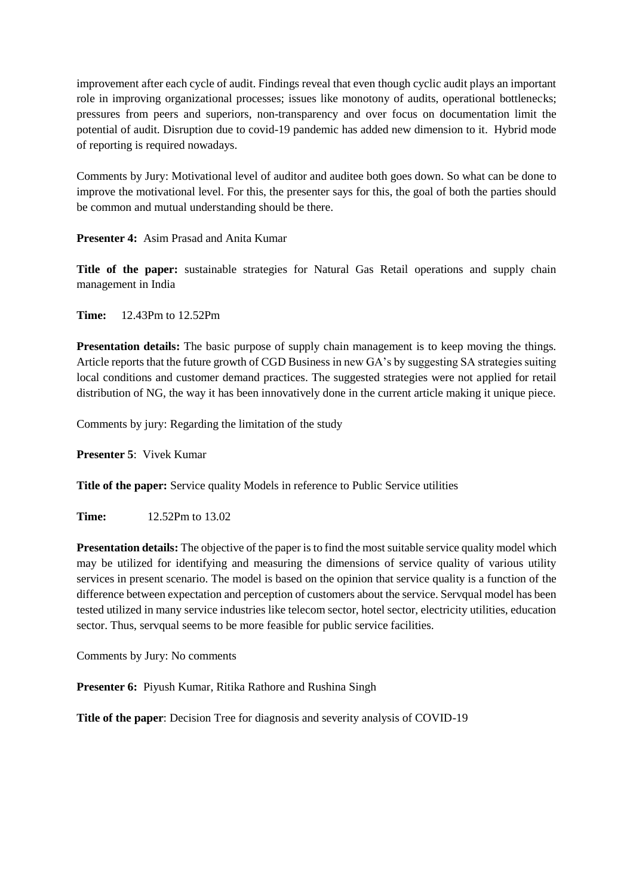improvement after each cycle of audit. Findings reveal that even though cyclic audit plays an important role in improving organizational processes; issues like monotony of audits, operational bottlenecks; pressures from peers and superiors, non-transparency and over focus on documentation limit the potential of audit. Disruption due to covid-19 pandemic has added new dimension to it. Hybrid mode of reporting is required nowadays.

Comments by Jury: Motivational level of auditor and auditee both goes down. So what can be done to improve the motivational level. For this, the presenter says for this, the goal of both the parties should be common and mutual understanding should be there.

**Presenter 4:** Asim Prasad and Anita Kumar

**Title of the paper:** sustainable strategies for Natural Gas Retail operations and supply chain management in India

**Time:** 12.43Pm to 12.52Pm

**Presentation details:** The basic purpose of supply chain management is to keep moving the things. Article reports that the future growth of CGD Business in new GA's by suggesting SA strategies suiting local conditions and customer demand practices. The suggested strategies were not applied for retail distribution of NG, the way it has been innovatively done in the current article making it unique piece.

Comments by jury: Regarding the limitation of the study

**Presenter 5**: Vivek Kumar

**Title of the paper:** Service quality Models in reference to Public Service utilities

**Time:** 12.52Pm to 13.02

**Presentation details:** The objective of the paper is to find the most suitable service quality model which may be utilized for identifying and measuring the dimensions of service quality of various utility services in present scenario. The model is based on the opinion that service quality is a function of the difference between expectation and perception of customers about the service. Servqual model has been tested utilized in many service industries like telecom sector, hotel sector, electricity utilities, education sector. Thus, servqual seems to be more feasible for public service facilities.

Comments by Jury: No comments

**Presenter 6:** Piyush Kumar, Ritika Rathore and Rushina Singh

**Title of the paper**: Decision Tree for diagnosis and severity analysis of COVID-19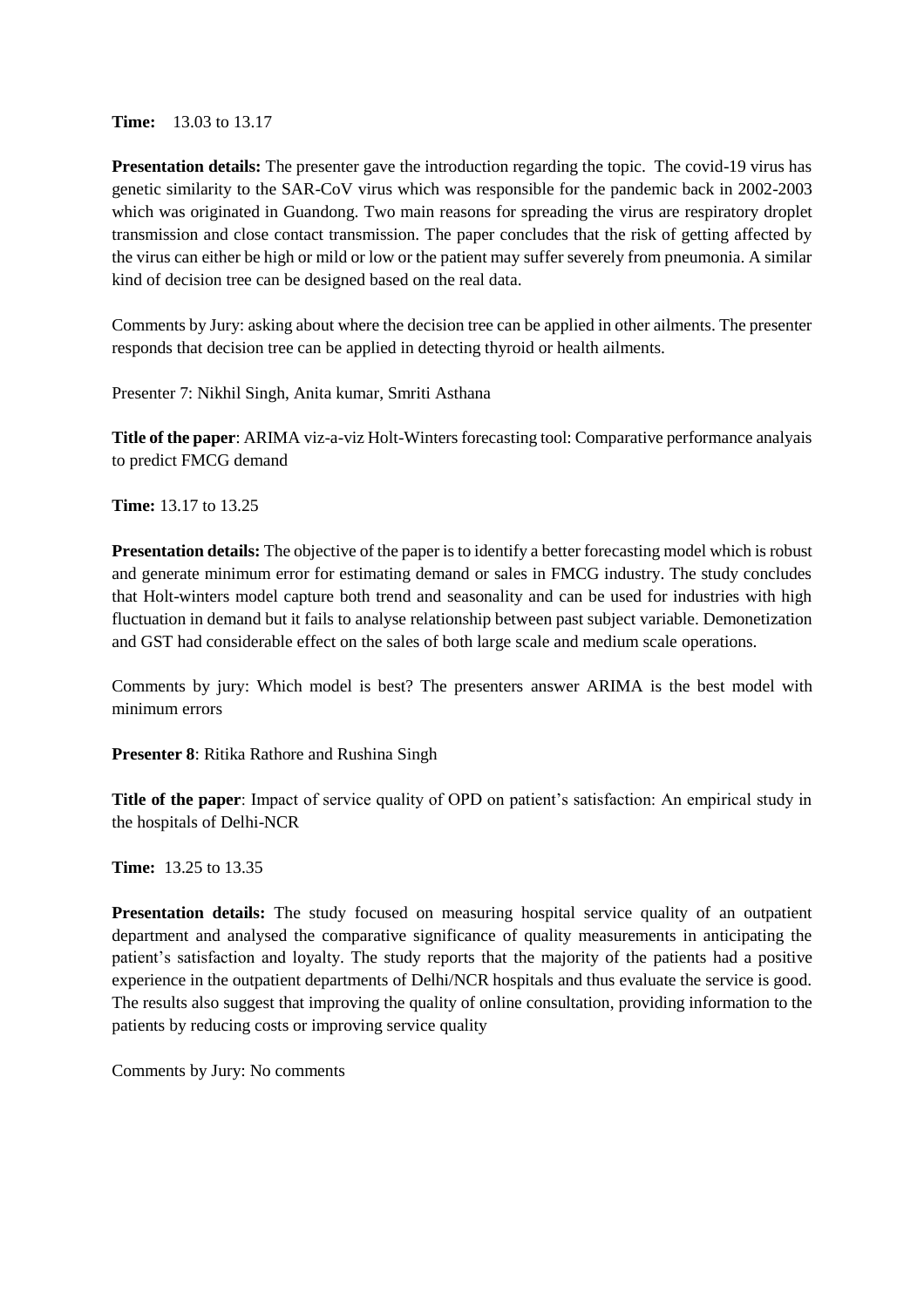**Time:** 13.03 to 13.17

**Presentation details:** The presenter gave the introduction regarding the topic. The covid-19 virus has genetic similarity to the SAR-CoV virus which was responsible for the pandemic back in 2002-2003 which was originated in Guandong. Two main reasons for spreading the virus are respiratory droplet transmission and close contact transmission. The paper concludes that the risk of getting affected by the virus can either be high or mild or low or the patient may suffer severely from pneumonia. A similar kind of decision tree can be designed based on the real data.

Comments by Jury: asking about where the decision tree can be applied in other ailments. The presenter responds that decision tree can be applied in detecting thyroid or health ailments.

Presenter 7: Nikhil Singh, Anita kumar, Smriti Asthana

**Title of the paper**: ARIMA viz-a-viz Holt-Winters forecasting tool: Comparative performance analyais to predict FMCG demand

**Time:** 13.17 to 13.25

**Presentation details:** The objective of the paper is to identify a better forecasting model which is robust and generate minimum error for estimating demand or sales in FMCG industry. The study concludes that Holt-winters model capture both trend and seasonality and can be used for industries with high fluctuation in demand but it fails to analyse relationship between past subject variable. Demonetization and GST had considerable effect on the sales of both large scale and medium scale operations.

Comments by jury: Which model is best? The presenters answer ARIMA is the best model with minimum errors

**Presenter 8**: Ritika Rathore and Rushina Singh

**Title of the paper**: Impact of service quality of OPD on patient's satisfaction: An empirical study in the hospitals of Delhi-NCR

**Time:** 13.25 to 13.35

**Presentation details:** The study focused on measuring hospital service quality of an outpatient department and analysed the comparative significance of quality measurements in anticipating the patient's satisfaction and loyalty. The study reports that the majority of the patients had a positive experience in the outpatient departments of Delhi/NCR hospitals and thus evaluate the service is good. The results also suggest that improving the quality of online consultation, providing information to the patients by reducing costs or improving service quality

Comments by Jury: No comments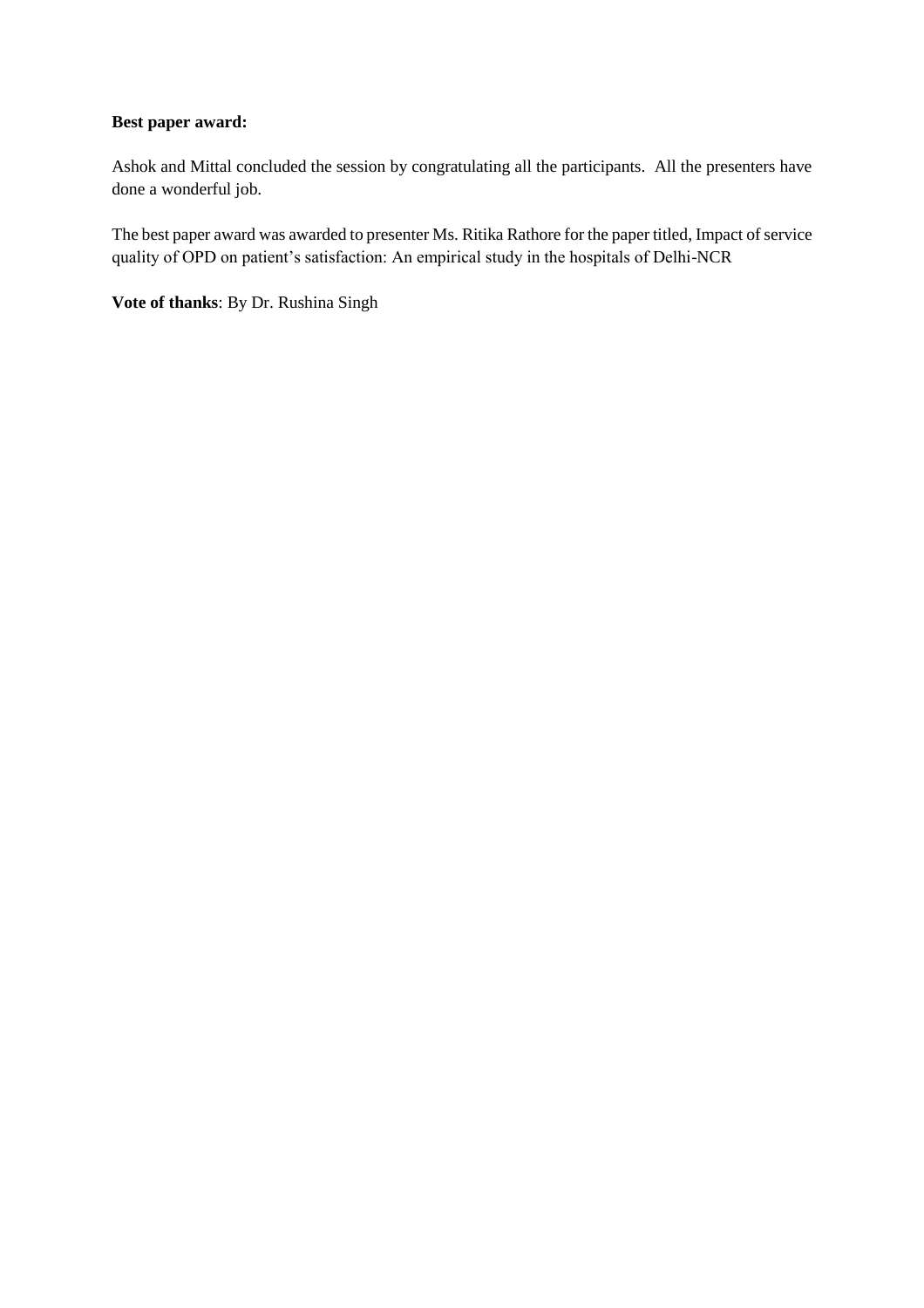**Best paper award:**

Ashok and Mittal concluded the session by congratulating all the participants. All the presenters have done a wonderful job.

The best paper award was awarded to presenter Ms. Ritika Rathore for the paper titled, Impact of service quality of OPD on patient's satisfaction: An empirical study in the hospitals of Delhi-NCR

**Vote of thanks**: By Dr. Rushina Singh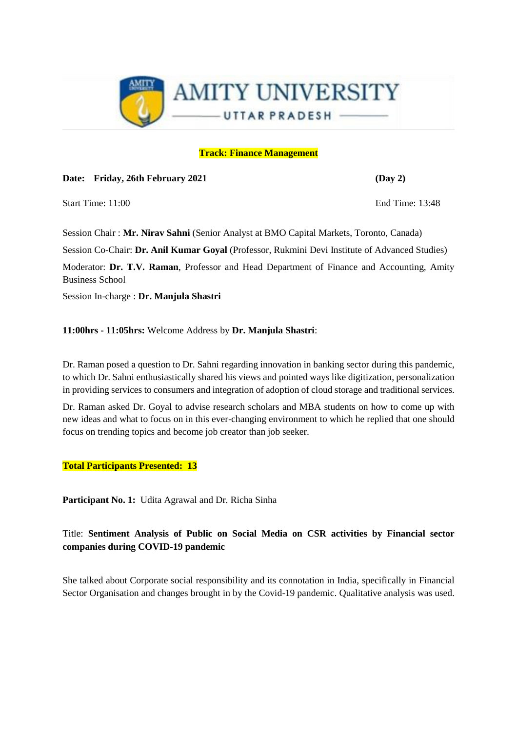**Track: Finance Management**

**Date: Friday, 26th February 2021** **(Day 2)**

Start Time: 11:00 End Time: 13:48

Session Chair : **Mr. Nirav Sahni** (Senior Analyst at BMO Capital Markets, Toronto, Canada)

Session Co-Chair: **Dr. Anil Kumar Goyal** (Professor, Rukmini Devi Institute of Advanced Studies)

Moderator: **Dr. T.V. Raman**, Professor and Head Department of Finance and Accounting, Amity Business School

Session In-charge : **Dr. Manjula Shastri**

**11:00hrs - 11:05hrs:** Welcome Address by **Dr. Manjula Shastri**:

Dr. Raman posed a question to Dr. Sahni regarding innovation in banking sector during this pandemic, to which Dr. Sahni enthusiastically shared his views and pointed ways like digitization, personalization in providing services to consumers and integration of adoption of cloud storage and traditional services.

Dr. Raman asked Dr. Goyal to advise research scholars and MBA students on how to come up with new ideas and what to focus on in this ever-changing environment to which he replied that one should focus on trending topics and become job creator than job seeker.

**Total Participants Presented: 13**

**Participant No. 1:** Udita Agrawal and Dr. Richa Sinha

Title: **Sentiment Analysis of Public on Social Media on CSR activities by Financial sector companies during COVID-19 pandemic**

She talked about Corporate social responsibility and its connotation in India, specifically in Financial Sector Organisation and changes brought in by the Covid-19 pandemic. Qualitative analysis was used.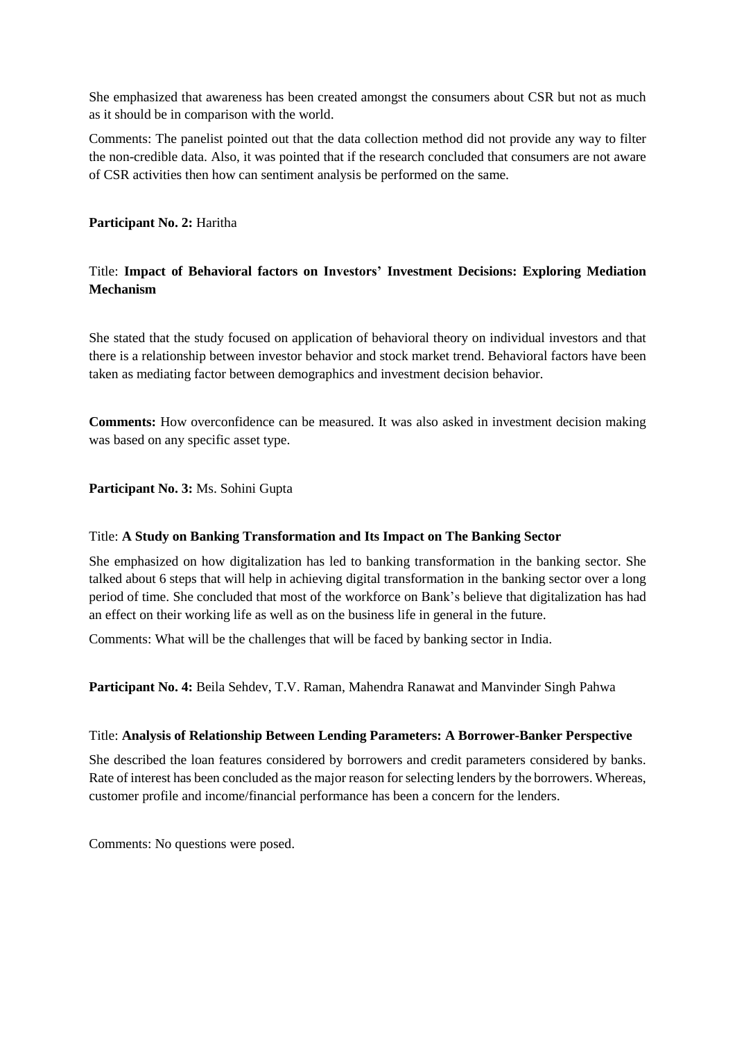She emphasized that awareness has been created amongst the consumers about CSR but not as much as it should be in comparison with the world.

Comments: The panelist pointed out that the data collection method did not provide any way to filter the non-credible data. Also, it was pointed that if the research concluded that consumers are not aware of CSR activities then how can sentiment analysis be performed on the same.

**Participant No. 2:** Haritha

Title: **Impact of Behavioral factors on Investors' Investment Decisions: Exploring Mediation Mechanism**

She stated that the study focused on application of behavioral theory on individual investors and that there is a relationship between investor behavior and stock market trend. Behavioral factors have been taken as mediating factor between demographics and investment decision behavior.

**Comments:** How overconfidence can be measured. It was also asked in investment decision making was based on any specific asset type.

**Participant No. 3:** Ms. Sohini Gupta

Title: **A Study on Banking Transformation and Its Impact on The Banking Sector**

She emphasized on how digitalization has led to banking transformation in the banking sector. She talked about 6 steps that will help in achieving digital transformation in the banking sector over a long period of time. She concluded that most of the workforce on Bank's believe that digitalization has had an effect on their working life as well as on the business life in general in the future.

Comments: What will be the challenges that will be faced by banking sector in India.

**Participant No. 4:** Beila Sehdev, T.V. Raman, Mahendra Ranawat and Manvinder Singh Pahwa

Title: **Analysis of Relationship Between Lending Parameters: A Borrower-Banker Perspective**

She described the loan features considered by borrowers and credit parameters considered by banks. Rate of interest has been concluded as the major reason for selecting lenders by the borrowers. Whereas, customer profile and income/financial performance has been a concern for the lenders.

Comments: No questions were posed.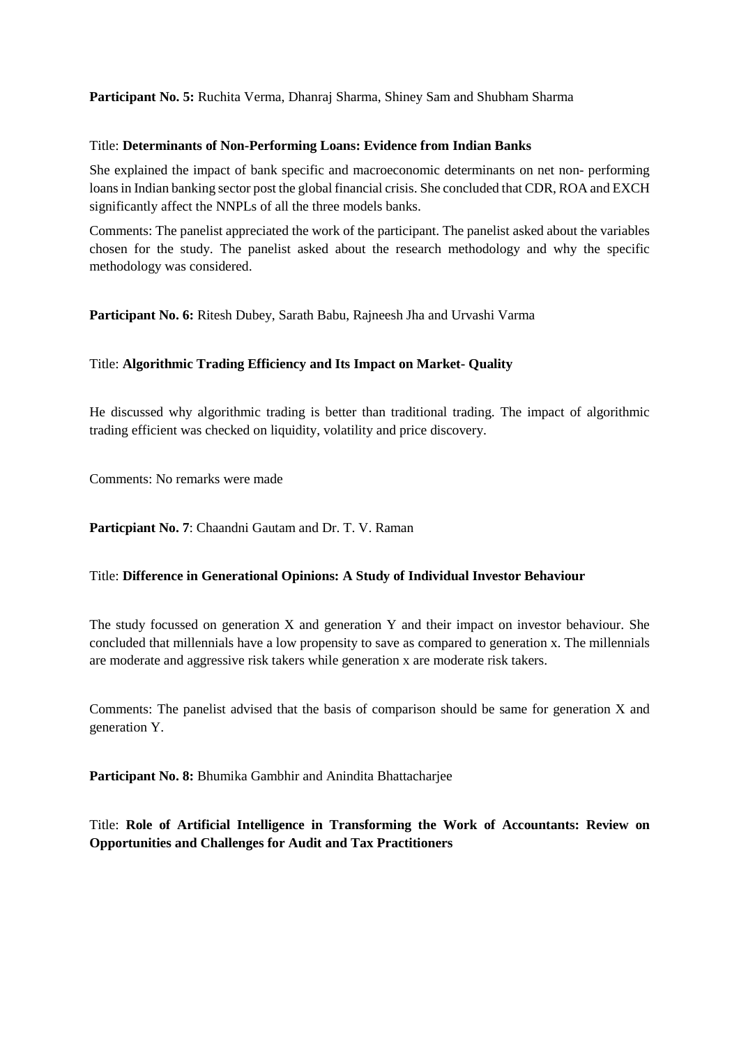**Participant No. 5:** Ruchita Verma, Dhanraj Sharma, Shiney Sam and Shubham Sharma

Title: **Determinants of Non-Performing Loans: Evidence from Indian Banks**

She explained the impact of bank specific and macroeconomic determinants on net non- performing loans in Indian banking sector post the global financial crisis. She concluded that CDR, ROA and EXCH significantly affect the NNPLs of all the three models banks.

Comments: The panelist appreciated the work of the participant. The panelist asked about the variables chosen for the study. The panelist asked about the research methodology and why the specific methodology was considered.

**Participant No. 6:** Ritesh Dubey, Sarath Babu, Rajneesh Jha and Urvashi Varma

Title: **Algorithmic Trading Efficiency and Its Impact on Market- Quality**

He discussed why algorithmic trading is better than traditional trading. The impact of algorithmic trading efficient was checked on liquidity, volatility and price discovery.

Comments: No remarks were made

**Particpiant No. 7**: Chaandni Gautam and Dr. T. V. Raman

Title: **Difference in Generational Opinions: A Study of Individual Investor Behaviour**

The study focussed on generation X and generation Y and their impact on investor behaviour. She concluded that millennials have a low propensity to save as compared to generation x. The millennials are moderate and aggressive risk takers while generation x are moderate risk takers.

Comments: The panelist advised that the basis of comparison should be same for generation X and generation Y.

**Participant No. 8:** Bhumika Gambhir and Anindita Bhattacharjee

Title: **Role of Artificial Intelligence in Transforming the Work of Accountants: Review on Opportunities and Challenges for Audit and Tax Practitioners**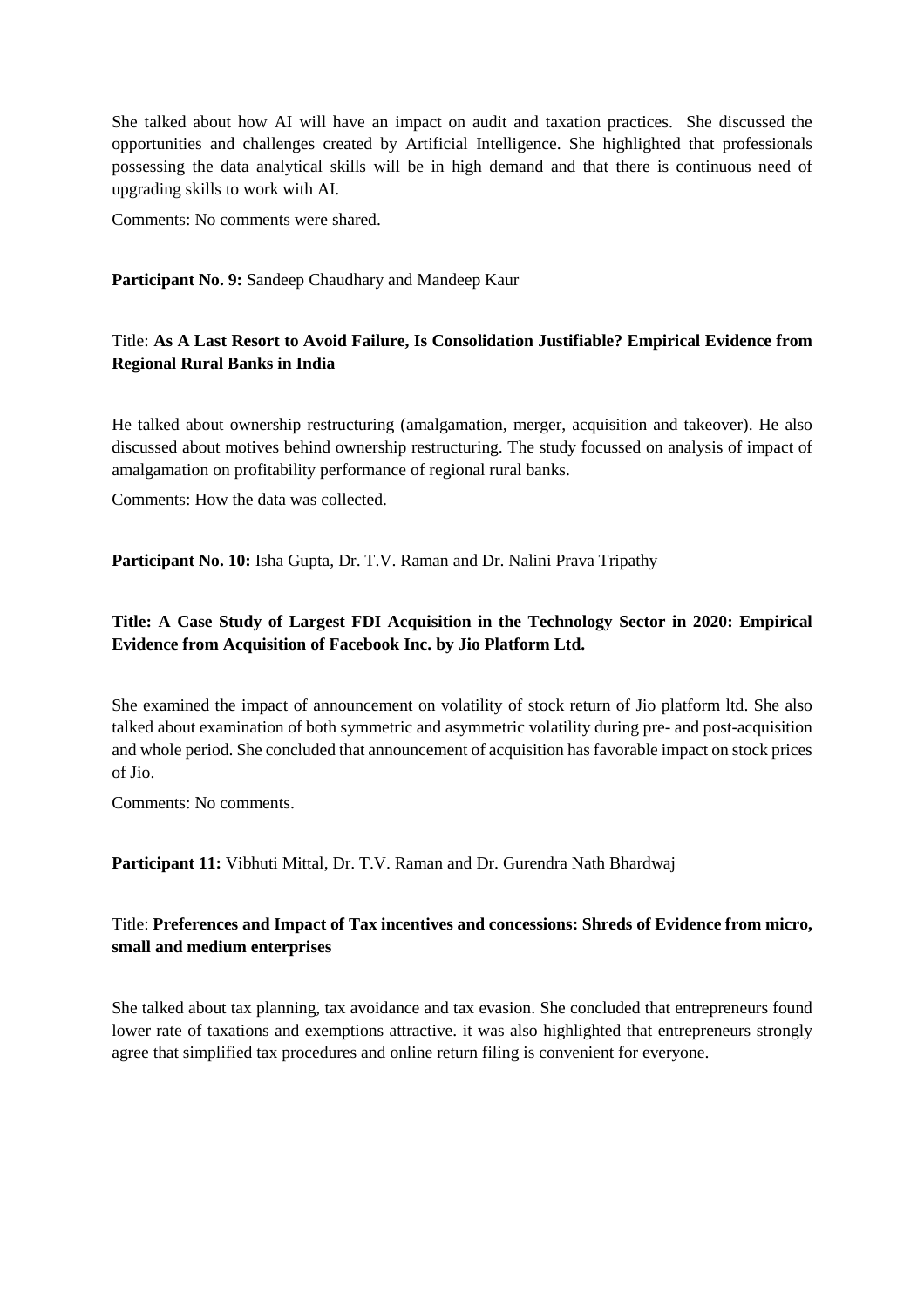She talked about how AI will have an impact on audit and taxation practices. She discussed the opportunities and challenges created by Artificial Intelligence. She highlighted that professionals possessing the data analytical skills will be in high demand and that there is continuous need of upgrading skills to work with AI.

Comments: No comments were shared.

**Participant No. 9:** Sandeep Chaudhary and Mandeep Kaur

Title: **As A Last Resort to Avoid Failure, Is Consolidation Justifiable? Empirical Evidence from Regional Rural Banks in India**

He talked about ownership restructuring (amalgamation, merger, acquisition and takeover). He also discussed about motives behind ownership restructuring. The study focussed on analysis of impact of amalgamation on profitability performance of regional rural banks.

Comments: How the data was collected.

**Participant No. 10:** Isha Gupta, Dr. T.V. Raman and Dr. Nalini Prava Tripathy

**Title: A Case Study of Largest FDI Acquisition in the Technology Sector in 2020: Empirical Evidence from Acquisition of Facebook Inc. by Jio Platform Ltd.**

She examined the impact of announcement on volatility of stock return of Jio platform ltd. She also talked about examination of both symmetric and asymmetric volatility during pre- and post-acquisition and whole period. She concluded that announcement of acquisition has favorable impact on stock prices of Jio.

Comments: No comments.

**Participant 11:** Vibhuti Mittal, Dr. T.V. Raman and Dr. Gurendra Nath Bhardwaj

Title: **Preferences and Impact of Tax incentives and concessions: Shreds of Evidence from micro, small and medium enterprises**

She talked about tax planning, tax avoidance and tax evasion. She concluded that entrepreneurs found lower rate of taxations and exemptions attractive. it was also highlighted that entrepreneurs strongly agree that simplified tax procedures and online return filing is convenient for everyone.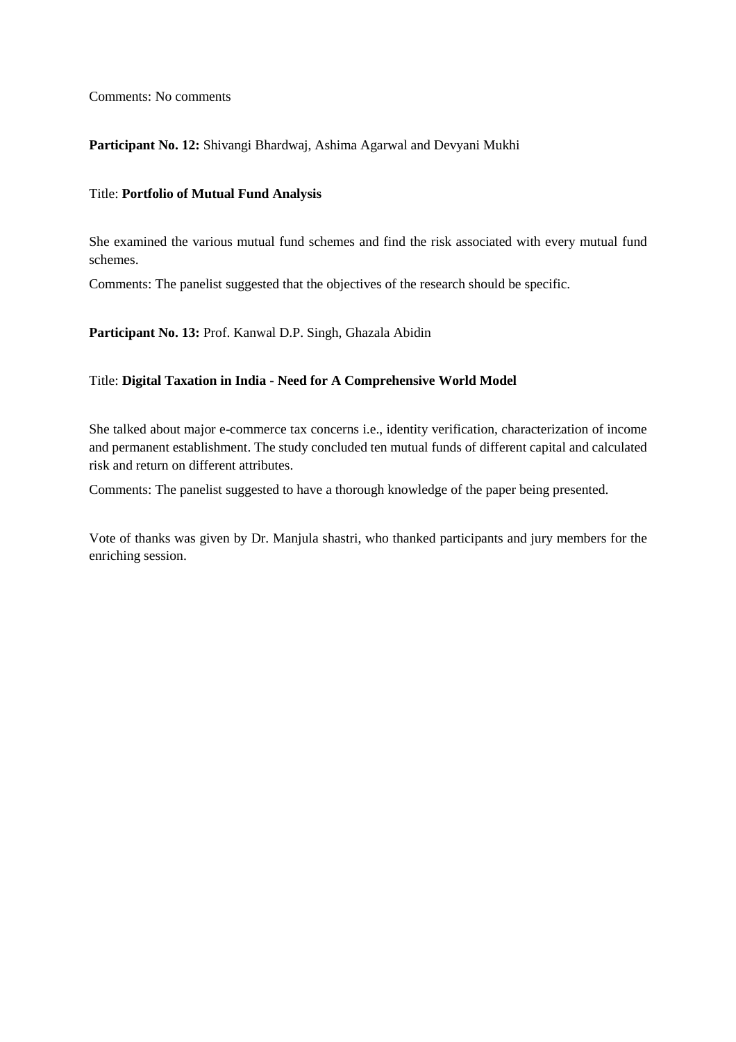Comments: No comments

**Participant No. 12:** Shivangi Bhardwaj, Ashima Agarwal and Devyani Mukhi

Title: **Portfolio of Mutual Fund Analysis**

She examined the various mutual fund schemes and find the risk associated with every mutual fund schemes.

Comments: The panelist suggested that the objectives of the research should be specific.

**Participant No. 13:** Prof. Kanwal D.P. Singh, Ghazala Abidin

Title: **Digital Taxation in India - Need for A Comprehensive World Model**

She talked about major e-commerce tax concerns i.e., identity verification, characterization of income and permanent establishment. The study concluded ten mutual funds of different capital and calculated risk and return on different attributes.

Comments: The panelist suggested to have a thorough knowledge of the paper being presented.

Vote of thanks was given by Dr. Manjula shastri, who thanked participants and jury members for the enriching session.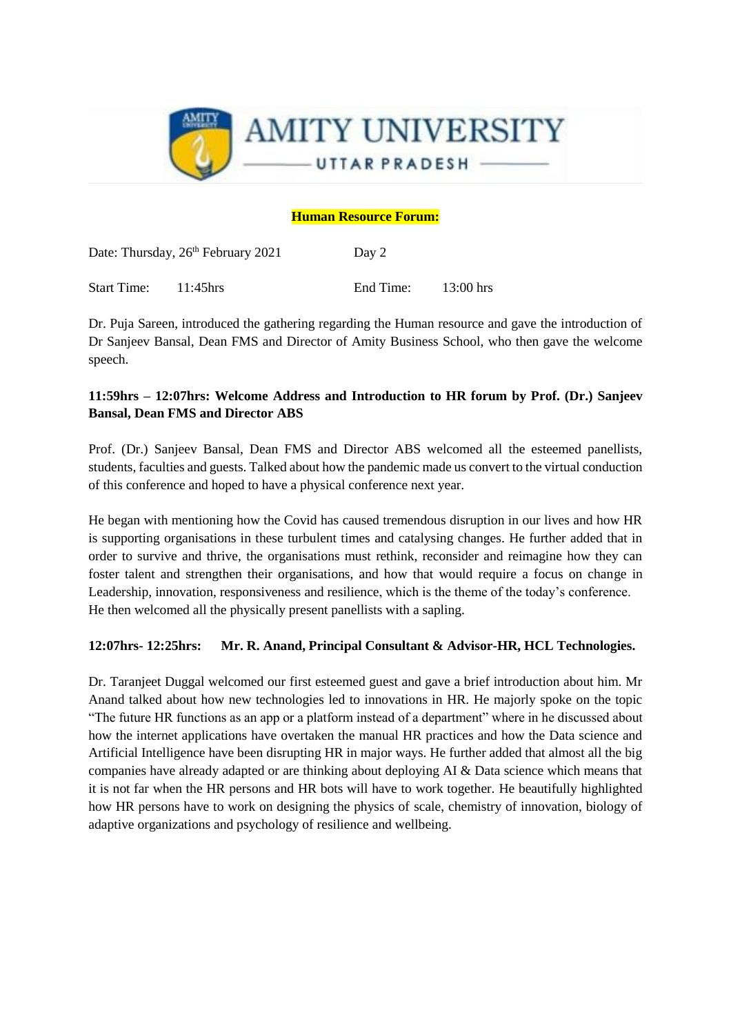AMITY UNIVERSITY

UTTAR PRADESH

**Human Resource Forum:**

Date: Thursday, 26th February 2021 Day 2

Start Time: 11:45hrs End Time: 13:00 hrs

Dr. Puja Sareen, introduced the gathering regarding the Human resource and gave the introduction of Dr Sanjeev Bansal, Dean FMS and Director of Amity Business School, who then gave the welcome speech.

**11:59hrs – 12:07hrs: Welcome Address and Introduction to HR forum by Prof. (Dr.) Sanjeev Bansal, Dean FMS and Director ABS**

Prof. (Dr.) Sanjeev Bansal, Dean FMS and Director ABS welcomed all the esteemed panellists, students, faculties and guests. Talked about how the pandemic made us convert to the virtual conduction of this conference and hoped to have a physical conference next year.

He began with mentioning how the Covid has caused tremendous disruption in our lives and how HR is supporting organisations in these turbulent times and catalysing changes. He further added that in order to survive and thrive, the organisations must rethink, reconsider and reimagine how they can foster talent and strengthen their organisations, and how that would require a focus on change in Leadership, innovation, responsiveness and resilience, which is the theme of the today's conference. He then welcomed all the physically present panellists with a sapling.

**12:07hrs- 12:25hrs: Mr. R. Anand, Principal Consultant & Advisor-HR, HCL Technologies.**

Dr. Taranjeet Duggal welcomed our first esteemed guest and gave a brief introduction about him. Mr Anand talked about how new technologies led to innovations in HR. He majorly spoke on the topic "The future HR functions as an app or a platform instead of a department" where in he discussed about how the internet applications have overtaken the manual HR practices and how the Data science and Artificial Intelligence have been disrupting HR in major ways. He further added that almost all the big companies have already adapted or are thinking about deploying AI & Data science which means that it is not far when the HR persons and HR bots will have to work together. He beautifully highlighted how HR persons have to work on designing the physics of scale, chemistry of innovation, biology of adaptive organizations and psychology of resilience and wellbeing.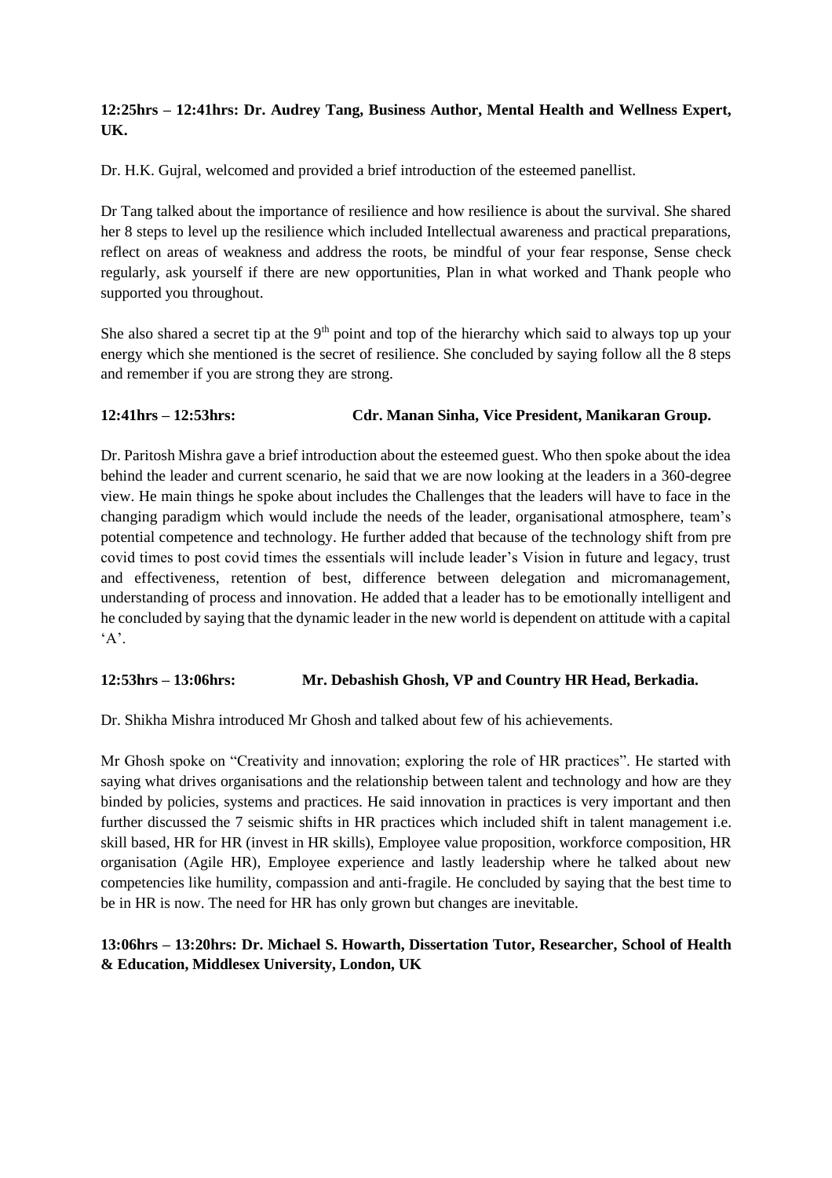**12:25hrs – 12:41hrs: Dr. Audrey Tang, Business Author, Mental Health and Wellness Expert, UK.**

Dr. H.K. Gujral, welcomed and provided a brief introduction of the esteemed panellist.

Dr Tang talked about the importance of resilience and how resilience is about the survival. She shared her 8 steps to level up the resilience which included Intellectual awareness and practical preparations, reflect on areas of weakness and address the roots, be mindful of your fear response, Sense check regularly, ask yourself if there are new opportunities, Plan in what worked and Thank people who supported you throughout.

She also shared a secret tip at the 9th point and top of the hierarchy which said to always top up your energy which she mentioned is the secret of resilience. She concluded by saying follow all the 8 steps and remember if you are strong they are strong.

**12:41hrs – 12:53hrs: Cdr. Manan Sinha, Vice President, Manikaran Group.**

Dr. Paritosh Mishra gave a brief introduction about the esteemed guest. Who then spoke about the idea behind the leader and current scenario, he said that we are now looking at the leaders in a 360-degree view. He main things he spoke about includes the Challenges that the leaders will have to face in the changing paradigm which would include the needs of the leader, organisational atmosphere, team's potential competence and technology. He further added that because of the technology shift from pre covid times to post covid times the essentials will include leader's Vision in future and legacy, trust and effectiveness, retention of best, difference between delegation and micromanagement, understanding of process and innovation. He added that a leader has to be emotionally intelligent and he concluded by saying that the dynamic leader in the new world is dependent on attitude with a capital 'A'.

**12:53hrs – 13:06hrs: Mr. Debashish Ghosh, VP and Country HR Head, Berkadia.**

Dr. Shikha Mishra introduced Mr Ghosh and talked about few of his achievements.

Mr Ghosh spoke on "Creativity and innovation; exploring the role of HR practices". He started with saying what drives organisations and the relationship between talent and technology and how are they binded by policies, systems and practices. He said innovation in practices is very important and then further discussed the 7 seismic shifts in HR practices which included shift in talent management i.e. skill based, HR for HR (invest in HR skills), Employee value proposition, workforce composition, HR organisation (Agile HR), Employee experience and lastly leadership where he talked about new competencies like humility, compassion and anti-fragile. He concluded by saying that the best time to be in HR is now. The need for HR has only grown but changes are inevitable.

**13:06hrs – 13:20hrs: Dr. Michael S. Howarth, Dissertation Tutor, Researcher, School of Health & Education, Middlesex University, London, UK**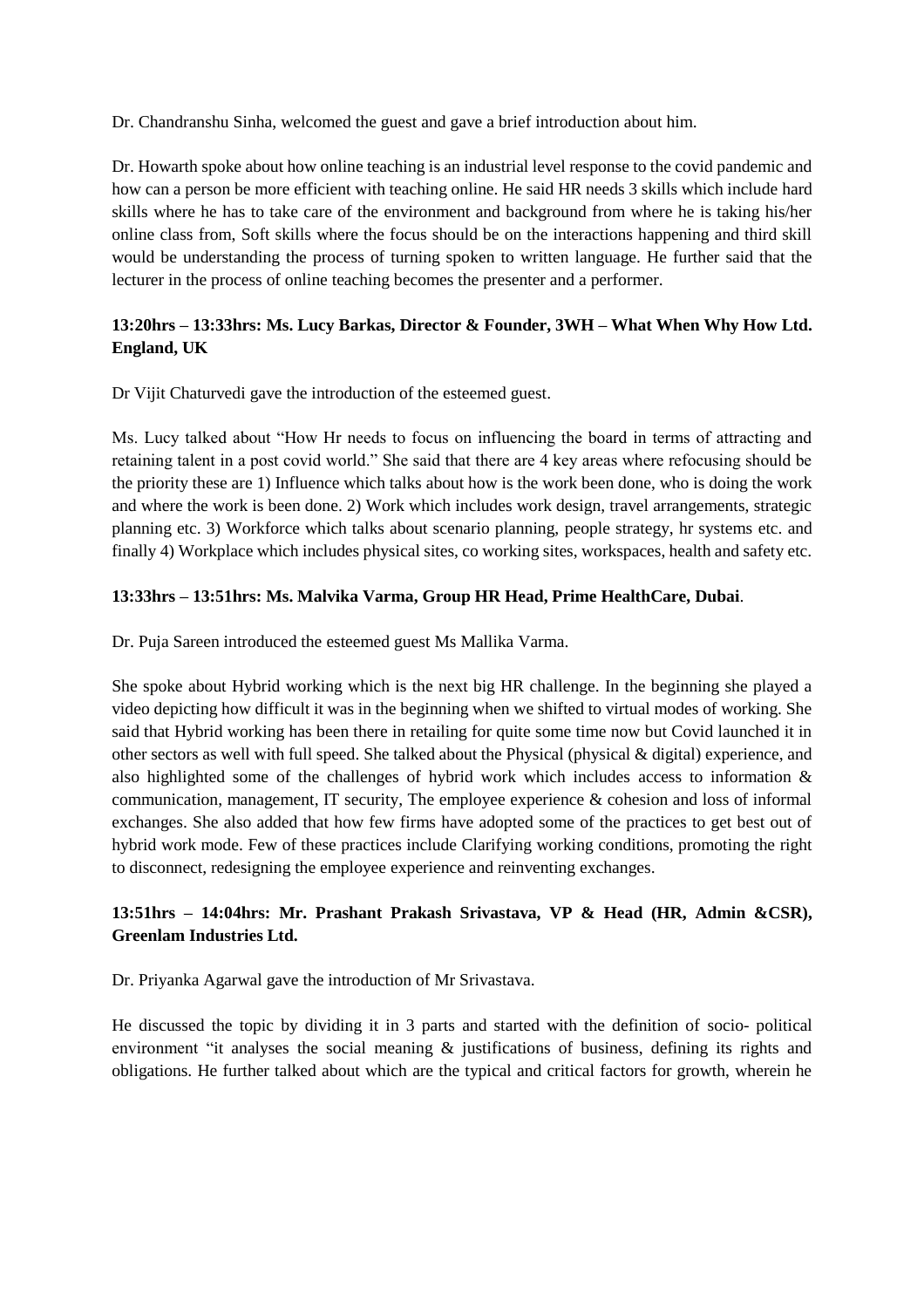Dr. Chandranshu Sinha, welcomed the guest and gave a brief introduction about him.

Dr. Howarth spoke about how online teaching is an industrial level response to the covid pandemic and how can a person be more efficient with teaching online. He said HR needs 3 skills which include hard skills where he has to take care of the environment and background from where he is taking his/her online class from, Soft skills where the focus should be on the interactions happening and third skill would be understanding the process of turning spoken to written language. He further said that the lecturer in the process of online teaching becomes the presenter and a performer.

**13:20hrs – 13:33hrs: Ms. Lucy Barkas, Director & Founder, 3WH – What When Why How Ltd. England, UK**

Dr Vijit Chaturvedi gave the introduction of the esteemed guest.

Ms. Lucy talked about "How Hr needs to focus on influencing the board in terms of attracting and retaining talent in a post covid world." She said that there are 4 key areas where refocusing should be the priority these are 1) Influence which talks about how is the work been done, who is doing the work and where the work is been done. 2) Work which includes work design, travel arrangements, strategic planning etc. 3) Workforce which talks about scenario planning, people strategy, hr systems etc. and finally 4) Workplace which includes physical sites, co working sites, workspaces, health and safety etc.

**13:33hrs – 13:51hrs: Ms. Malvika Varma, Group HR Head, Prime HealthCare, Dubai**.

Dr. Puja Sareen introduced the esteemed guest Ms Mallika Varma.

She spoke about Hybrid working which is the next big HR challenge. In the beginning she played a video depicting how difficult it was in the beginning when we shifted to virtual modes of working. She said that Hybrid working has been there in retailing for quite some time now but Covid launched it in other sectors as well with full speed. She talked about the Physical (physical & digital) experience, and also highlighted some of the challenges of hybrid work which includes access to information & communication, management, IT security, The employee experience & cohesion and loss of informal exchanges. She also added that how few firms have adopted some of the practices to get best out of hybrid work mode. Few of these practices include Clarifying working conditions, promoting the right to disconnect, redesigning the employee experience and reinventing exchanges.

**13:51hrs – 14:04hrs: Mr. Prashant Prakash Srivastava, VP & Head (HR, Admin &CSR), Greenlam Industries Ltd.**

Dr. Priyanka Agarwal gave the introduction of Mr Srivastava.

He discussed the topic by dividing it in 3 parts and started with the definition of socio- political environment "it analyses the social meaning & justifications of business, defining its rights and obligations. He further talked about which are the typical and critical factors for growth, wherein he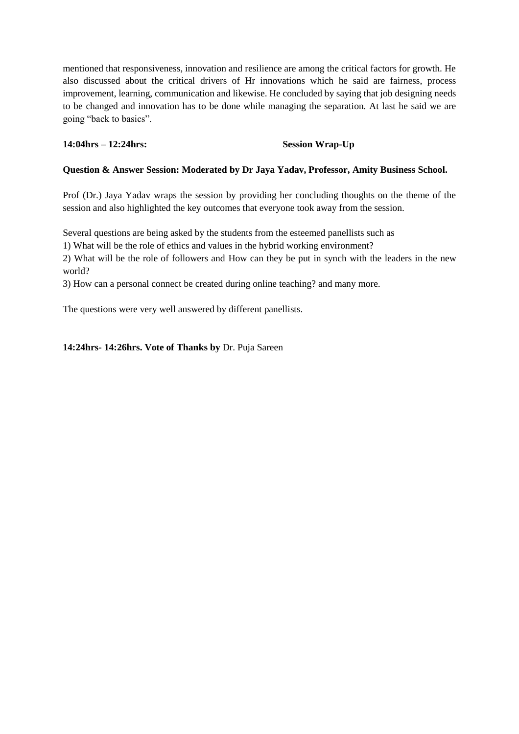mentioned that responsiveness, innovation and resilience are among the critical factors for growth. He also discussed about the critical drivers of Hr innovations which he said are fairness, process improvement, learning, communication and likewise. He concluded by saying that job designing needs to be changed and innovation has to be done while managing the separation. At last he said we are going "back to basics".

**14:04hrs – 12:24hrs: Session Wrap-Up**

**Question & Answer Session: Moderated by Dr Jaya Yadav, Professor, Amity Business School.**

Prof (Dr.) Jaya Yadav wraps the session by providing her concluding thoughts on the theme of the session and also highlighted the key outcomes that everyone took away from the session.

Several questions are being asked by the students from the esteemed panellists such as

1) What will be the role of ethics and values in the hybrid working environment?

2) What will be the role of followers and How can they be put in synch with the leaders in the new world?

3) How can a personal connect be created during online teaching? and many more.

The questions were very well answered by different panellists.

**14:24hrs- 14:26hrs. Vote of Thanks by** Dr. Puja Sareen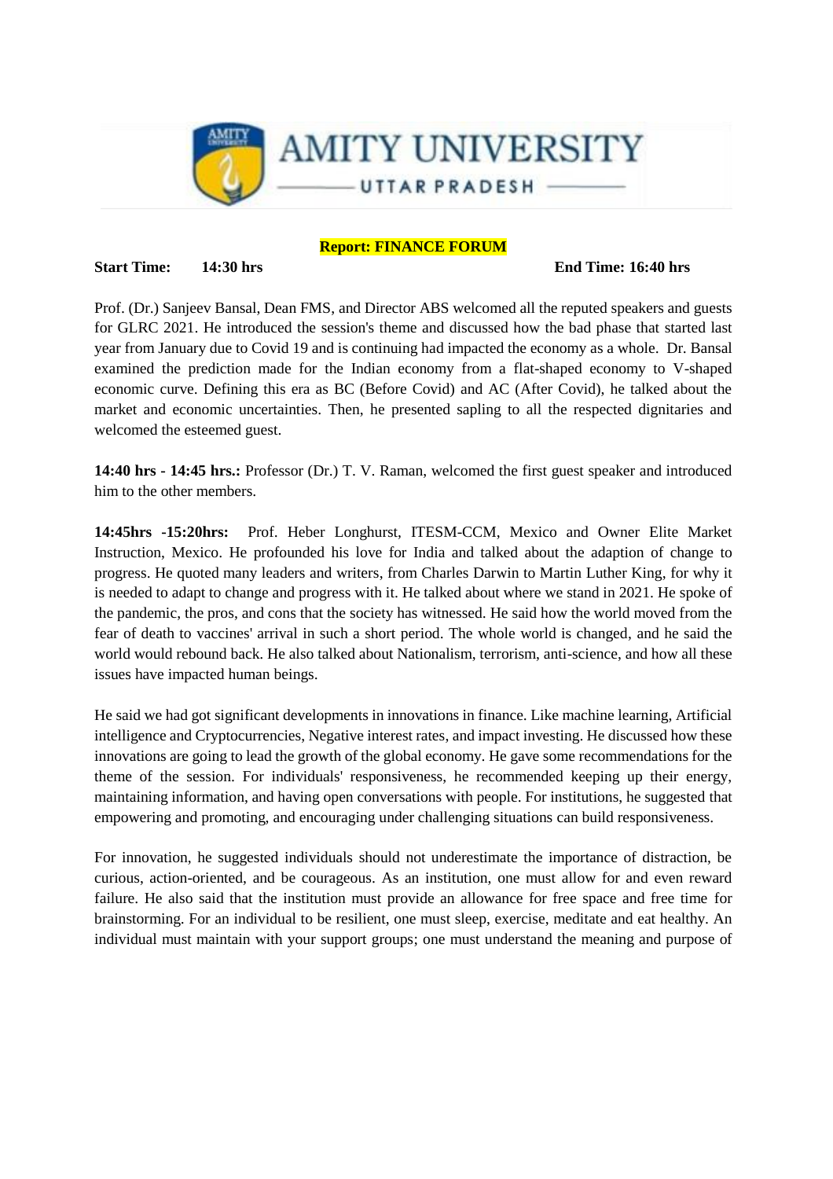**Report: FINANCE FORUM**

**Start Time: 14:30 hrs** **End Time: 16:40 hrs**

Prof. (Dr.) Sanjeev Bansal, Dean FMS, and Director ABS welcomed all the reputed speakers and guests for GLRC 2021. He introduced the session's theme and discussed how the bad phase that started last year from January due to Covid 19 and is continuing had impacted the economy as a whole. Dr. Bansal examined the prediction made for the Indian economy from a flat-shaped economy to V-shaped economic curve. Defining this era as BC (Before Covid) and AC (After Covid), he talked about the market and economic uncertainties. Then, he presented sapling to all the respected dignitaries and welcomed the esteemed guest.

**14:40 hrs - 14:45 hrs.:** Professor (Dr.) T. V. Raman, welcomed the first guest speaker and introduced him to the other members.

**14:45hrs -15:20hrs:** Prof. Heber Longhurst, ITESM-CCM, Mexico and Owner Elite Market Instruction, Mexico. He profounded his love for India and talked about the adaption of change to progress. He quoted many leaders and writers, from Charles Darwin to Martin Luther King, for why it is needed to adapt to change and progress with it. He talked about where we stand in 2021. He spoke of the pandemic, the pros, and cons that the society has witnessed. He said how the world moved from the fear of death to vaccines' arrival in such a short period. The whole world is changed, and he said the world would rebound back. He also talked about Nationalism, terrorism, anti-science, and how all these issues have impacted human beings.

He said we had got significant developments in innovations in finance. Like machine learning, Artificial intelligence and Cryptocurrencies, Negative interest rates, and impact investing. He discussed how these innovations are going to lead the growth of the global economy. He gave some recommendations for the theme of the session. For individuals' responsiveness, he recommended keeping up their energy, maintaining information, and having open conversations with people. For institutions, he suggested that empowering and promoting, and encouraging under challenging situations can build responsiveness.

For innovation, he suggested individuals should not underestimate the importance of distraction, be curious, action-oriented, and be courageous. As an institution, one must allow for and even reward failure. He also said that the institution must provide an allowance for free space and free time for brainstorming. For an individual to be resilient, one must sleep, exercise, meditate and eat healthy. An individual must maintain with your support groups; one must understand the meaning and purpose of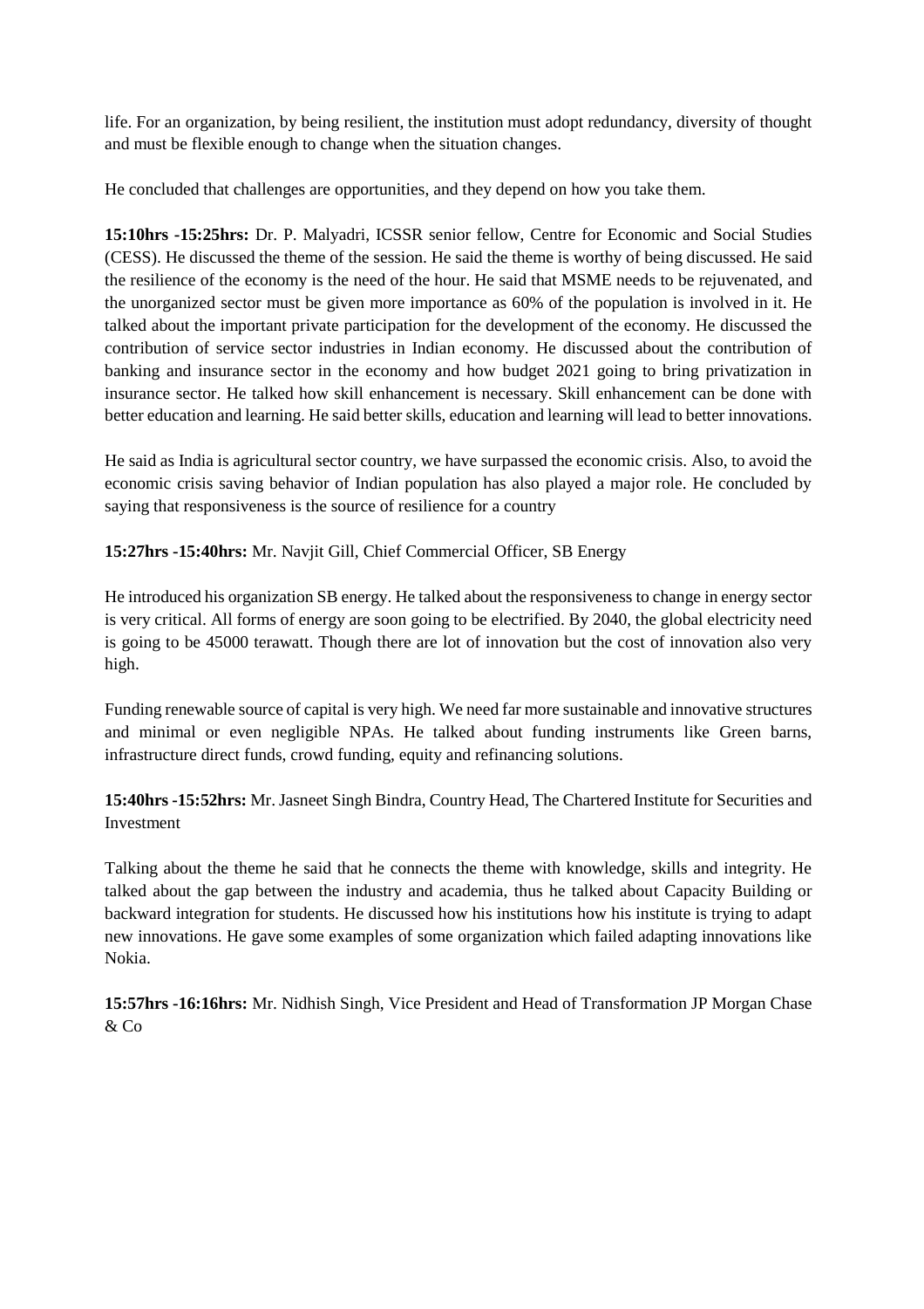life. For an organization, by being resilient, the institution must adopt redundancy, diversity of thought and must be flexible enough to change when the situation changes.

He concluded that challenges are opportunities, and they depend on how you take them.

**15:10hrs -15:25hrs:** Dr. P. Malyadri, ICSSR senior fellow, Centre for Economic and Social Studies (CESS). He discussed the theme of the session. He said the theme is worthy of being discussed. He said the resilience of the economy is the need of the hour. He said that MSME needs to be rejuvenated, and the unorganized sector must be given more importance as 60% of the population is involved in it. He talked about the important private participation for the development of the economy. He discussed the contribution of service sector industries in Indian economy. He discussed about the contribution of banking and insurance sector in the economy and how budget 2021 going to bring privatization in insurance sector. He talked how skill enhancement is necessary. Skill enhancement can be done with better education and learning. He said better skills, education and learning will lead to better innovations.

He said as India is agricultural sector country, we have surpassed the economic crisis. Also, to avoid the economic crisis saving behavior of Indian population has also played a major role. He concluded by saying that responsiveness is the source of resilience for a country

**15:27hrs -15:40hrs:** Mr. Navjit Gill, Chief Commercial Officer, SB Energy

He introduced his organization SB energy. He talked about the responsiveness to change in energy sector is very critical. All forms of energy are soon going to be electrified. By 2040, the global electricity need is going to be 45000 terawatt. Though there are lot of innovation but the cost of innovation also very high.

Funding renewable source of capital is very high. We need far more sustainable and innovative structures and minimal or even negligible NPAs. He talked about funding instruments like Green barns, infrastructure direct funds, crowd funding, equity and refinancing solutions.

**15:40hrs -15:52hrs:** Mr. Jasneet Singh Bindra, Country Head, The Chartered Institute for Securities and Investment

Talking about the theme he said that he connects the theme with knowledge, skills and integrity. He talked about the gap between the industry and academia, thus he talked about Capacity Building or backward integration for students. He discussed how his institutions how his institute is trying to adapt new innovations. He gave some examples of some organization which failed adapting innovations like Nokia.

**15:57hrs -16:16hrs:** Mr. Nidhish Singh, Vice President and Head of Transformation JP Morgan Chase & Co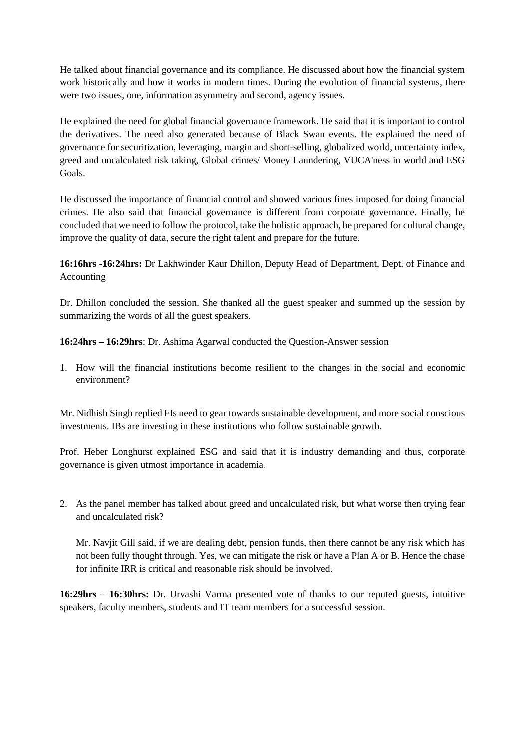He talked about financial governance and its compliance. He discussed about how the financial system work historically and how it works in modern times. During the evolution of financial systems, there were two issues, one, information asymmetry and second, agency issues.

He explained the need for global financial governance framework. He said that it is important to control the derivatives. The need also generated because of Black Swan events. He explained the need of governance for securitization, leveraging, margin and short-selling, globalized world, uncertainty index, greed and uncalculated risk taking, Global crimes/ Money Laundering, VUCA'ness in world and ESG Goals.

He discussed the importance of financial control and showed various fines imposed for doing financial crimes. He also said that financial governance is different from corporate governance. Finally, he concluded that we need to follow the protocol, take the holistic approach, be prepared for cultural change, improve the quality of data, secure the right talent and prepare for the future.

**16:16hrs -16:24hrs:** Dr Lakhwinder Kaur Dhillon, Deputy Head of Department, Dept. of Finance and Accounting

Dr. Dhillon concluded the session. She thanked all the guest speaker and summed up the session by summarizing the words of all the guest speakers.

**16:24hrs – 16:29hrs**: Dr. Ashima Agarwal conducted the Question-Answer session

1. How will the financial institutions become resilient to the changes in the social and economic environment?

Mr. Nidhish Singh replied FIs need to gear towards sustainable development, and more social conscious investments. IBs are investing in these institutions who follow sustainable growth.

Prof. Heber Longhurst explained ESG and said that it is industry demanding and thus, corporate governance is given utmost importance in academia.

2. As the panel member has talked about greed and uncalculated risk, but what worse then trying fear and uncalculated risk?

   Mr. Navjit Gill said, if we are dealing debt, pension funds, then there cannot be any risk which has not been fully thought through. Yes, we can mitigate the risk or have a Plan A or B. Hence the chase for infinite IRR is critical and reasonable risk should be involved.

**16:29hrs – 16:30hrs:** Dr. Urvashi Varma presented vote of thanks to our reputed guests, intuitive speakers, faculty members, students and IT team members for a successful session.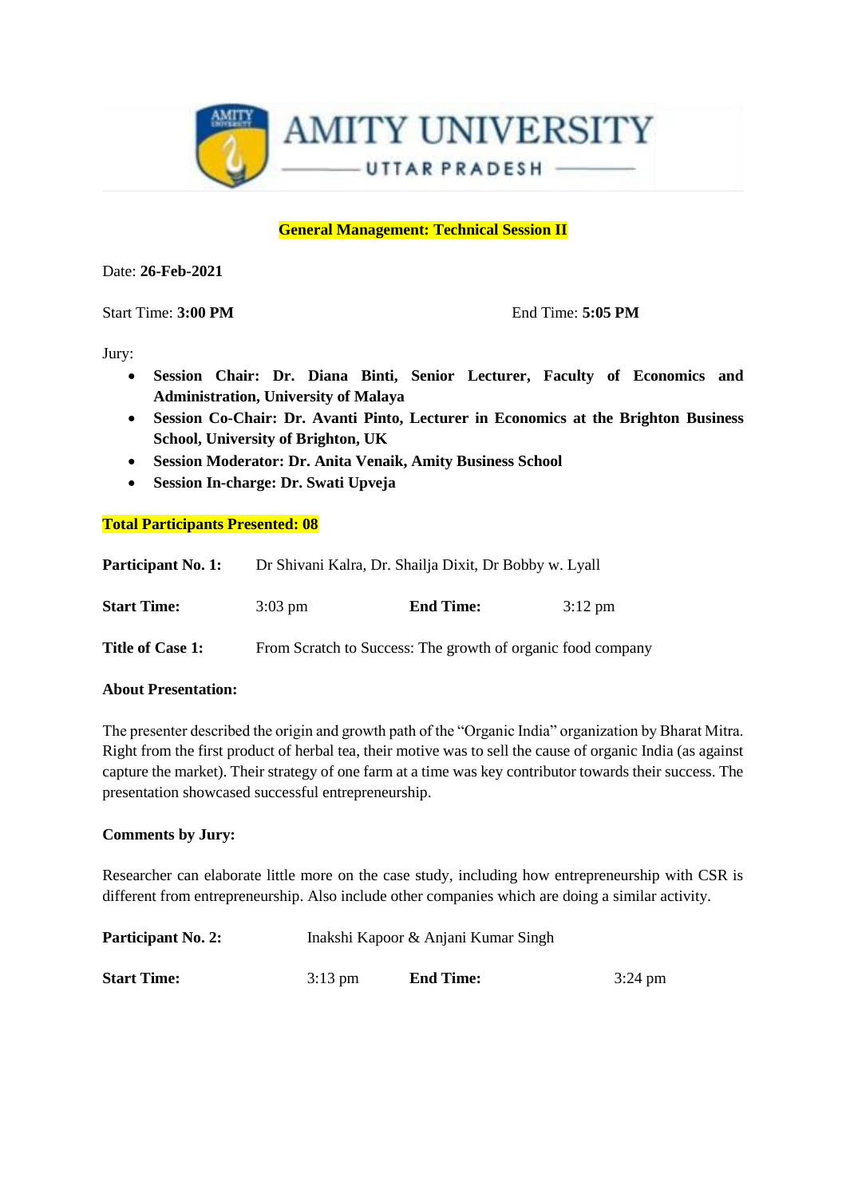**General Management: Technical Session II**

Date: **26-Feb-2021**

Start Time: **3:00 PM** End Time: **5:05 PM**

Jury:

- **Session Chair: Dr. Diana Binti, Senior Lecturer, Faculty of Economics and Administration, University of Malaya**
- **Session Co-Chair: Dr. Avanti Pinto, Lecturer in Economics at the Brighton Business School, University of Brighton, UK**
- **Session Moderator: Dr. Anita Venaik, Amity Business School**
- **Session In-charge: Dr. Swati Upveja**

**Total Participants Presented: 08**

**Participant No. 1:** Dr Shivani Kalra, Dr. Shailja Dixit, Dr Bobby w. Lyall

**Start Time:** 3:03 pm **End Time:** 3:12 pm

**Title of Case 1:** From Scratch to Success: The growth of organic food company

**About Presentation:**

The presenter described the origin and growth path of the "Organic India" organization by Bharat Mitra. Right from the first product of herbal tea, their motive was to sell the cause of organic India (as against capture the market). Their strategy of one farm at a time was key contributor towards their success. The presentation showcased successful entrepreneurship.

**Comments by Jury:**

Researcher can elaborate little more on the case study, including how entrepreneurship with CSR is different from entrepreneurship. Also include other companies which are doing a similar activity.

**Participant No. 2:** Inakshi Kapoor & Anjani Kumar Singh

**Start Time:** 3:13 pm **End Time:** 3:24 pm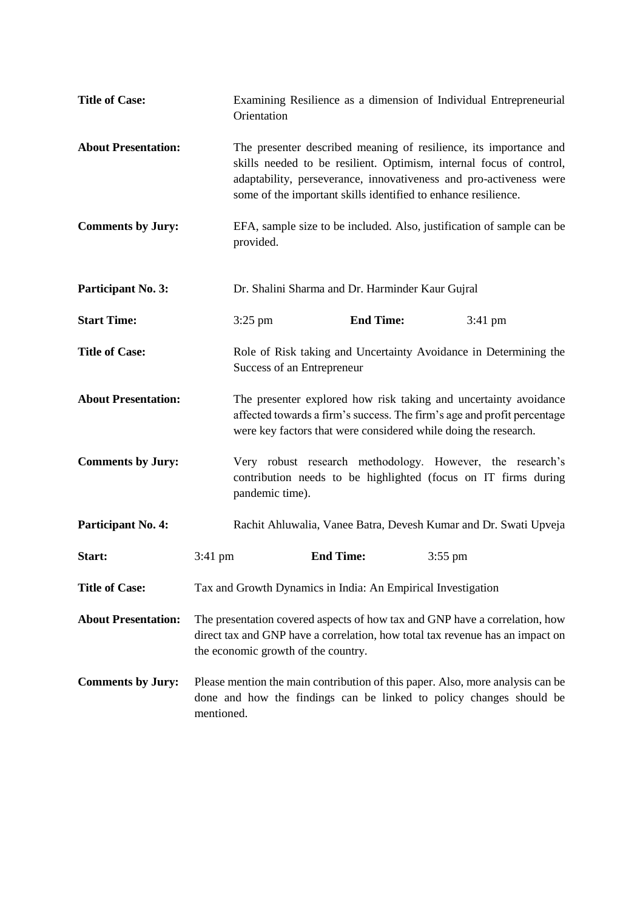**Title of Case:** Examining Resilience as a dimension of Individual Entrepreneurial Orientation

**About Presentation:** The presenter described meaning of resilience, its importance and skills needed to be resilient. Optimism, internal focus of control, adaptability, perseverance, innovativeness and pro-activeness were some of the important skills identified to enhance resilience.

**Comments by Jury:** EFA, sample size to be included. Also, justification of sample can be provided.

**Participant No. 3:** Dr. Shalini Sharma and Dr. Harminder Kaur Gujral

**Start Time:** 3:25 pm **End Time:** 3:41 pm

**Title of Case:** Role of Risk taking and Uncertainty Avoidance in Determining the Success of an Entrepreneur

**About Presentation:** The presenter explored how risk taking and uncertainty avoidance affected towards a firm's success. The firm's age and profit percentage were key factors that were considered while doing the research.

**Comments by Jury:** Very robust research methodology. However, the research's contribution needs to be highlighted (focus on IT firms during pandemic time).

**Participant No. 4:** Rachit Ahluwalia, Vanee Batra, Devesh Kumar and Dr. Swati Upveja

**Start:** 3:41 pm **End Time:** 3:55 pm

**Title of Case:** Tax and Growth Dynamics in India: An Empirical Investigation

**About Presentation:** The presentation covered aspects of how tax and GNP have a correlation, how direct tax and GNP have a correlation, how total tax revenue has an impact on the economic growth of the country.

**Comments by Jury:** Please mention the main contribution of this paper. Also, more analysis can be done and how the findings can be linked to policy changes should be mentioned.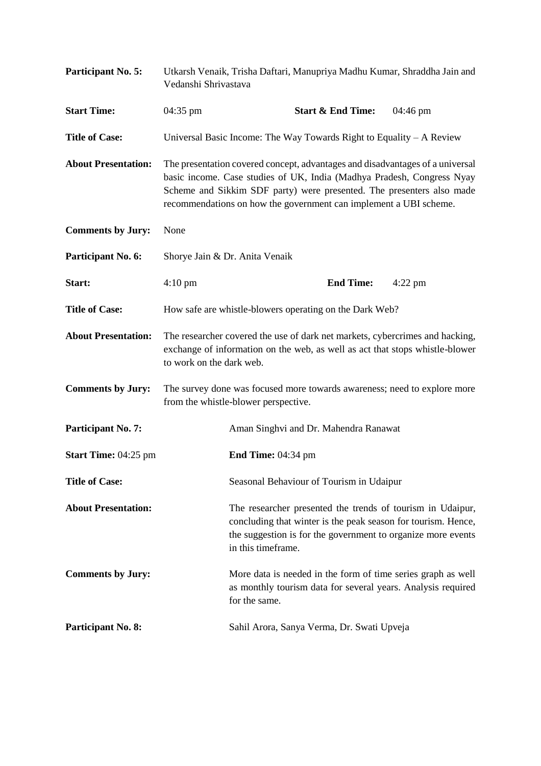**Participant No. 5:** Utkarsh Venaik, Trisha Daftari, Manupriya Madhu Kumar, Shraddha Jain and Vedanshi Shrivastava

**Start Time:** 04:35 pm **Start & End Time:** 04:46 pm

**Title of Case:** Universal Basic Income: The Way Towards Right to Equality – A Review

**About Presentation:** The presentation covered concept, advantages and disadvantages of a universal basic income. Case studies of UK, India (Madhya Pradesh, Congress Nyay Scheme and Sikkim SDF party) were presented. The presenters also made recommendations on how the government can implement a UBI scheme.

**Comments by Jury:** None

**Participant No. 6:** Shorye Jain & Dr. Anita Venaik

**Start:** 4:10 pm **End Time:** 4:22 pm

**Title of Case:** How safe are whistle-blowers operating on the Dark Web?

**About Presentation:** The researcher covered the use of dark net markets, cybercrimes and hacking, exchange of information on the web, as well as act that stops whistle-blower to work on the dark web.

**Comments by Jury:** The survey done was focused more towards awareness; need to explore more from the whistle-blower perspective.

**Participant No. 7:** Aman Singhvi and Dr. Mahendra Ranawat

**Start Time:** 04:25 pm **End Time:** 04:34 pm

**Title of Case:** Seasonal Behaviour of Tourism in Udaipur

**About Presentation:** The researcher presented the trends of tourism in Udaipur, concluding that winter is the peak season for tourism. Hence, the suggestion is for the government to organize more events in this timeframe.

**Comments by Jury:** More data is needed in the form of time series graph as well as monthly tourism data for several years. Analysis required for the same.

**Participant No. 8:** Sahil Arora, Sanya Verma, Dr. Swati Upveja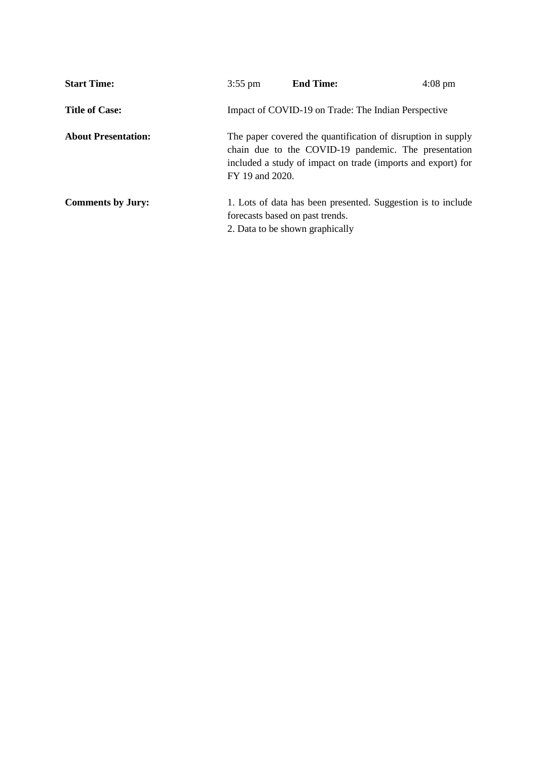**Start Time:** 3:55 pm **End Time:** 4:08 pm

**Title of Case:** Impact of COVID-19 on Trade: The Indian Perspective

**About Presentation:** The paper covered the quantification of disruption in supply chain due to the COVID-19 pandemic. The presentation included a study of impact on trade (imports and export) for FY 19 and 2020.

**Comments by Jury:**

1. Lots of data has been presented. Suggestion is to include forecasts based on past trends.
2. Data to be shown graphically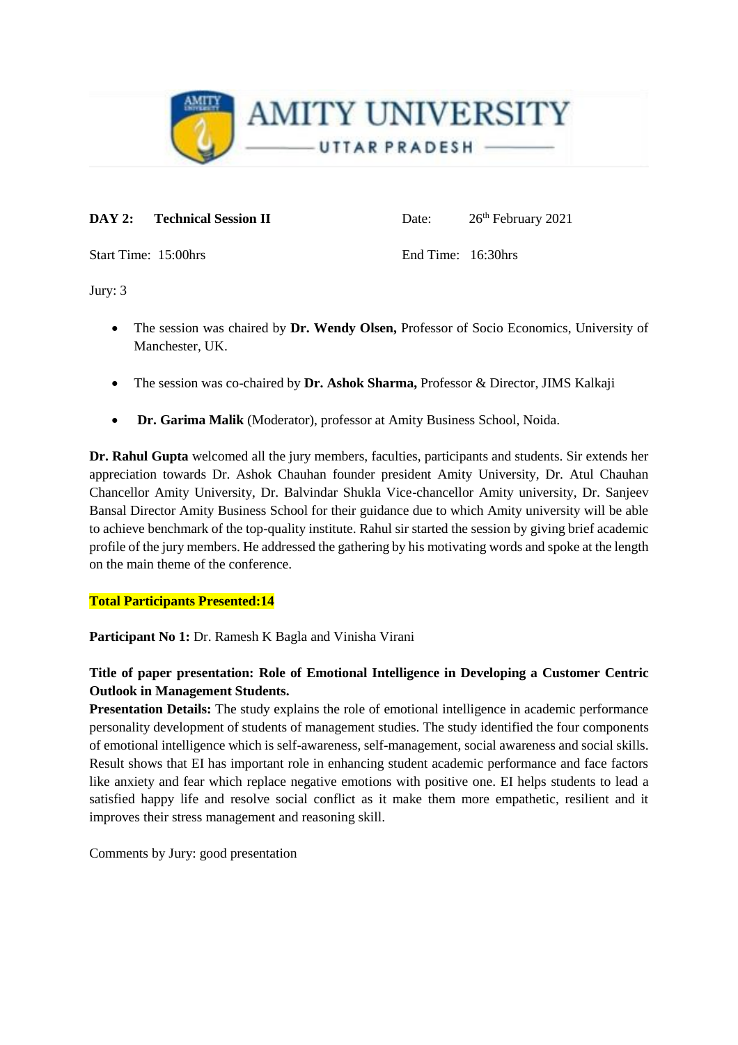**AMITY UNIVERSITY**
UTTAR PRADESH

**DAY 2: Technical Session II** Date: 26th February 2021

Start Time: 15:00hrs End Time: 16:30hrs

Jury: 3

- The session was chaired by **Dr. Wendy Olsen,** Professor of Socio Economics, University of Manchester, UK.
- The session was co-chaired by **Dr. Ashok Sharma,** Professor & Director, JIMS Kalkaji
- **Dr. Garima Malik** (Moderator), professor at Amity Business School, Noida.

**Dr. Rahul Gupta** welcomed all the jury members, faculties, participants and students. Sir extends her appreciation towards Dr. Ashok Chauhan founder president Amity University, Dr. Atul Chauhan Chancellor Amity University, Dr. Balvindar Shukla Vice-chancellor Amity university, Dr. Sanjeev Bansal Director Amity Business School for their guidance due to which Amity university will be able to achieve benchmark of the top-quality institute. Rahul sir started the session by giving brief academic profile of the jury members. He addressed the gathering by his motivating words and spoke at the length on the main theme of the conference.

**Total Participants Presented:14**

**Participant No 1:** Dr. Ramesh K Bagla and Vinisha Virani

**Title of paper presentation: Role of Emotional Intelligence in Developing a Customer Centric Outlook in Management Students.**

**Presentation Details:** The study explains the role of emotional intelligence in academic performance personality development of students of management studies. The study identified the four components of emotional intelligence which is self-awareness, self-management, social awareness and social skills. Result shows that EI has important role in enhancing student academic performance and face factors like anxiety and fear which replace negative emotions with positive one. EI helps students to lead a satisfied happy life and resolve social conflict as it make them more empathetic, resilient and it improves their stress management and reasoning skill.

Comments by Jury: good presentation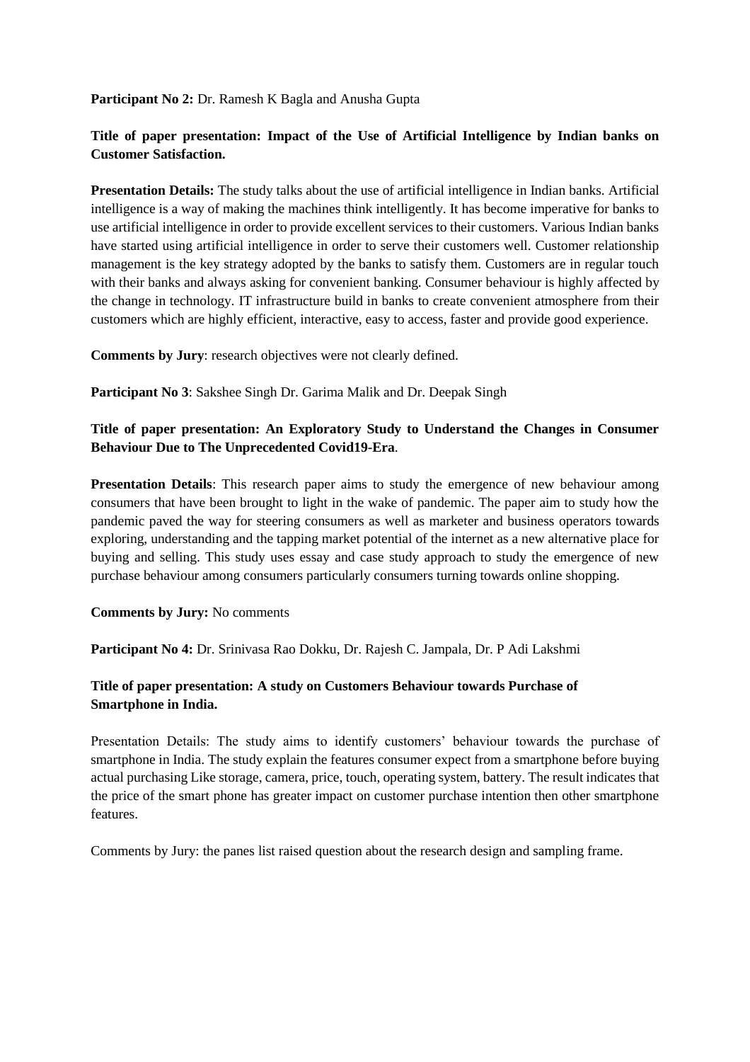**Participant No 2:** Dr. Ramesh K Bagla and Anusha Gupta

**Title of paper presentation: Impact of the Use of Artificial Intelligence by Indian banks on Customer Satisfaction.**

**Presentation Details:** The study talks about the use of artificial intelligence in Indian banks. Artificial intelligence is a way of making the machines think intelligently. It has become imperative for banks to use artificial intelligence in order to provide excellent services to their customers. Various Indian banks have started using artificial intelligence in order to serve their customers well. Customer relationship management is the key strategy adopted by the banks to satisfy them. Customers are in regular touch with their banks and always asking for convenient banking. Consumer behaviour is highly affected by the change in technology. IT infrastructure build in banks to create convenient atmosphere from their customers which are highly efficient, interactive, easy to access, faster and provide good experience.

**Comments by Jury**: research objectives were not clearly defined.

**Participant No 3**: Sakshee Singh Dr. Garima Malik and Dr. Deepak Singh

**Title of paper presentation: An Exploratory Study to Understand the Changes in Consumer Behaviour Due to The Unprecedented Covid19-Era**.

**Presentation Details**: This research paper aims to study the emergence of new behaviour among consumers that have been brought to light in the wake of pandemic. The paper aim to study how the pandemic paved the way for steering consumers as well as marketer and business operators towards exploring, understanding and the tapping market potential of the internet as a new alternative place for buying and selling. This study uses essay and case study approach to study the emergence of new purchase behaviour among consumers particularly consumers turning towards online shopping.

**Comments by Jury:** No comments

**Participant No 4:** Dr. Srinivasa Rao Dokku, Dr. Rajesh C. Jampala, Dr. P Adi Lakshmi

**Title of paper presentation: A study on Customers Behaviour towards Purchase of Smartphone in India.**

Presentation Details: The study aims to identify customers' behaviour towards the purchase of smartphone in India. The study explain the features consumer expect from a smartphone before buying actual purchasing Like storage, camera, price, touch, operating system, battery. The result indicates that the price of the smart phone has greater impact on customer purchase intention then other smartphone features.

Comments by Jury: the panes list raised question about the research design and sampling frame.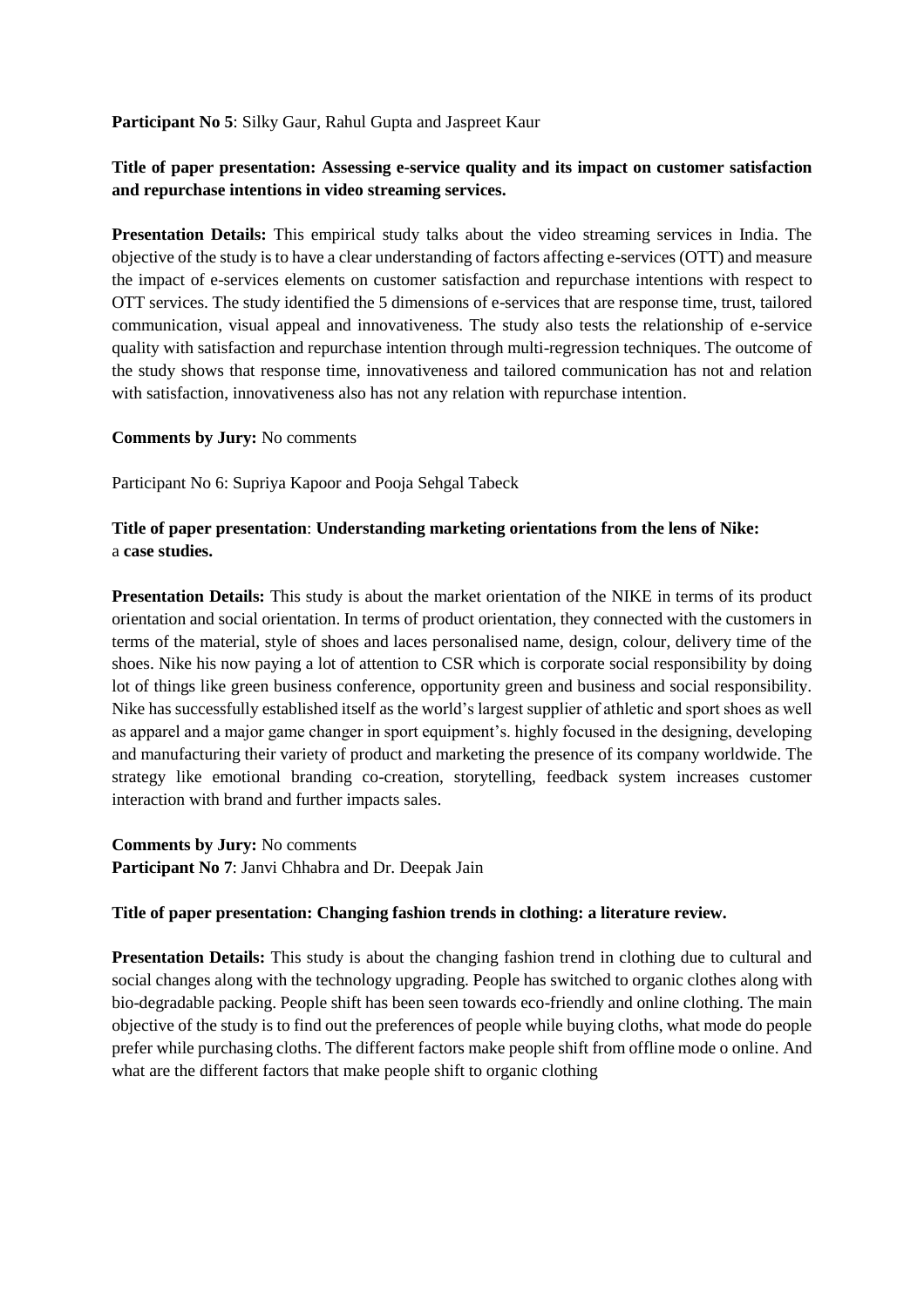**Participant No 5**: Silky Gaur, Rahul Gupta and Jaspreet Kaur

**Title of paper presentation: Assessing e-service quality and its impact on customer satisfaction and repurchase intentions in video streaming services.**

**Presentation Details:** This empirical study talks about the video streaming services in India. The objective of the study is to have a clear understanding of factors affecting e-services (OTT) and measure the impact of e-services elements on customer satisfaction and repurchase intentions with respect to OTT services. The study identified the 5 dimensions of e-services that are response time, trust, tailored communication, visual appeal and innovativeness. The study also tests the relationship of e-service quality with satisfaction and repurchase intention through multi-regression techniques. The outcome of the study shows that response time, innovativeness and tailored communication has not and relation with satisfaction, innovativeness also has not any relation with repurchase intention.

**Comments by Jury:** No comments

Participant No 6: Supriya Kapoor and Pooja Sehgal Tabeck

**Title of paper presentation**: **Understanding marketing orientations from the lens of Nike:** a **case studies.**

**Presentation Details:** This study is about the market orientation of the NIKE in terms of its product orientation and social orientation. In terms of product orientation, they connected with the customers in terms of the material, style of shoes and laces personalised name, design, colour, delivery time of the shoes. Nike his now paying a lot of attention to CSR which is corporate social responsibility by doing lot of things like green business conference, opportunity green and business and social responsibility. Nike has successfully established itself as the world's largest supplier of athletic and sport shoes as well as apparel and a major game changer in sport equipment's. highly focused in the designing, developing and manufacturing their variety of product and marketing the presence of its company worldwide. The strategy like emotional branding co-creation, storytelling, feedback system increases customer interaction with brand and further impacts sales.

**Comments by Jury:** No comments

**Participant No 7**: Janvi Chhabra and Dr. Deepak Jain

**Title of paper presentation: Changing fashion trends in clothing: a literature review.**

**Presentation Details:** This study is about the changing fashion trend in clothing due to cultural and social changes along with the technology upgrading. People has switched to organic clothes along with bio-degradable packing. People shift has been seen towards eco-friendly and online clothing. The main objective of the study is to find out the preferences of people while buying cloths, what mode do people prefer while purchasing cloths. The different factors make people shift from offline mode o online. And what are the different factors that make people shift to organic clothing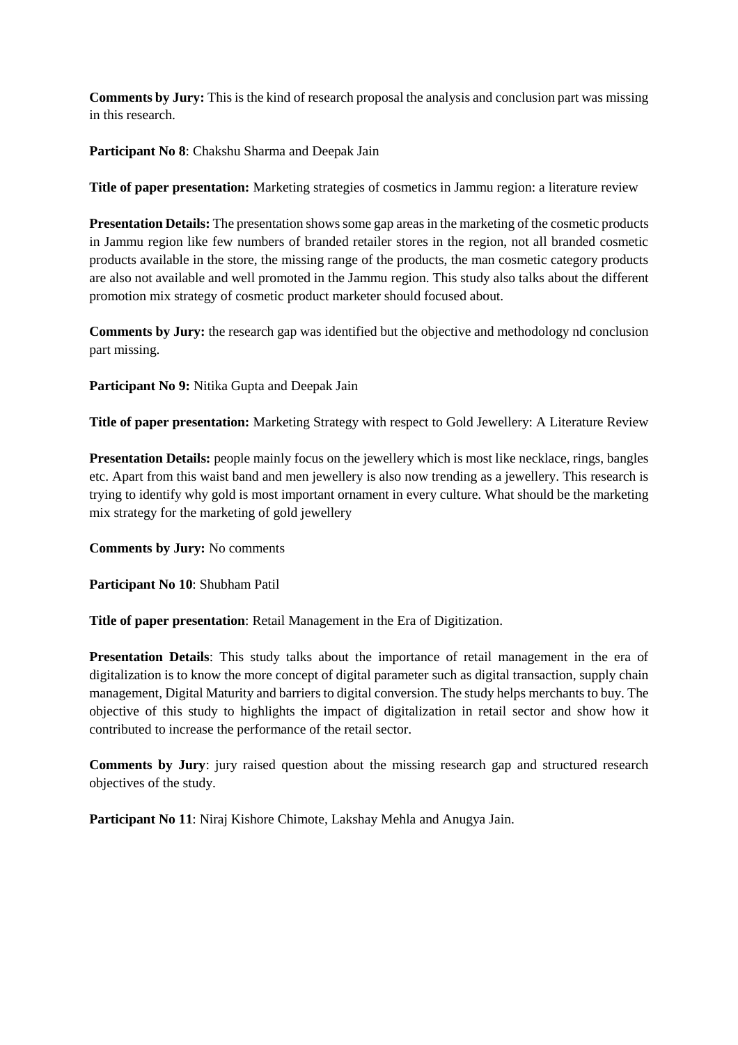**Comments by Jury:** This is the kind of research proposal the analysis and conclusion part was missing in this research.

**Participant No 8**: Chakshu Sharma and Deepak Jain

**Title of paper presentation:** Marketing strategies of cosmetics in Jammu region: a literature review

**Presentation Details:** The presentation shows some gap areas in the marketing of the cosmetic products in Jammu region like few numbers of branded retailer stores in the region, not all branded cosmetic products available in the store, the missing range of the products, the man cosmetic category products are also not available and well promoted in the Jammu region. This study also talks about the different promotion mix strategy of cosmetic product marketer should focused about.

**Comments by Jury:** the research gap was identified but the objective and methodology nd conclusion part missing.

**Participant No 9:** Nitika Gupta and Deepak Jain

**Title of paper presentation:** Marketing Strategy with respect to Gold Jewellery: A Literature Review

**Presentation Details:** people mainly focus on the jewellery which is most like necklace, rings, bangles etc. Apart from this waist band and men jewellery is also now trending as a jewellery. This research is trying to identify why gold is most important ornament in every culture. What should be the marketing mix strategy for the marketing of gold jewellery

**Comments by Jury:** No comments

**Participant No 10**: Shubham Patil

**Title of paper presentation**: Retail Management in the Era of Digitization.

**Presentation Details**: This study talks about the importance of retail management in the era of digitalization is to know the more concept of digital parameter such as digital transaction, supply chain management, Digital Maturity and barriers to digital conversion. The study helps merchants to buy. The objective of this study to highlights the impact of digitalization in retail sector and show how it contributed to increase the performance of the retail sector.

**Comments by Jury**: jury raised question about the missing research gap and structured research objectives of the study.

**Participant No 11**: Niraj Kishore Chimote, Lakshay Mehla and Anugya Jain.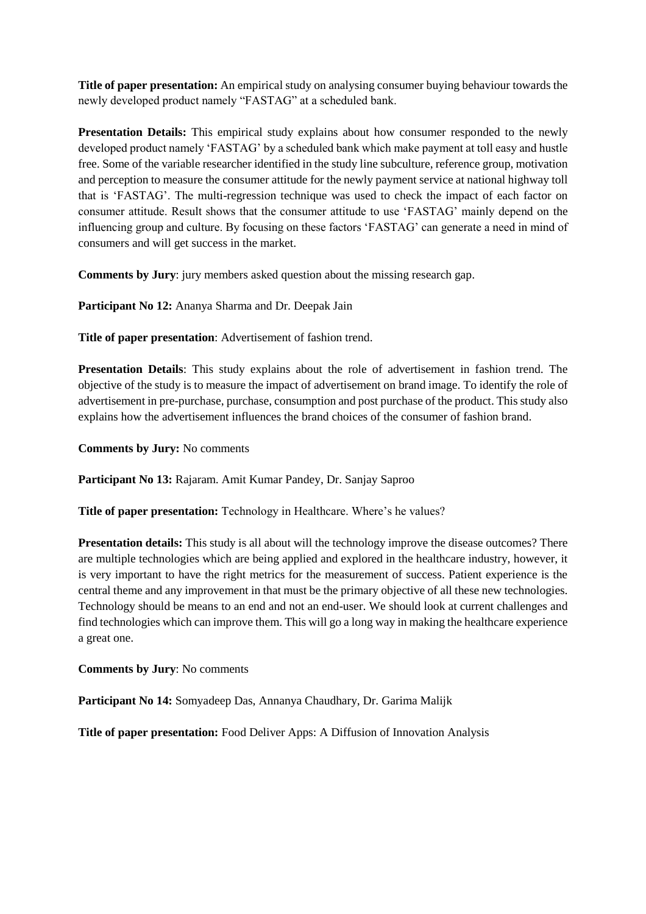**Title of paper presentation:** An empirical study on analysing consumer buying behaviour towards the newly developed product namely "FASTAG" at a scheduled bank.

**Presentation Details:** This empirical study explains about how consumer responded to the newly developed product namely 'FASTAG' by a scheduled bank which make payment at toll easy and hustle free. Some of the variable researcher identified in the study line subculture, reference group, motivation and perception to measure the consumer attitude for the newly payment service at national highway toll that is 'FASTAG'. The multi-regression technique was used to check the impact of each factor on consumer attitude. Result shows that the consumer attitude to use 'FASTAG' mainly depend on the influencing group and culture. By focusing on these factors 'FASTAG' can generate a need in mind of consumers and will get success in the market.

**Comments by Jury**: jury members asked question about the missing research gap.

**Participant No 12:** Ananya Sharma and Dr. Deepak Jain

**Title of paper presentation**: Advertisement of fashion trend.

**Presentation Details**: This study explains about the role of advertisement in fashion trend. The objective of the study is to measure the impact of advertisement on brand image. To identify the role of advertisement in pre-purchase, purchase, consumption and post purchase of the product. This study also explains how the advertisement influences the brand choices of the consumer of fashion brand.

**Comments by Jury:** No comments

**Participant No 13:** Rajaram. Amit Kumar Pandey, Dr. Sanjay Saproo

**Title of paper presentation:** Technology in Healthcare. Where's he values?

**Presentation details:** This study is all about will the technology improve the disease outcomes? There are multiple technologies which are being applied and explored in the healthcare industry, however, it is very important to have the right metrics for the measurement of success. Patient experience is the central theme and any improvement in that must be the primary objective of all these new technologies. Technology should be means to an end and not an end-user. We should look at current challenges and find technologies which can improve them. This will go a long way in making the healthcare experience a great one.

**Comments by Jury**: No comments

**Participant No 14:** Somyadeep Das, Annanya Chaudhary, Dr. Garima Malijk

**Title of paper presentation:** Food Deliver Apps: A Diffusion of Innovation Analysis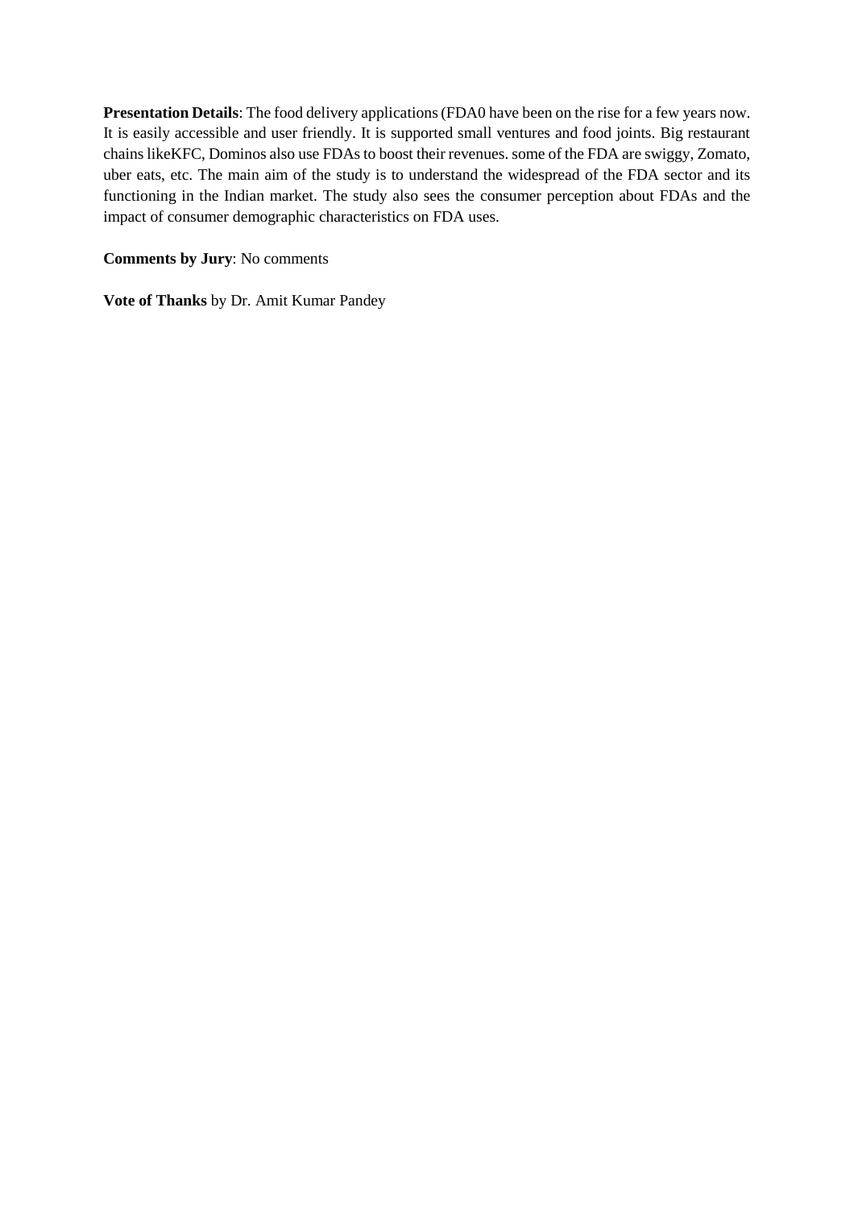**Presentation Details**: The food delivery applications (FDA0 have been on the rise for a few years now. It is easily accessible and user friendly. It is supported small ventures and food joints. Big restaurant chains likeKFC, Dominos also use FDAs to boost their revenues. some of the FDA are swiggy, Zomato, uber eats, etc. The main aim of the study is to understand the widespread of the FDA sector and its functioning in the Indian market. The study also sees the consumer perception about FDAs and the impact of consumer demographic characteristics on FDA uses.

**Comments by Jury**: No comments

**Vote of Thanks** by Dr. Amit Kumar Pandey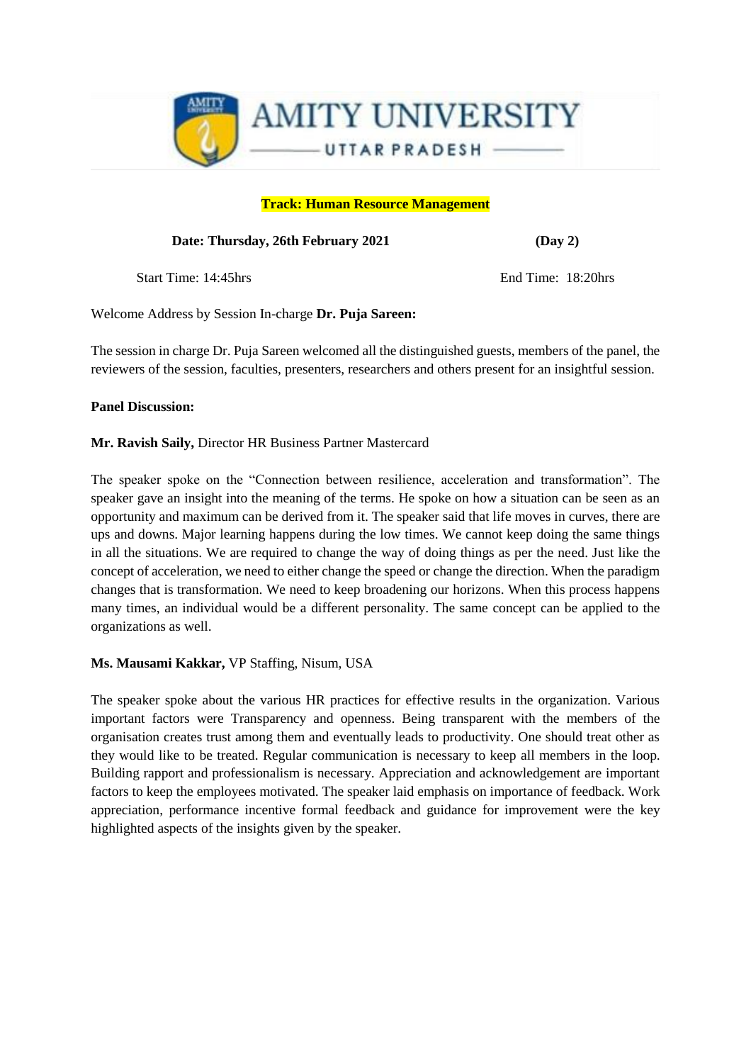AMITY UNIVERSITY

UTTAR PRADESH

**Track: Human Resource Management**

**Date: Thursday, 26th February 2021** **(Day 2)**

Start Time: 14:45hrs End Time: 18:20hrs

Welcome Address by Session In-charge **Dr. Puja Sareen:**

The session in charge Dr. Puja Sareen welcomed all the distinguished guests, members of the panel, the reviewers of the session, faculties, presenters, researchers and others present for an insightful session.

**Panel Discussion:**

**Mr. Ravish Saily,** Director HR Business Partner Mastercard

The speaker spoke on the "Connection between resilience, acceleration and transformation". The speaker gave an insight into the meaning of the terms. He spoke on how a situation can be seen as an opportunity and maximum can be derived from it. The speaker said that life moves in curves, there are ups and downs. Major learning happens during the low times. We cannot keep doing the same things in all the situations. We are required to change the way of doing things as per the need. Just like the concept of acceleration, we need to either change the speed or change the direction. When the paradigm changes that is transformation. We need to keep broadening our horizons. When this process happens many times, an individual would be a different personality. The same concept can be applied to the organizations as well.

**Ms. Mausami Kakkar,** VP Staffing, Nisum, USA

The speaker spoke about the various HR practices for effective results in the organization. Various important factors were Transparency and openness. Being transparent with the members of the organisation creates trust among them and eventually leads to productivity. One should treat other as they would like to be treated. Regular communication is necessary to keep all members in the loop. Building rapport and professionalism is necessary. Appreciation and acknowledgement are important factors to keep the employees motivated. The speaker laid emphasis on importance of feedback. Work appreciation, performance incentive formal feedback and guidance for improvement were the key highlighted aspects of the insights given by the speaker.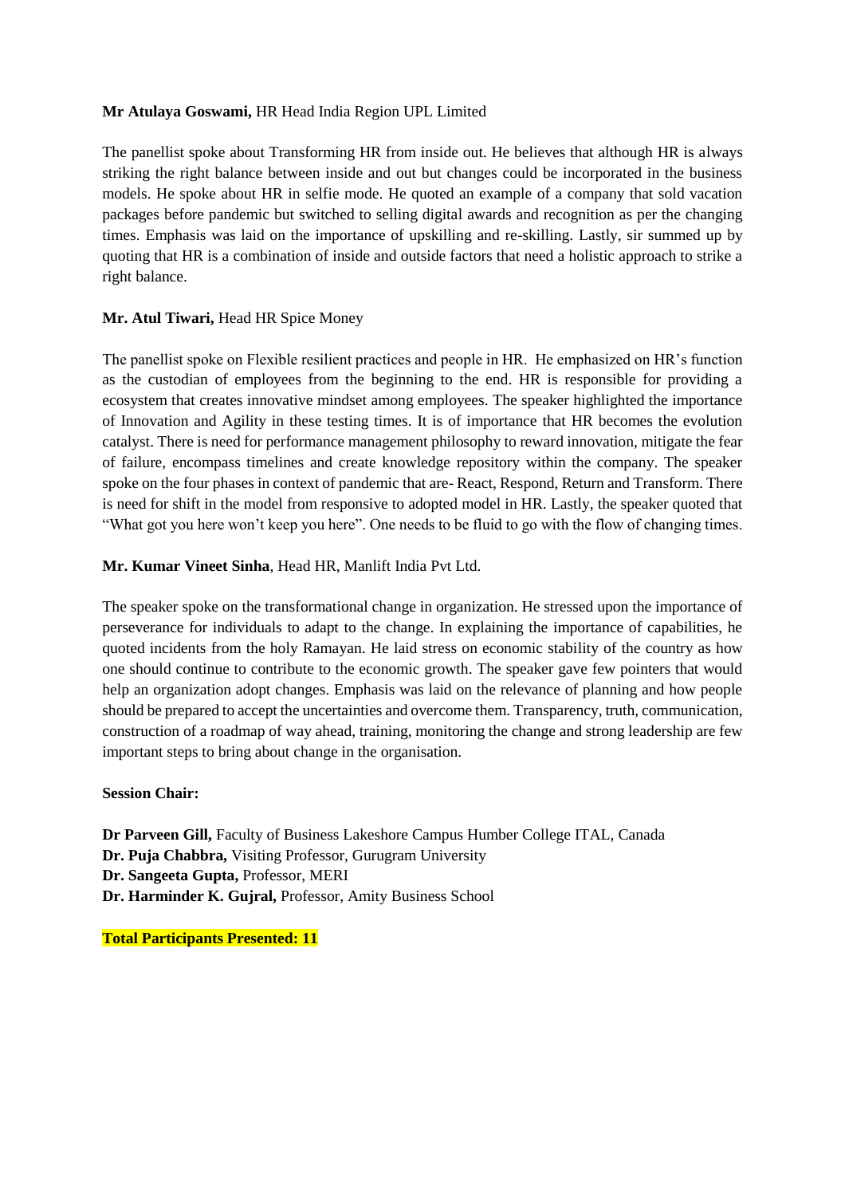**Mr Atulaya Goswami,** HR Head India Region UPL Limited

The panellist spoke about Transforming HR from inside out. He believes that although HR is always striking the right balance between inside and out but changes could be incorporated in the business models. He spoke about HR in selfie mode. He quoted an example of a company that sold vacation packages before pandemic but switched to selling digital awards and recognition as per the changing times. Emphasis was laid on the importance of upskilling and re-skilling. Lastly, sir summed up by quoting that HR is a combination of inside and outside factors that need a holistic approach to strike a right balance.

**Mr. Atul Tiwari,** Head HR Spice Money

The panellist spoke on Flexible resilient practices and people in HR. He emphasized on HR's function as the custodian of employees from the beginning to the end. HR is responsible for providing a ecosystem that creates innovative mindset among employees. The speaker highlighted the importance of Innovation and Agility in these testing times. It is of importance that HR becomes the evolution catalyst. There is need for performance management philosophy to reward innovation, mitigate the fear of failure, encompass timelines and create knowledge repository within the company. The speaker spoke on the four phases in context of pandemic that are- React, Respond, Return and Transform. There is need for shift in the model from responsive to adopted model in HR. Lastly, the speaker quoted that "What got you here won't keep you here". One needs to be fluid to go with the flow of changing times.

**Mr. Kumar Vineet Sinha**, Head HR, Manlift India Pvt Ltd.

The speaker spoke on the transformational change in organization. He stressed upon the importance of perseverance for individuals to adapt to the change. In explaining the importance of capabilities, he quoted incidents from the holy Ramayan. He laid stress on economic stability of the country as how one should continue to contribute to the economic growth. The speaker gave few pointers that would help an organization adopt changes. Emphasis was laid on the relevance of planning and how people should be prepared to accept the uncertainties and overcome them. Transparency, truth, communication, construction of a roadmap of way ahead, training, monitoring the change and strong leadership are few important steps to bring about change in the organisation.

**Session Chair:**

**Dr Parveen Gill,** Faculty of Business Lakeshore Campus Humber College ITAL, Canada
**Dr. Puja Chabbra,** Visiting Professor, Gurugram University
**Dr. Sangeeta Gupta,** Professor, MERI
**Dr. Harminder K. Gujral,** Professor, Amity Business School

**Total Participants Presented: 11**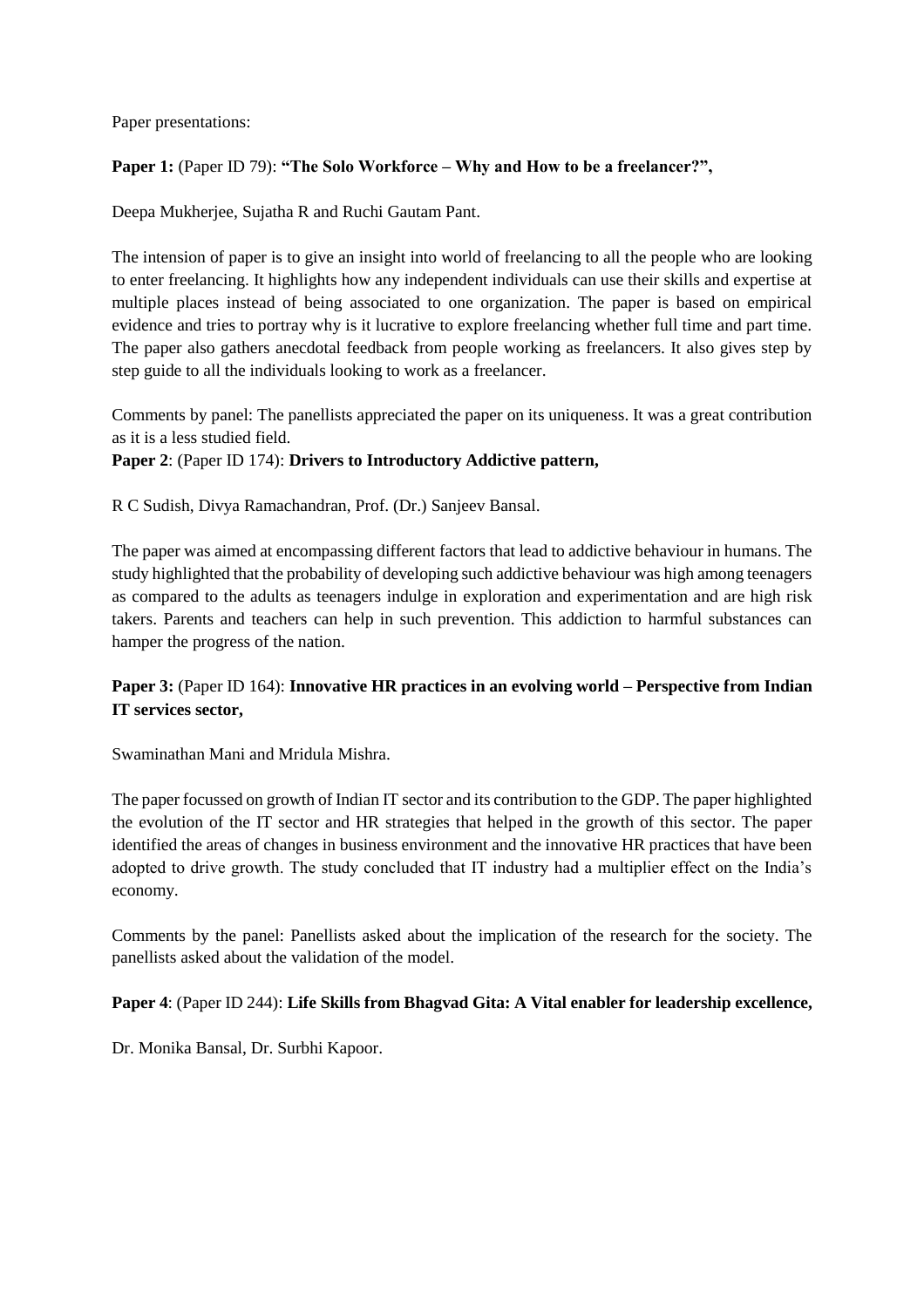Paper presentations:

**Paper 1:** (Paper ID 79): **"The Solo Workforce – Why and How to be a freelancer?",**

Deepa Mukherjee, Sujatha R and Ruchi Gautam Pant.

The intension of paper is to give an insight into world of freelancing to all the people who are looking to enter freelancing. It highlights how any independent individuals can use their skills and expertise at multiple places instead of being associated to one organization. The paper is based on empirical evidence and tries to portray why is it lucrative to explore freelancing whether full time and part time. The paper also gathers anecdotal feedback from people working as freelancers. It also gives step by step guide to all the individuals looking to work as a freelancer.

Comments by panel: The panellists appreciated the paper on its uniqueness. It was a great contribution as it is a less studied field.

**Paper 2**: (Paper ID 174): **Drivers to Introductory Addictive pattern,**

R C Sudish, Divya Ramachandran, Prof. (Dr.) Sanjeev Bansal.

The paper was aimed at encompassing different factors that lead to addictive behaviour in humans. The study highlighted that the probability of developing such addictive behaviour was high among teenagers as compared to the adults as teenagers indulge in exploration and experimentation and are high risk takers. Parents and teachers can help in such prevention. This addiction to harmful substances can hamper the progress of the nation.

**Paper 3:** (Paper ID 164): **Innovative HR practices in an evolving world – Perspective from Indian IT services sector,**

Swaminathan Mani and Mridula Mishra.

The paper focussed on growth of Indian IT sector and its contribution to the GDP. The paper highlighted the evolution of the IT sector and HR strategies that helped in the growth of this sector. The paper identified the areas of changes in business environment and the innovative HR practices that have been adopted to drive growth. The study concluded that IT industry had a multiplier effect on the India's economy.

Comments by the panel: Panellists asked about the implication of the research for the society. The panellists asked about the validation of the model.

**Paper 4**: (Paper ID 244): **Life Skills from Bhagvad Gita: A Vital enabler for leadership excellence,**

Dr. Monika Bansal, Dr. Surbhi Kapoor.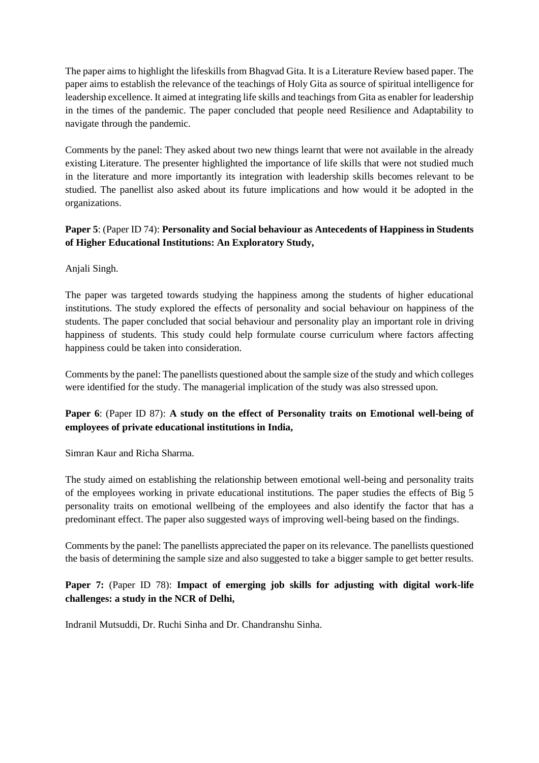The paper aims to highlight the lifeskills from Bhagvad Gita. It is a Literature Review based paper. The paper aims to establish the relevance of the teachings of Holy Gita as source of spiritual intelligence for leadership excellence. It aimed at integrating life skills and teachings from Gita as enabler for leadership in the times of the pandemic. The paper concluded that people need Resilience and Adaptability to navigate through the pandemic.

Comments by the panel: They asked about two new things learnt that were not available in the already existing Literature. The presenter highlighted the importance of life skills that were not studied much in the literature and more importantly its integration with leadership skills becomes relevant to be studied. The panellist also asked about its future implications and how would it be adopted in the organizations.

**Paper 5**: (Paper ID 74): **Personality and Social behaviour as Antecedents of Happiness in Students of Higher Educational Institutions: An Exploratory Study,**

Anjali Singh.

The paper was targeted towards studying the happiness among the students of higher educational institutions. The study explored the effects of personality and social behaviour on happiness of the students. The paper concluded that social behaviour and personality play an important role in driving happiness of students. This study could help formulate course curriculum where factors affecting happiness could be taken into consideration.

Comments by the panel: The panellists questioned about the sample size of the study and which colleges were identified for the study. The managerial implication of the study was also stressed upon.

**Paper 6**: (Paper ID 87): **A study on the effect of Personality traits on Emotional well-being of employees of private educational institutions in India,**

Simran Kaur and Richa Sharma.

The study aimed on establishing the relationship between emotional well-being and personality traits of the employees working in private educational institutions. The paper studies the effects of Big 5 personality traits on emotional wellbeing of the employees and also identify the factor that has a predominant effect. The paper also suggested ways of improving well-being based on the findings.

Comments by the panel: The panellists appreciated the paper on its relevance. The panellists questioned the basis of determining the sample size and also suggested to take a bigger sample to get better results.

**Paper 7:** (Paper ID 78): **Impact of emerging job skills for adjusting with digital work-life challenges: a study in the NCR of Delhi,**

Indranil Mutsuddi, Dr. Ruchi Sinha and Dr. Chandranshu Sinha.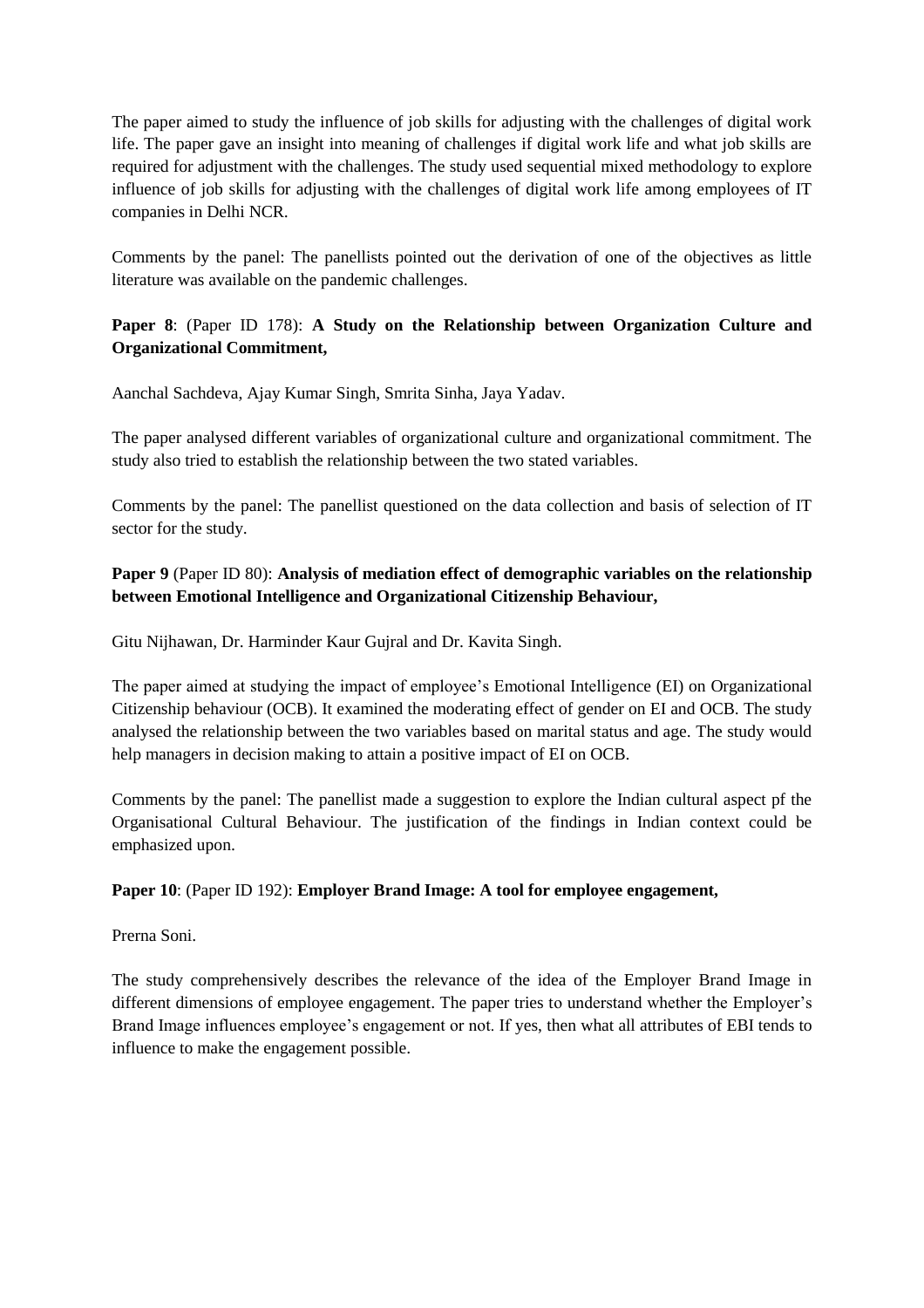The paper aimed to study the influence of job skills for adjusting with the challenges of digital work life. The paper gave an insight into meaning of challenges if digital work life and what job skills are required for adjustment with the challenges. The study used sequential mixed methodology to explore influence of job skills for adjusting with the challenges of digital work life among employees of IT companies in Delhi NCR.

Comments by the panel: The panellists pointed out the derivation of one of the objectives as little literature was available on the pandemic challenges.

**Paper 8**: (Paper ID 178): **A Study on the Relationship between Organization Culture and Organizational Commitment,**

Aanchal Sachdeva, Ajay Kumar Singh, Smrita Sinha, Jaya Yadav.

The paper analysed different variables of organizational culture and organizational commitment. The study also tried to establish the relationship between the two stated variables.

Comments by the panel: The panellist questioned on the data collection and basis of selection of IT sector for the study.

**Paper 9** (Paper ID 80): **Analysis of mediation effect of demographic variables on the relationship between Emotional Intelligence and Organizational Citizenship Behaviour,**

Gitu Nijhawan, Dr. Harminder Kaur Gujral and Dr. Kavita Singh.

The paper aimed at studying the impact of employee's Emotional Intelligence (EI) on Organizational Citizenship behaviour (OCB). It examined the moderating effect of gender on EI and OCB. The study analysed the relationship between the two variables based on marital status and age. The study would help managers in decision making to attain a positive impact of EI on OCB.

Comments by the panel: The panellist made a suggestion to explore the Indian cultural aspect pf the Organisational Cultural Behaviour. The justification of the findings in Indian context could be emphasized upon.

**Paper 10**: (Paper ID 192): **Employer Brand Image: A tool for employee engagement,**

Prerna Soni.

The study comprehensively describes the relevance of the idea of the Employer Brand Image in different dimensions of employee engagement. The paper tries to understand whether the Employer's Brand Image influences employee's engagement or not. If yes, then what all attributes of EBI tends to influence to make the engagement possible.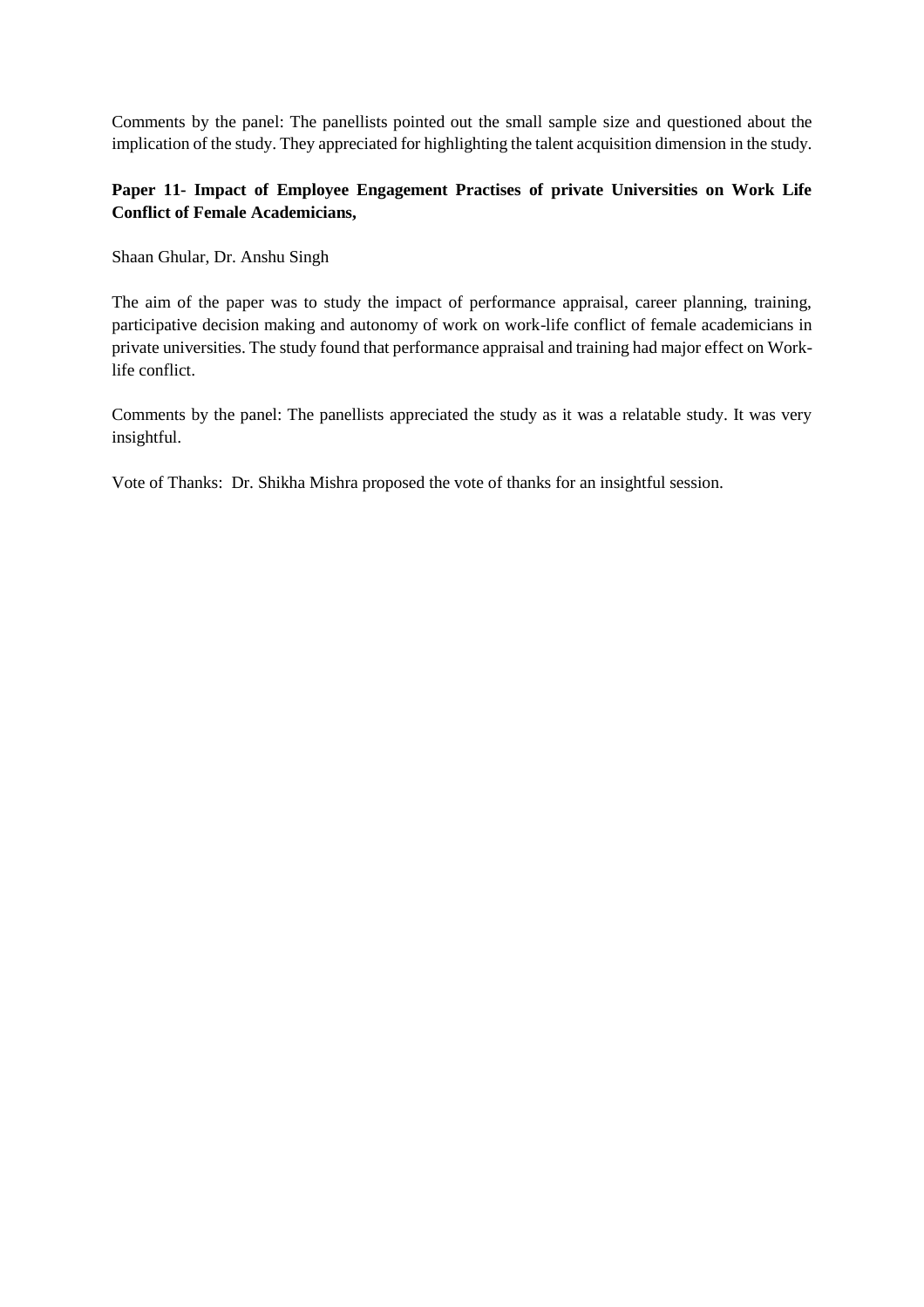Comments by the panel: The panellists pointed out the small sample size and questioned about the implication of the study. They appreciated for highlighting the talent acquisition dimension in the study.

**Paper 11- Impact of Employee Engagement Practises of private Universities on Work Life Conflict of Female Academicians,**

Shaan Ghular, Dr. Anshu Singh

The aim of the paper was to study the impact of performance appraisal, career planning, training, participative decision making and autonomy of work on work-life conflict of female academicians in private universities. The study found that performance appraisal and training had major effect on Work-life conflict.

Comments by the panel: The panellists appreciated the study as it was a relatable study. It was very insightful.

Vote of Thanks: Dr. Shikha Mishra proposed the vote of thanks for an insightful session.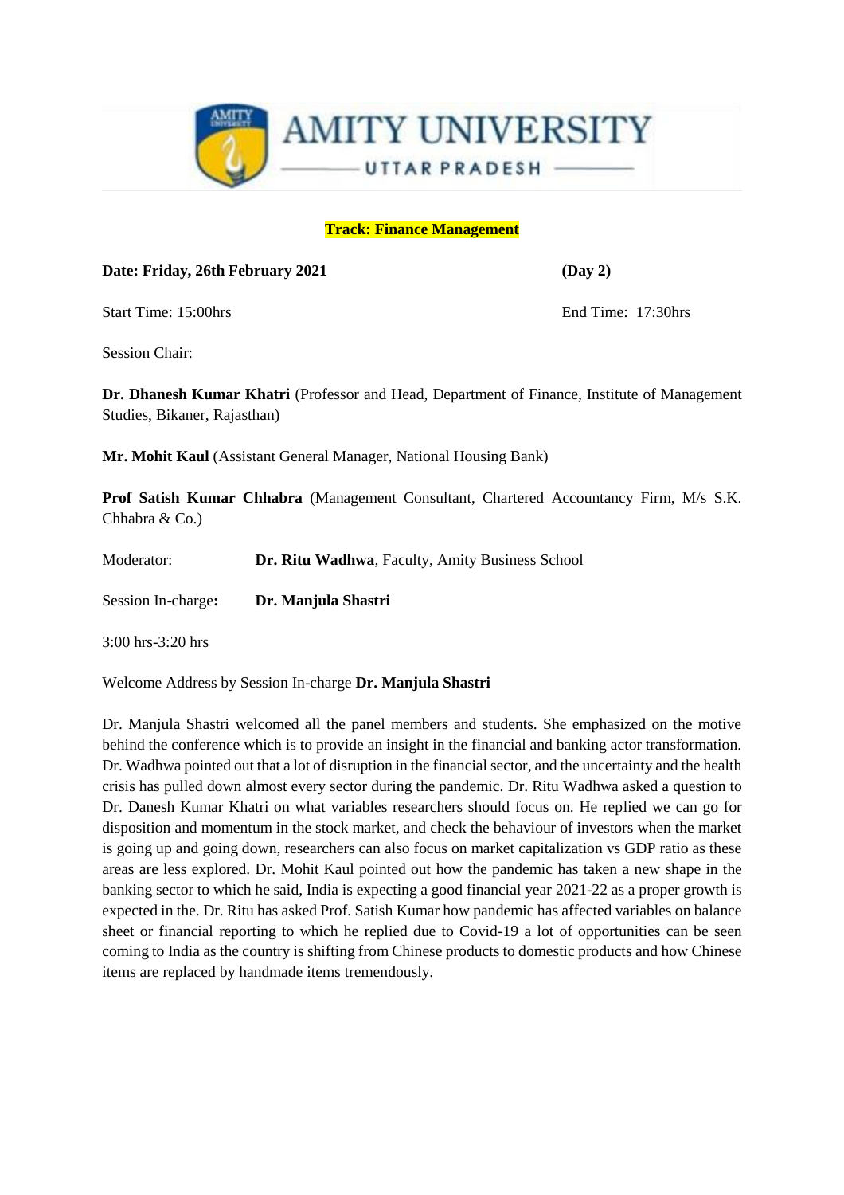AMITY UNIVERSITY

UTTAR PRADESH

**Track: Finance Management**

**Date: Friday, 26th February 2021** **(Day 2)**

Start Time: 15:00hrs End Time: 17:30hrs

Session Chair:

**Dr. Dhanesh Kumar Khatri** (Professor and Head, Department of Finance, Institute of Management Studies, Bikaner, Rajasthan)

**Mr. Mohit Kaul** (Assistant General Manager, National Housing Bank)

**Prof Satish Kumar Chhabra** (Management Consultant, Chartered Accountancy Firm, M/s S.K. Chhabra & Co.)

Moderator: **Dr. Ritu Wadhwa**, Faculty, Amity Business School

Session In-charge**:** **Dr. Manjula Shastri**

3:00 hrs-3:20 hrs

Welcome Address by Session In-charge **Dr. Manjula Shastri**

Dr. Manjula Shastri welcomed all the panel members and students. She emphasized on the motive behind the conference which is to provide an insight in the financial and banking actor transformation. Dr. Wadhwa pointed out that a lot of disruption in the financial sector, and the uncertainty and the health crisis has pulled down almost every sector during the pandemic. Dr. Ritu Wadhwa asked a question to Dr. Danesh Kumar Khatri on what variables researchers should focus on. He replied we can go for disposition and momentum in the stock market, and check the behaviour of investors when the market is going up and going down, researchers can also focus on market capitalization vs GDP ratio as these areas are less explored. Dr. Mohit Kaul pointed out how the pandemic has taken a new shape in the banking sector to which he said, India is expecting a good financial year 2021-22 as a proper growth is expected in the. Dr. Ritu has asked Prof. Satish Kumar how pandemic has affected variables on balance sheet or financial reporting to which he replied due to Covid-19 a lot of opportunities can be seen coming to India as the country is shifting from Chinese products to domestic products and how Chinese items are replaced by handmade items tremendously.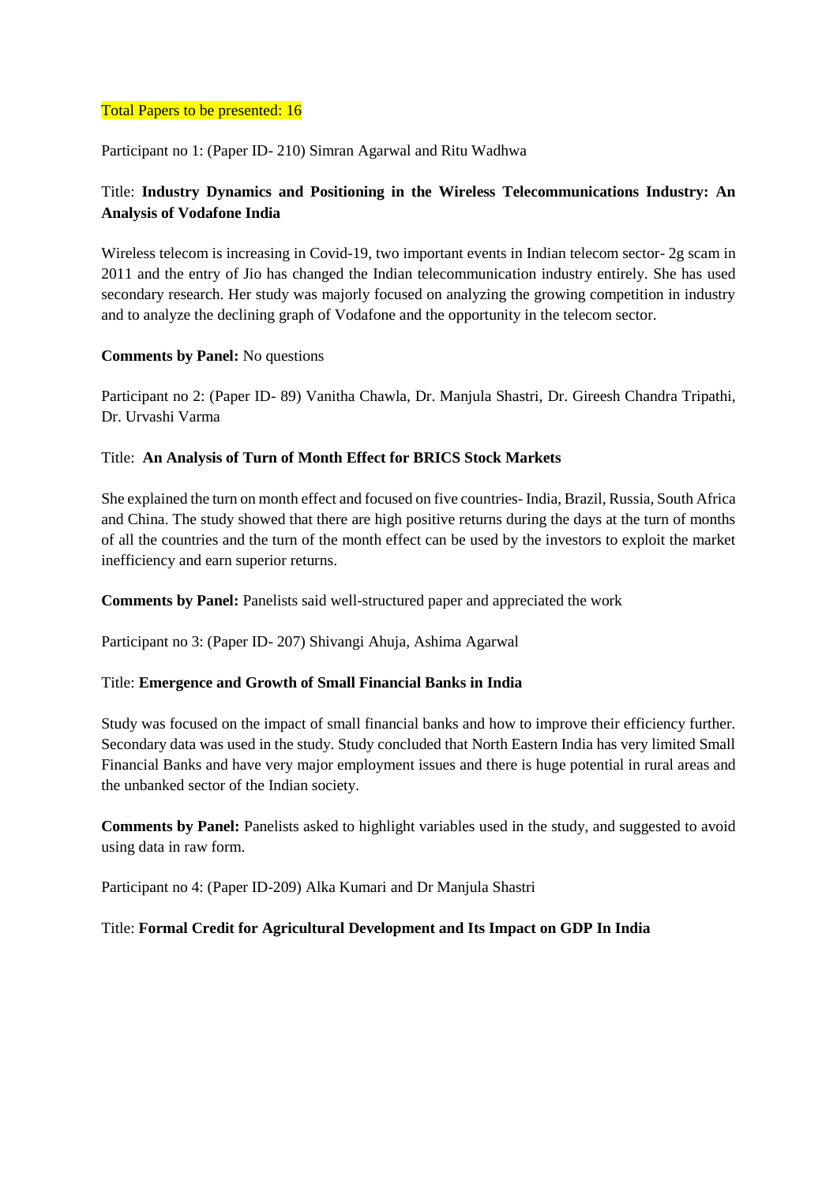Total Papers to be presented: 16

Participant no 1: (Paper ID- 210) Simran Agarwal and Ritu Wadhwa

Title: **Industry Dynamics and Positioning in the Wireless Telecommunications Industry: An Analysis of Vodafone India**

Wireless telecom is increasing in Covid-19, two important events in Indian telecom sector- 2g scam in 2011 and the entry of Jio has changed the Indian telecommunication industry entirely. She has used secondary research. Her study was majorly focused on analyzing the growing competition in industry and to analyze the declining graph of Vodafone and the opportunity in the telecom sector.

**Comments by Panel:** No questions

Participant no 2: (Paper ID- 89) Vanitha Chawla, Dr. Manjula Shastri, Dr. Gireesh Chandra Tripathi, Dr. Urvashi Varma

Title: **An Analysis of Turn of Month Effect for BRICS Stock Markets**

She explained the turn on month effect and focused on five countries- India, Brazil, Russia, South Africa and China. The study showed that there are high positive returns during the days at the turn of months of all the countries and the turn of the month effect can be used by the investors to exploit the market inefficiency and earn superior returns.

**Comments by Panel:** Panelists said well-structured paper and appreciated the work

Participant no 3: (Paper ID- 207) Shivangi Ahuja, Ashima Agarwal

Title: **Emergence and Growth of Small Financial Banks in India**

Study was focused on the impact of small financial banks and how to improve their efficiency further. Secondary data was used in the study. Study concluded that North Eastern India has very limited Small Financial Banks and have very major employment issues and there is huge potential in rural areas and the unbanked sector of the Indian society.

**Comments by Panel:** Panelists asked to highlight variables used in the study, and suggested to avoid using data in raw form.

Participant no 4: (Paper ID-209) Alka Kumari and Dr Manjula Shastri

Title: **Formal Credit for Agricultural Development and Its Impact on GDP In India**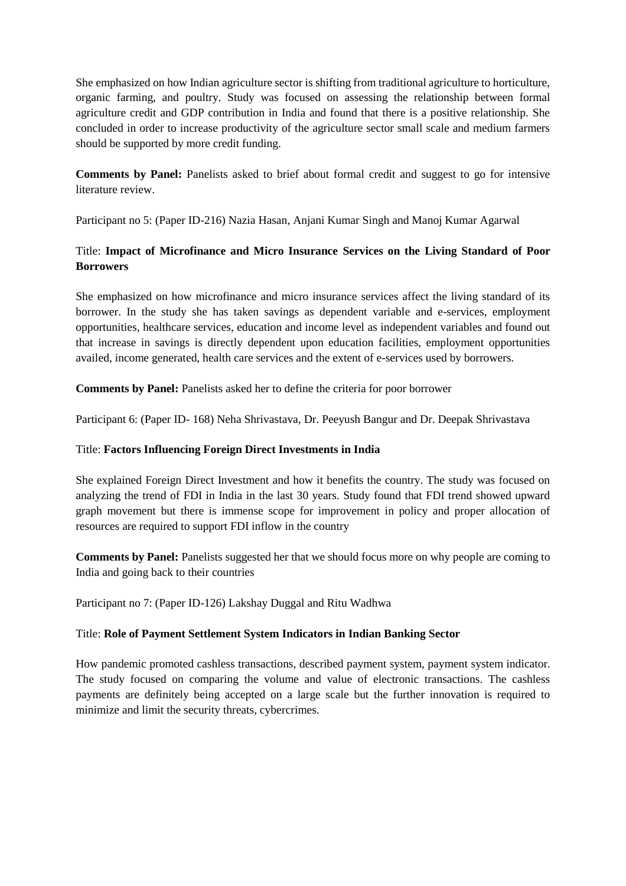She emphasized on how Indian agriculture sector is shifting from traditional agriculture to horticulture, organic farming, and poultry. Study was focused on assessing the relationship between formal agriculture credit and GDP contribution in India and found that there is a positive relationship. She concluded in order to increase productivity of the agriculture sector small scale and medium farmers should be supported by more credit funding.

**Comments by Panel:** Panelists asked to brief about formal credit and suggest to go for intensive literature review.

Participant no 5: (Paper ID-216) Nazia Hasan, Anjani Kumar Singh and Manoj Kumar Agarwal

Title: **Impact of Microfinance and Micro Insurance Services on the Living Standard of Poor Borrowers**

She emphasized on how microfinance and micro insurance services affect the living standard of its borrower. In the study she has taken savings as dependent variable and e-services, employment opportunities, healthcare services, education and income level as independent variables and found out that increase in savings is directly dependent upon education facilities, employment opportunities availed, income generated, health care services and the extent of e-services used by borrowers.

**Comments by Panel:** Panelists asked her to define the criteria for poor borrower

Participant 6: (Paper ID- 168) Neha Shrivastava, Dr. Peeyush Bangur and Dr. Deepak Shrivastava

Title: **Factors Influencing Foreign Direct Investments in India**

She explained Foreign Direct Investment and how it benefits the country. The study was focused on analyzing the trend of FDI in India in the last 30 years. Study found that FDI trend showed upward graph movement but there is immense scope for improvement in policy and proper allocation of resources are required to support FDI inflow in the country

**Comments by Panel:** Panelists suggested her that we should focus more on why people are coming to India and going back to their countries

Participant no 7: (Paper ID-126) Lakshay Duggal and Ritu Wadhwa

Title: **Role of Payment Settlement System Indicators in Indian Banking Sector**

How pandemic promoted cashless transactions, described payment system, payment system indicator. The study focused on comparing the volume and value of electronic transactions. The cashless payments are definitely being accepted on a large scale but the further innovation is required to minimize and limit the security threats, cybercrimes.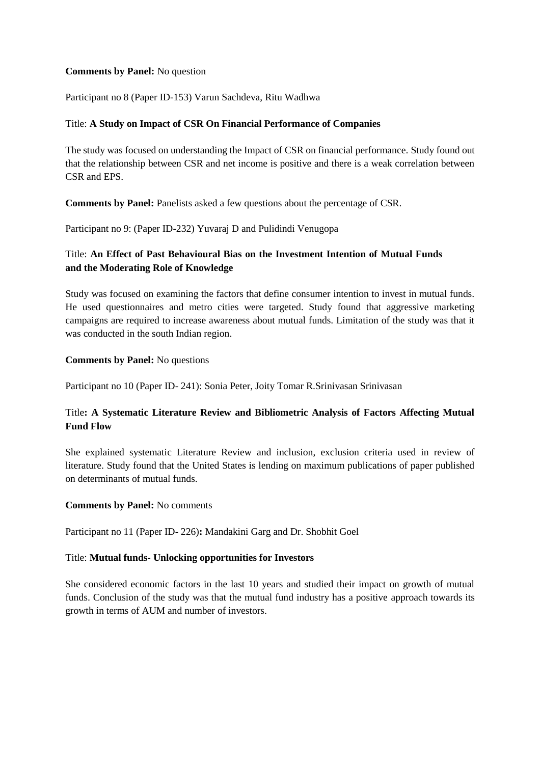**Comments by Panel:** No question

Participant no 8 (Paper ID-153) Varun Sachdeva, Ritu Wadhwa

Title: **A Study on Impact of CSR On Financial Performance of Companies**

The study was focused on understanding the Impact of CSR on financial performance. Study found out that the relationship between CSR and net income is positive and there is a weak correlation between CSR and EPS.

**Comments by Panel:** Panelists asked a few questions about the percentage of CSR.

Participant no 9: (Paper ID-232) Yuvaraj D and Pulidindi Venugopa

Title: **An Effect of Past Behavioural Bias on the Investment Intention of Mutual Funds and the Moderating Role of Knowledge**

Study was focused on examining the factors that define consumer intention to invest in mutual funds. He used questionnaires and metro cities were targeted. Study found that aggressive marketing campaigns are required to increase awareness about mutual funds. Limitation of the study was that it was conducted in the south Indian region.

**Comments by Panel:** No questions

Participant no 10 (Paper ID- 241): Sonia Peter, Joity Tomar R.Srinivasan Srinivasan

Title**: A Systematic Literature Review and Bibliometric Analysis of Factors Affecting Mutual Fund Flow**

She explained systematic Literature Review and inclusion, exclusion criteria used in review of literature. Study found that the United States is lending on maximum publications of paper published on determinants of mutual funds.

**Comments by Panel:** No comments

Participant no 11 (Paper ID- 226)**:** Mandakini Garg and Dr. Shobhit Goel

Title: **Mutual funds- Unlocking opportunities for Investors**

She considered economic factors in the last 10 years and studied their impact on growth of mutual funds. Conclusion of the study was that the mutual fund industry has a positive approach towards its growth in terms of AUM and number of investors.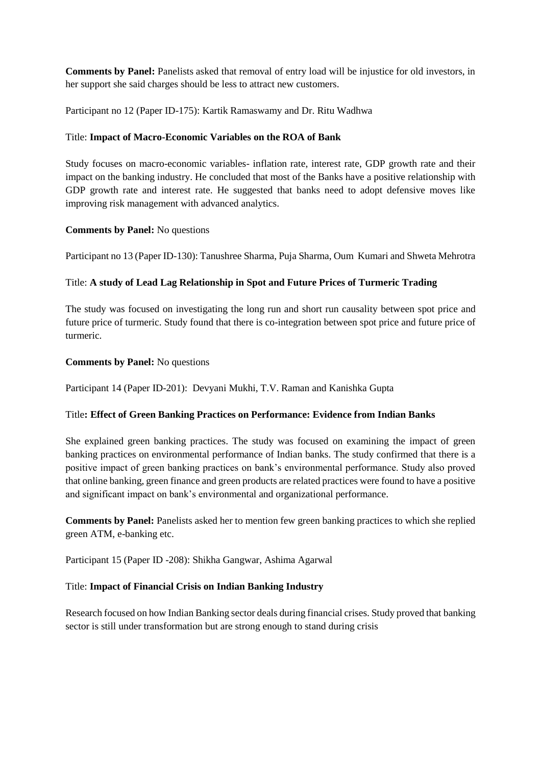**Comments by Panel:** Panelists asked that removal of entry load will be injustice for old investors, in her support she said charges should be less to attract new customers.

Participant no 12 (Paper ID-175): Kartik Ramaswamy and Dr. Ritu Wadhwa

Title: **Impact of Macro-Economic Variables on the ROA of Bank**

Study focuses on macro-economic variables- inflation rate, interest rate, GDP growth rate and their impact on the banking industry. He concluded that most of the Banks have a positive relationship with GDP growth rate and interest rate. He suggested that banks need to adopt defensive moves like improving risk management with advanced analytics.

**Comments by Panel:** No questions

Participant no 13 (Paper ID-130): Tanushree Sharma, Puja Sharma, Oum Kumari and Shweta Mehrotra

Title: **A study of Lead Lag Relationship in Spot and Future Prices of Turmeric Trading**

The study was focused on investigating the long run and short run causality between spot price and future price of turmeric. Study found that there is co-integration between spot price and future price of turmeric.

**Comments by Panel:** No questions

Participant 14 (Paper ID-201): Devyani Mukhi, T.V. Raman and Kanishka Gupta

Title**: Effect of Green Banking Practices on Performance: Evidence from Indian Banks**

She explained green banking practices. The study was focused on examining the impact of green banking practices on environmental performance of Indian banks. The study confirmed that there is a positive impact of green banking practices on bank's environmental performance. Study also proved that online banking, green finance and green products are related practices were found to have a positive and significant impact on bank's environmental and organizational performance.

**Comments by Panel:** Panelists asked her to mention few green banking practices to which she replied green ATM, e-banking etc.

Participant 15 (Paper ID -208): Shikha Gangwar, Ashima Agarwal

Title: **Impact of Financial Crisis on Indian Banking Industry**

Research focused on how Indian Banking sector deals during financial crises. Study proved that banking sector is still under transformation but are strong enough to stand during crisis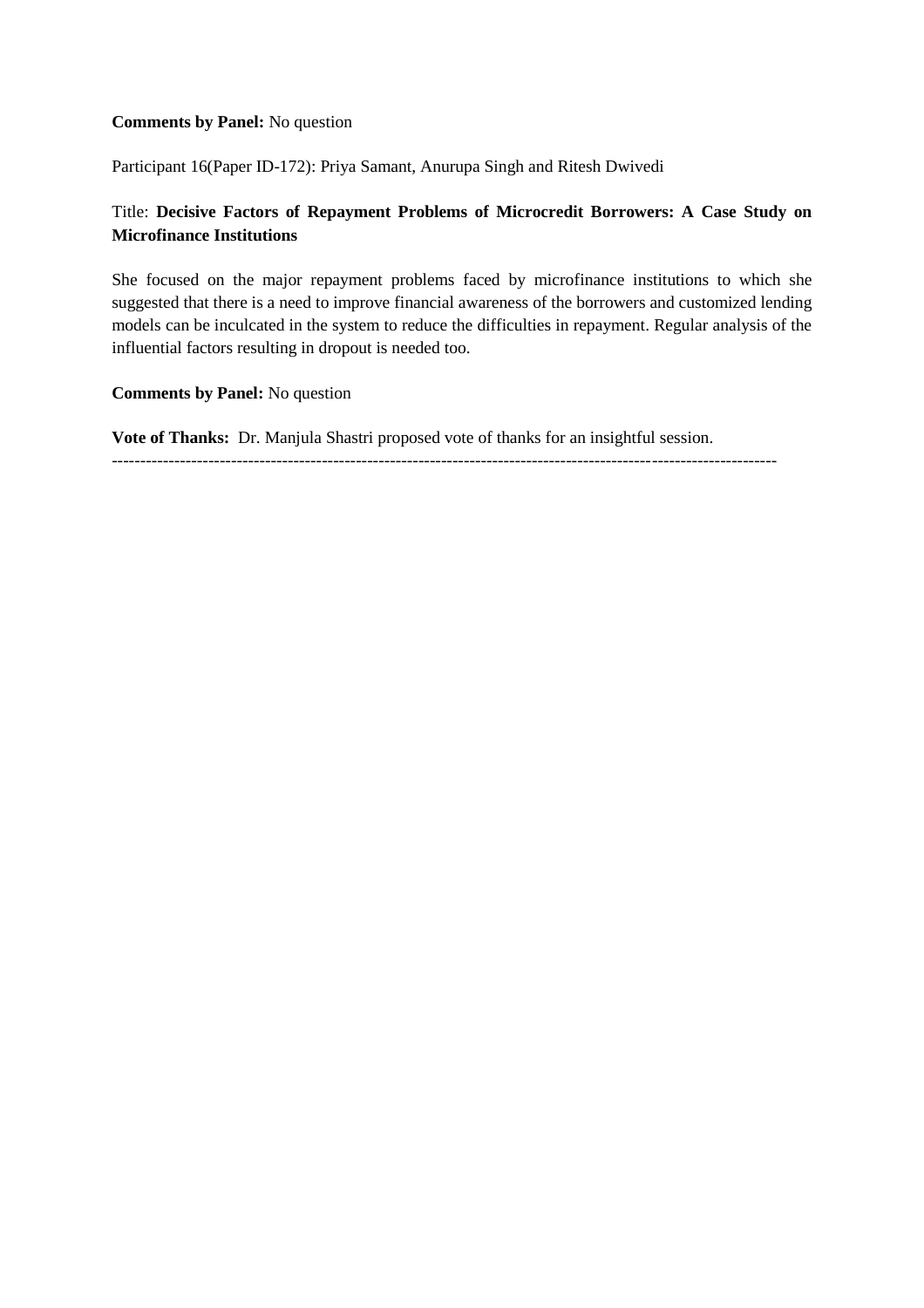**Comments by Panel:** No question

Participant 16(Paper ID-172): Priya Samant, Anurupa Singh and Ritesh Dwivedi

Title: **Decisive Factors of Repayment Problems of Microcredit Borrowers: A Case Study on Microfinance Institutions**

She focused on the major repayment problems faced by microfinance institutions to which she suggested that there is a need to improve financial awareness of the borrowers and customized lending models can be inculcated in the system to reduce the difficulties in repayment. Regular analysis of the influential factors resulting in dropout is needed too.

**Comments by Panel:** No question

**Vote of Thanks:** Dr. Manjula Shastri proposed vote of thanks for an insightful session.

---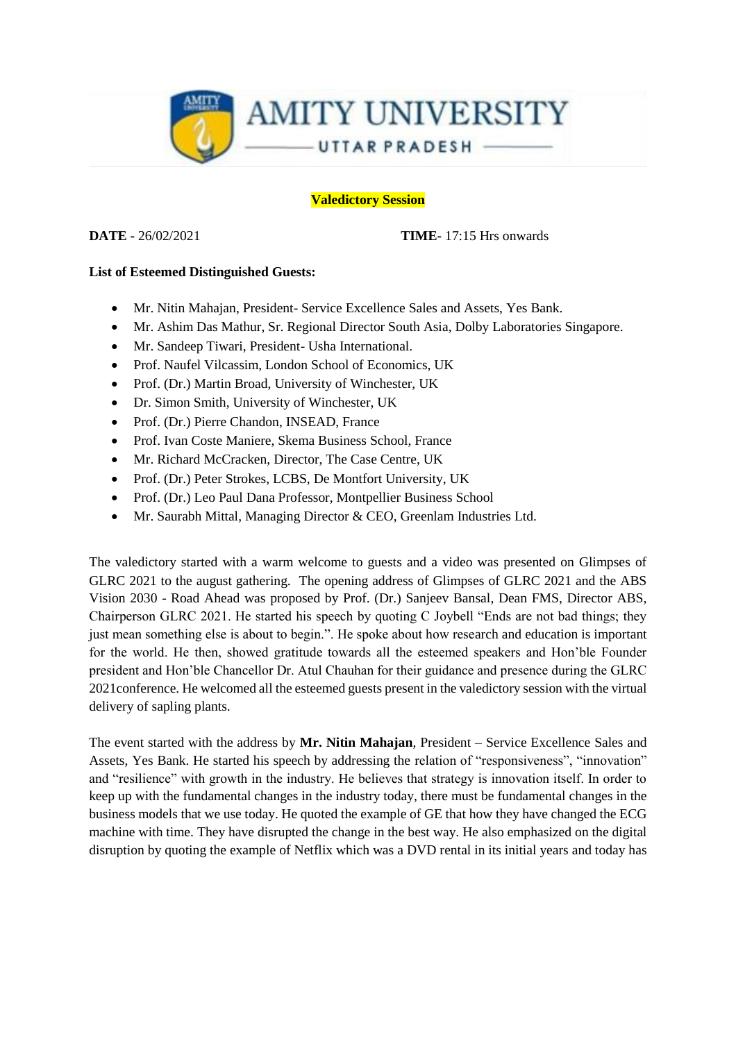AMITY UNIVERSITY
UTTAR PRADESH

**Valedictory Session**

**DATE -** 26/02/2021 **TIME-** 17:15 Hrs onwards

**List of Esteemed Distinguished Guests:**

- Mr. Nitin Mahajan, President- Service Excellence Sales and Assets, Yes Bank.
- Mr. Ashim Das Mathur, Sr. Regional Director South Asia, Dolby Laboratories Singapore.
- Mr. Sandeep Tiwari, President- Usha International.
- Prof. Naufel Vilcassim, London School of Economics, UK
- Prof. (Dr.) Martin Broad, University of Winchester, UK
- Dr. Simon Smith, University of Winchester, UK
- Prof. (Dr.) Pierre Chandon, INSEAD, France
- Prof. Ivan Coste Maniere, Skema Business School, France
- Mr. Richard McCracken, Director, The Case Centre, UK
- Prof. (Dr.) Peter Strokes, LCBS, De Montfort University, UK
- Prof. (Dr.) Leo Paul Dana Professor, Montpellier Business School
- Mr. Saurabh Mittal, Managing Director & CEO, Greenlam Industries Ltd.

The valedictory started with a warm welcome to guests and a video was presented on Glimpses of GLRC 2021 to the august gathering. The opening address of Glimpses of GLRC 2021 and the ABS Vision 2030 - Road Ahead was proposed by Prof. (Dr.) Sanjeev Bansal, Dean FMS, Director ABS, Chairperson GLRC 2021. He started his speech by quoting C Joybell "Ends are not bad things; they just mean something else is about to begin.". He spoke about how research and education is important for the world. He then, showed gratitude towards all the esteemed speakers and Hon'ble Founder president and Hon'ble Chancellor Dr. Atul Chauhan for their guidance and presence during the GLRC 2021conference. He welcomed all the esteemed guests present in the valedictory session with the virtual delivery of sapling plants.

The event started with the address by **Mr. Nitin Mahajan**, President – Service Excellence Sales and Assets, Yes Bank. He started his speech by addressing the relation of "responsiveness", "innovation" and "resilience" with growth in the industry. He believes that strategy is innovation itself. In order to keep up with the fundamental changes in the industry today, there must be fundamental changes in the business models that we use today. He quoted the example of GE that how they have changed the ECG machine with time. They have disrupted the change in the best way. He also emphasized on the digital disruption by quoting the example of Netflix which was a DVD rental in its initial years and today has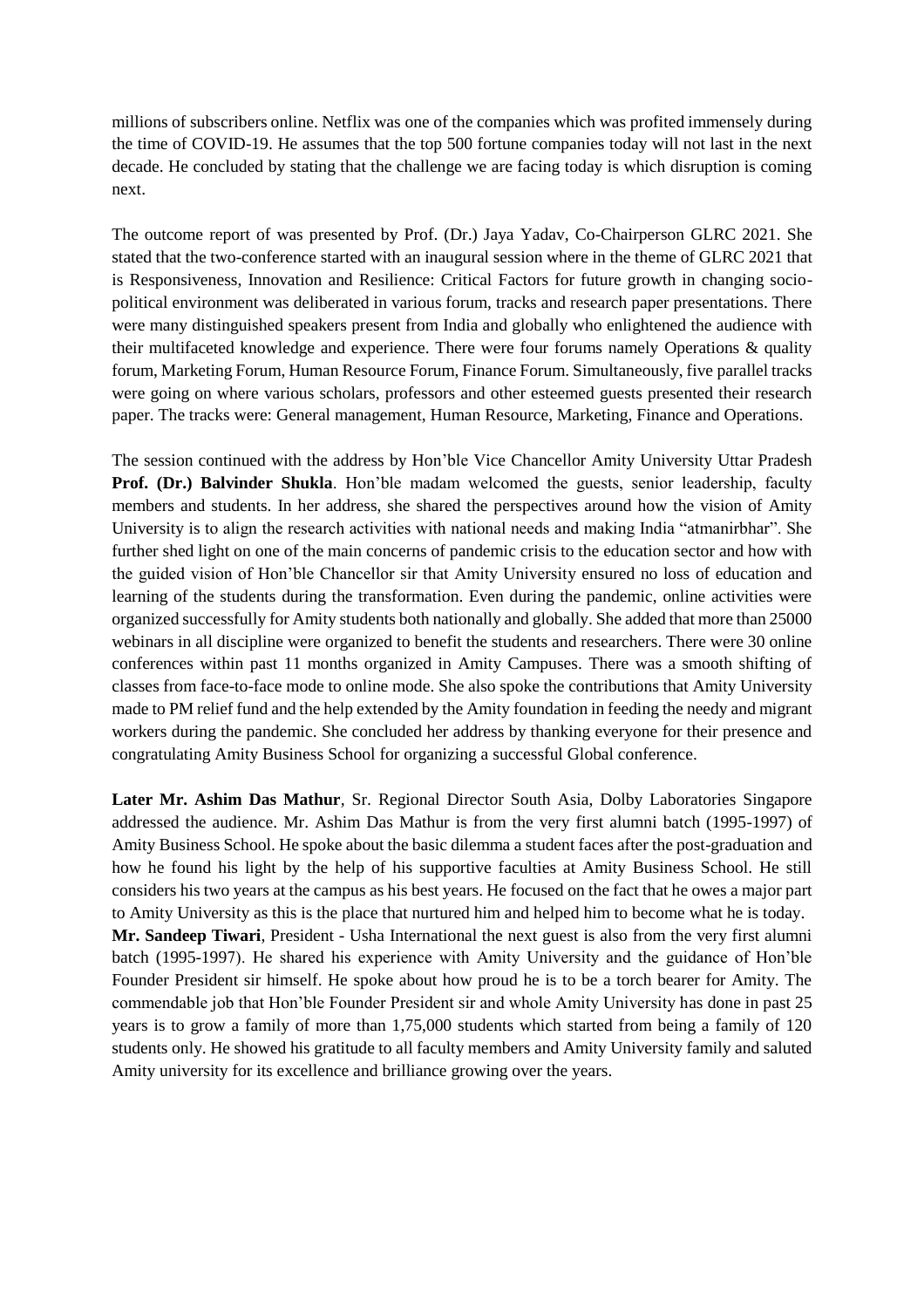millions of subscribers online. Netflix was one of the companies which was profited immensely during the time of COVID-19. He assumes that the top 500 fortune companies today will not last in the next decade. He concluded by stating that the challenge we are facing today is which disruption is coming next.

The outcome report of was presented by Prof. (Dr.) Jaya Yadav, Co-Chairperson GLRC 2021. She stated that the two-conference started with an inaugural session where in the theme of GLRC 2021 that is Responsiveness, Innovation and Resilience: Critical Factors for future growth in changing socio-political environment was deliberated in various forum, tracks and research paper presentations. There were many distinguished speakers present from India and globally who enlightened the audience with their multifaceted knowledge and experience. There were four forums namely Operations & quality forum, Marketing Forum, Human Resource Forum, Finance Forum. Simultaneously, five parallel tracks were going on where various scholars, professors and other esteemed guests presented their research paper. The tracks were: General management, Human Resource, Marketing, Finance and Operations.

The session continued with the address by Hon'ble Vice Chancellor Amity University Uttar Pradesh **Prof. (Dr.) Balvinder Shukla**. Hon'ble madam welcomed the guests, senior leadership, faculty members and students. In her address, she shared the perspectives around how the vision of Amity University is to align the research activities with national needs and making India "atmanirbhar". She further shed light on one of the main concerns of pandemic crisis to the education sector and how with the guided vision of Hon'ble Chancellor sir that Amity University ensured no loss of education and learning of the students during the transformation. Even during the pandemic, online activities were organized successfully for Amity students both nationally and globally. She added that more than 25000 webinars in all discipline were organized to benefit the students and researchers. There were 30 online conferences within past 11 months organized in Amity Campuses. There was a smooth shifting of classes from face-to-face mode to online mode. She also spoke the contributions that Amity University made to PM relief fund and the help extended by the Amity foundation in feeding the needy and migrant workers during the pandemic. She concluded her address by thanking everyone for their presence and congratulating Amity Business School for organizing a successful Global conference.

**Later Mr. Ashim Das Mathur**, Sr. Regional Director South Asia, Dolby Laboratories Singapore addressed the audience. Mr. Ashim Das Mathur is from the very first alumni batch (1995-1997) of Amity Business School. He spoke about the basic dilemma a student faces after the post-graduation and how he found his light by the help of his supportive faculties at Amity Business School. He still considers his two years at the campus as his best years. He focused on the fact that he owes a major part to Amity University as this is the place that nurtured him and helped him to become what he is today.

**Mr. Sandeep Tiwari**, President - Usha International the next guest is also from the very first alumni batch (1995-1997). He shared his experience with Amity University and the guidance of Hon'ble Founder President sir himself. He spoke about how proud he is to be a torch bearer for Amity. The commendable job that Hon'ble Founder President sir and whole Amity University has done in past 25 years is to grow a family of more than 1,75,000 students which started from being a family of 120 students only. He showed his gratitude to all faculty members and Amity University family and saluted Amity university for its excellence and brilliance growing over the years.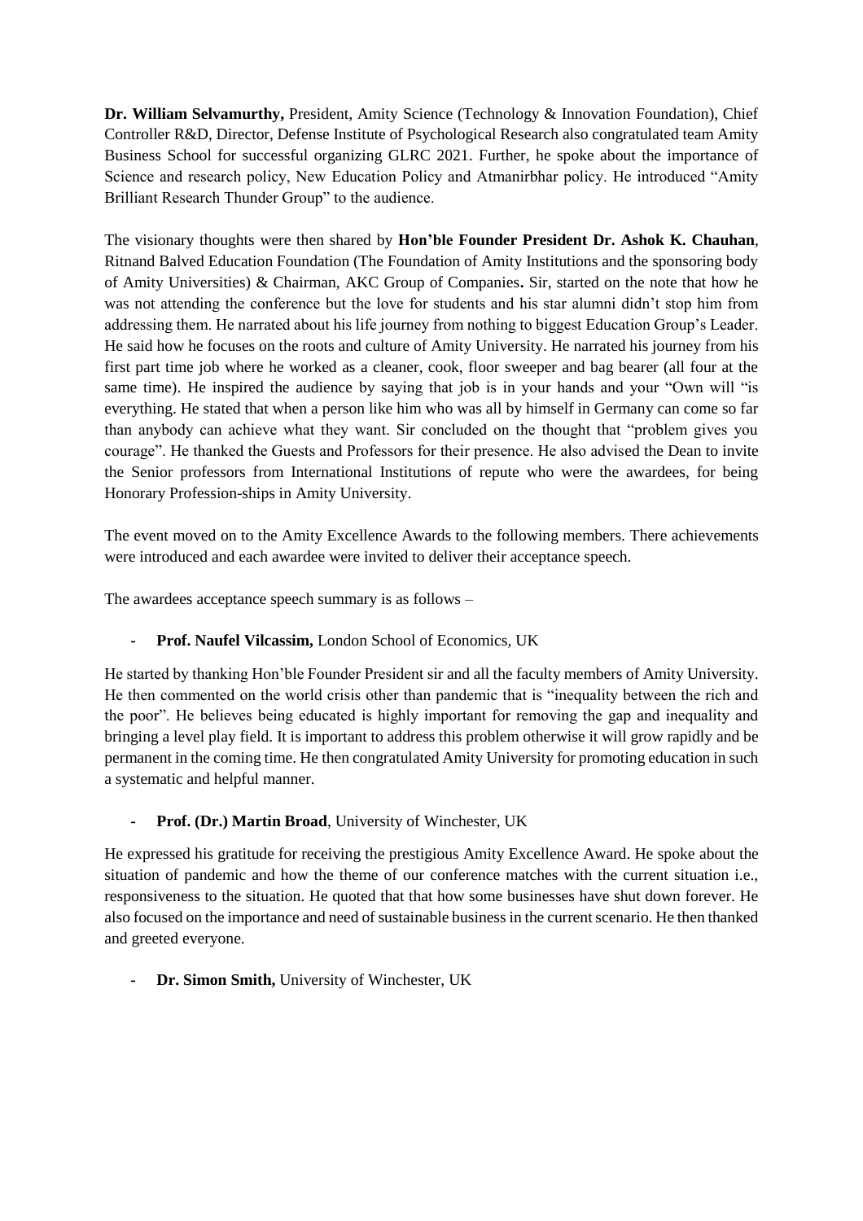**Dr. William Selvamurthy,** President, Amity Science (Technology & Innovation Foundation), Chief Controller R&D, Director, Defense Institute of Psychological Research also congratulated team Amity Business School for successful organizing GLRC 2021. Further, he spoke about the importance of Science and research policy, New Education Policy and Atmanirbhar policy. He introduced "Amity Brilliant Research Thunder Group" to the audience.

The visionary thoughts were then shared by **Hon'ble Founder President Dr. Ashok K. Chauhan**, Ritnand Balved Education Foundation (The Foundation of Amity Institutions and the sponsoring body of Amity Universities) & Chairman, AKC Group of Companies**.** Sir, started on the note that how he was not attending the conference but the love for students and his star alumni didn't stop him from addressing them. He narrated about his life journey from nothing to biggest Education Group's Leader. He said how he focuses on the roots and culture of Amity University. He narrated his journey from his first part time job where he worked as a cleaner, cook, floor sweeper and bag bearer (all four at the same time). He inspired the audience by saying that job is in your hands and your "Own will "is everything. He stated that when a person like him who was all by himself in Germany can come so far than anybody can achieve what they want. Sir concluded on the thought that "problem gives you courage". He thanked the Guests and Professors for their presence. He also advised the Dean to invite the Senior professors from International Institutions of repute who were the awardees, for being Honorary Profession-ships in Amity University.

The event moved on to the Amity Excellence Awards to the following members. There achievements were introduced and each awardee were invited to deliver their acceptance speech.

The awardees acceptance speech summary is as follows –

- **Prof. Naufel Vilcassim,** London School of Economics, UK

He started by thanking Hon'ble Founder President sir and all the faculty members of Amity University. He then commented on the world crisis other than pandemic that is "inequality between the rich and the poor". He believes being educated is highly important for removing the gap and inequality and bringing a level play field. It is important to address this problem otherwise it will grow rapidly and be permanent in the coming time. He then congratulated Amity University for promoting education in such a systematic and helpful manner.

- **Prof. (Dr.) Martin Broad**, University of Winchester, UK

He expressed his gratitude for receiving the prestigious Amity Excellence Award. He spoke about the situation of pandemic and how the theme of our conference matches with the current situation i.e., responsiveness to the situation. He quoted that that how some businesses have shut down forever. He also focused on the importance and need of sustainable business in the current scenario. He then thanked and greeted everyone.

- **Dr. Simon Smith,** University of Winchester, UK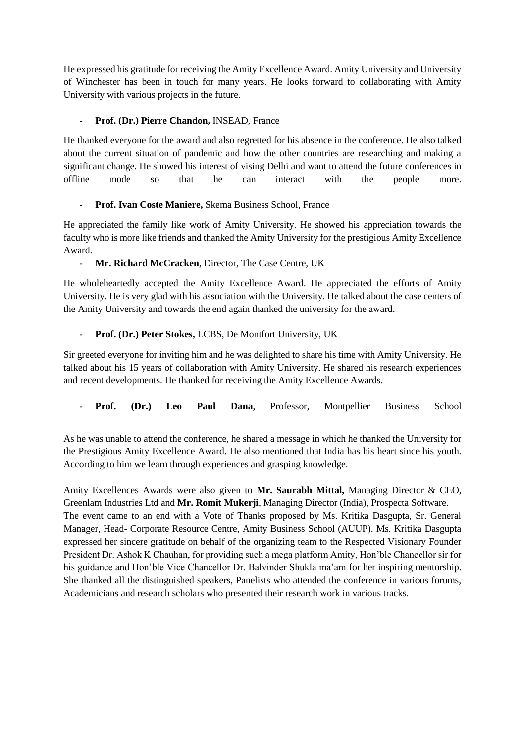He expressed his gratitude for receiving the Amity Excellence Award. Amity University and University of Winchester has been in touch for many years. He looks forward to collaborating with Amity University with various projects in the future.

- **Prof. (Dr.) Pierre Chandon,** INSEAD, France

He thanked everyone for the award and also regretted for his absence in the conference. He also talked about the current situation of pandemic and how the other countries are researching and making a significant change. He showed his interest of vising Delhi and want to attend the future conferences in offline mode so that he can interact with the people more.

- **Prof. Ivan Coste Maniere,** Skema Business School, France

He appreciated the family like work of Amity University. He showed his appreciation towards the faculty who is more like friends and thanked the Amity University for the prestigious Amity Excellence Award.

- **Mr. Richard McCracken**, Director, The Case Centre, UK

He wholeheartedly accepted the Amity Excellence Award. He appreciated the efforts of Amity University. He is very glad with his association with the University. He talked about the case centers of the Amity University and towards the end again thanked the university for the award.

- **Prof. (Dr.) Peter Stokes,** LCBS, De Montfort University, UK

Sir greeted everyone for inviting him and he was delighted to share his time with Amity University. He talked about his 15 years of collaboration with Amity University. He shared his research experiences and recent developments. He thanked for receiving the Amity Excellence Awards.

- **Prof. (Dr.) Leo Paul Dana**, Professor, Montpellier Business School

As he was unable to attend the conference, he shared a message in which he thanked the University for the Prestigious Amity Excellence Award. He also mentioned that India has his heart since his youth. According to him we learn through experiences and grasping knowledge.

Amity Excellences Awards were also given to **Mr. Saurabh Mittal,** Managing Director & CEO, Greenlam Industries Ltd and **Mr. Romit Mukerji**, Managing Director (India), Prospecta Software.

The event came to an end with a Vote of Thanks proposed by Ms. Kritika Dasgupta, Sr. General Manager, Head- Corporate Resource Centre, Amity Business School (AUUP). Ms. Kritika Dasgupta expressed her sincere gratitude on behalf of the organizing team to the Respected Visionary Founder President Dr. Ashok K Chauhan, for providing such a mega platform Amity, Hon'ble Chancellor sir for his guidance and Hon'ble Vice Chancellor Dr. Balvinder Shukla ma'am for her inspiring mentorship. She thanked all the distinguished speakers, Panelists who attended the conference in various forums, Academicians and research scholars who presented their research work in various tracks.